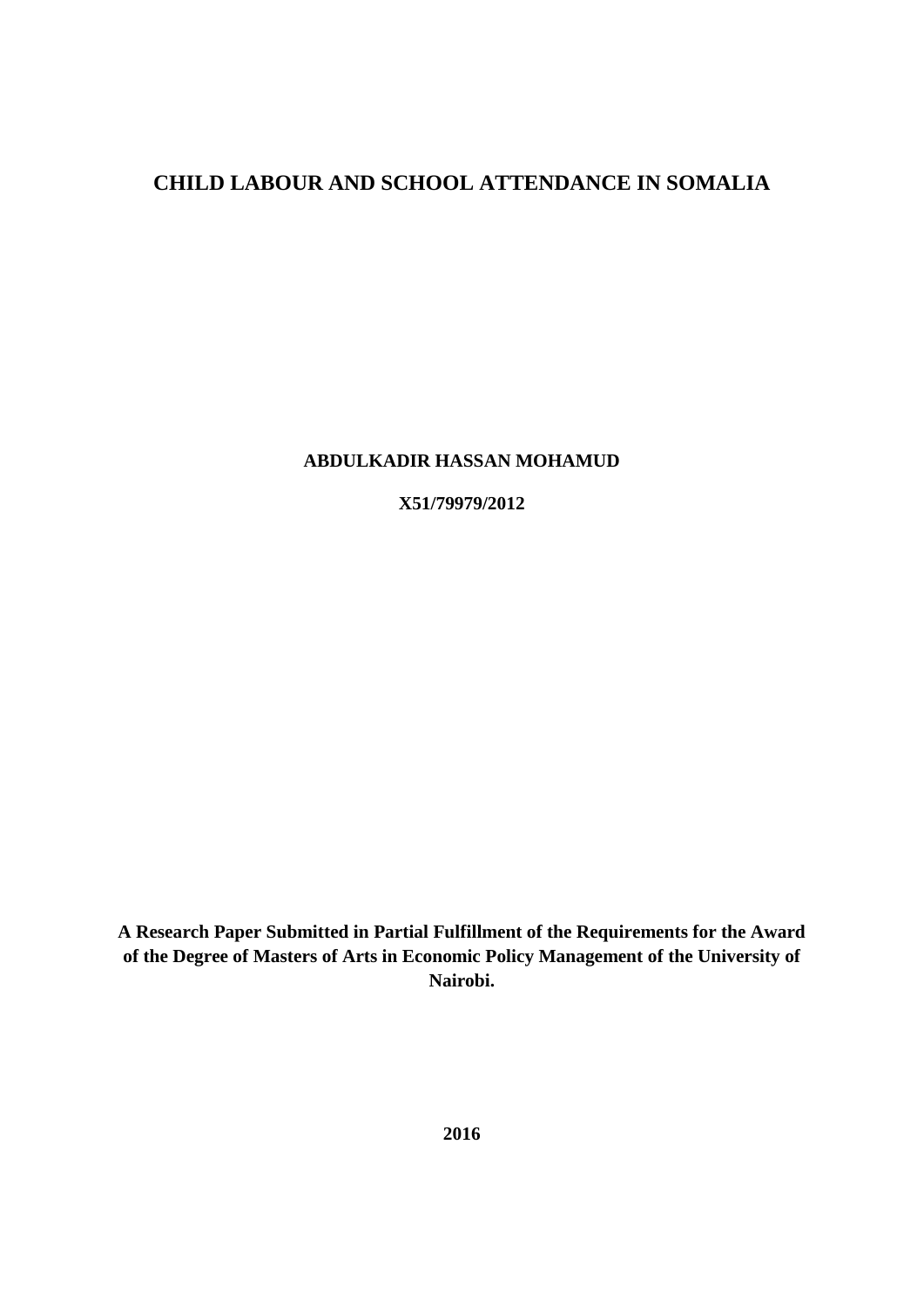# CHILD LABOUR AND SCHOOL ATTENDANCE IN SOMALIA

**ABDULKADIR HASSAN MOHAMUD**

**X51/79979/2012**

**A Research Paper Submitted in Partial Fulfillment of the Requirements for the Award of the Degree of Masters of Arts in Economic Policy Management of the University of Nairobi.**

**2016**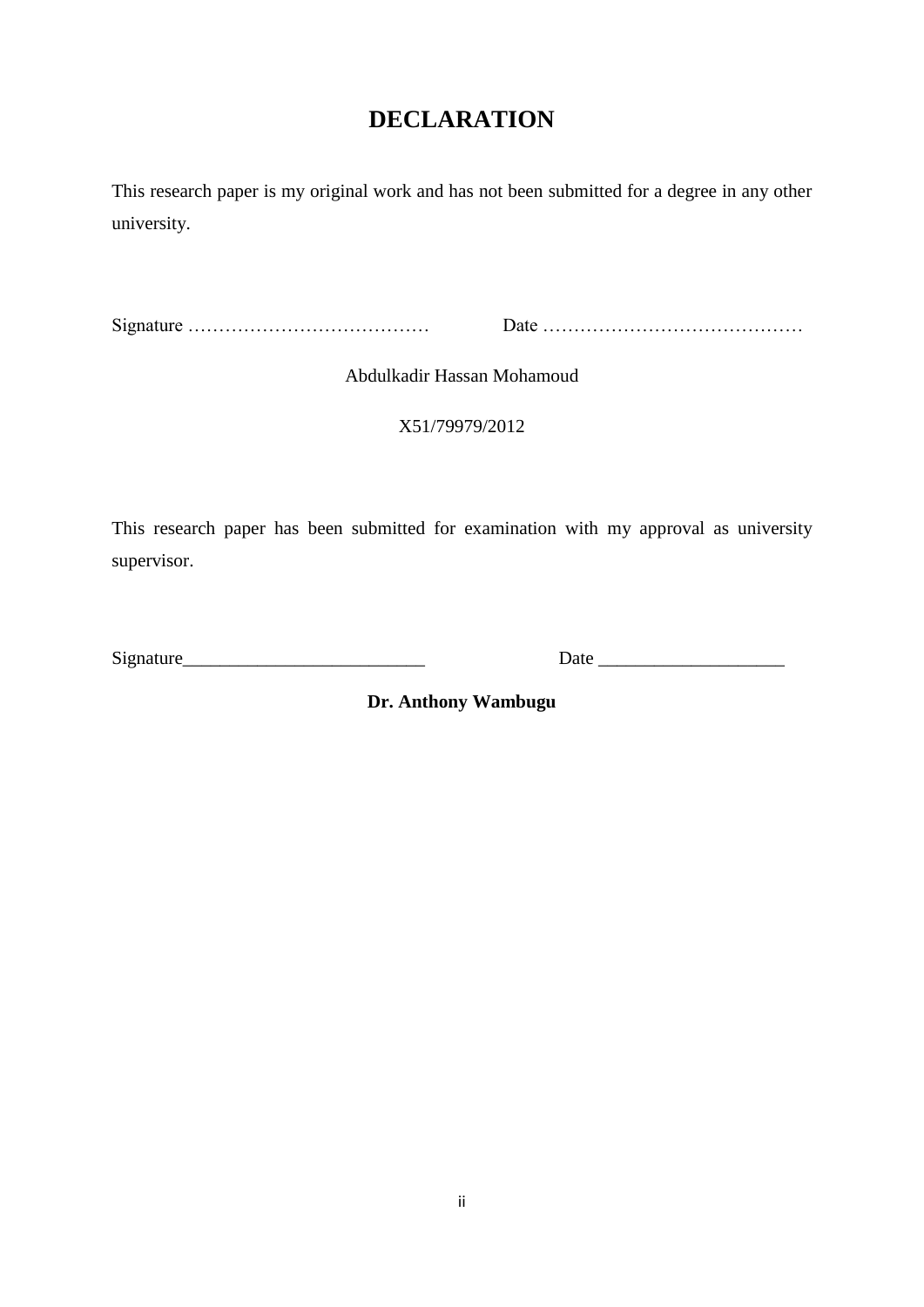# DECLARATION

This research paper is my original work and has not been submitted for a degree in any other university.

Signature ………………………………… Date ……………………………………

Abdulkadir Hassan Mohamoud

X51/79979/2012

This research paper has been submitted for examination with my approval as university supervisor.

Signature__________________________ Date ___________________

**Dr. Anthony Wambugu**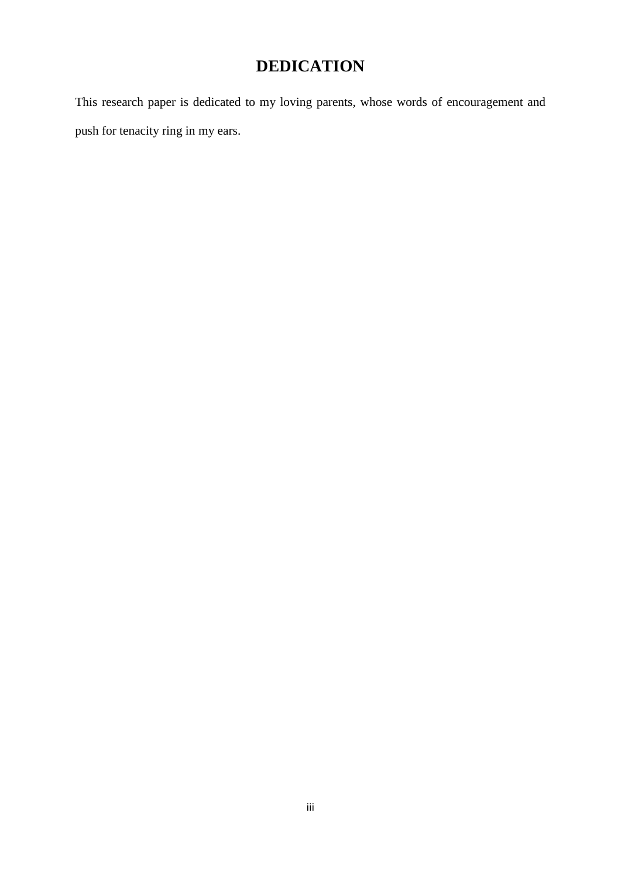# DEDICATION

This research paper is dedicated to my loving parents, whose words of encouragement and push for tenacity ring in my ears.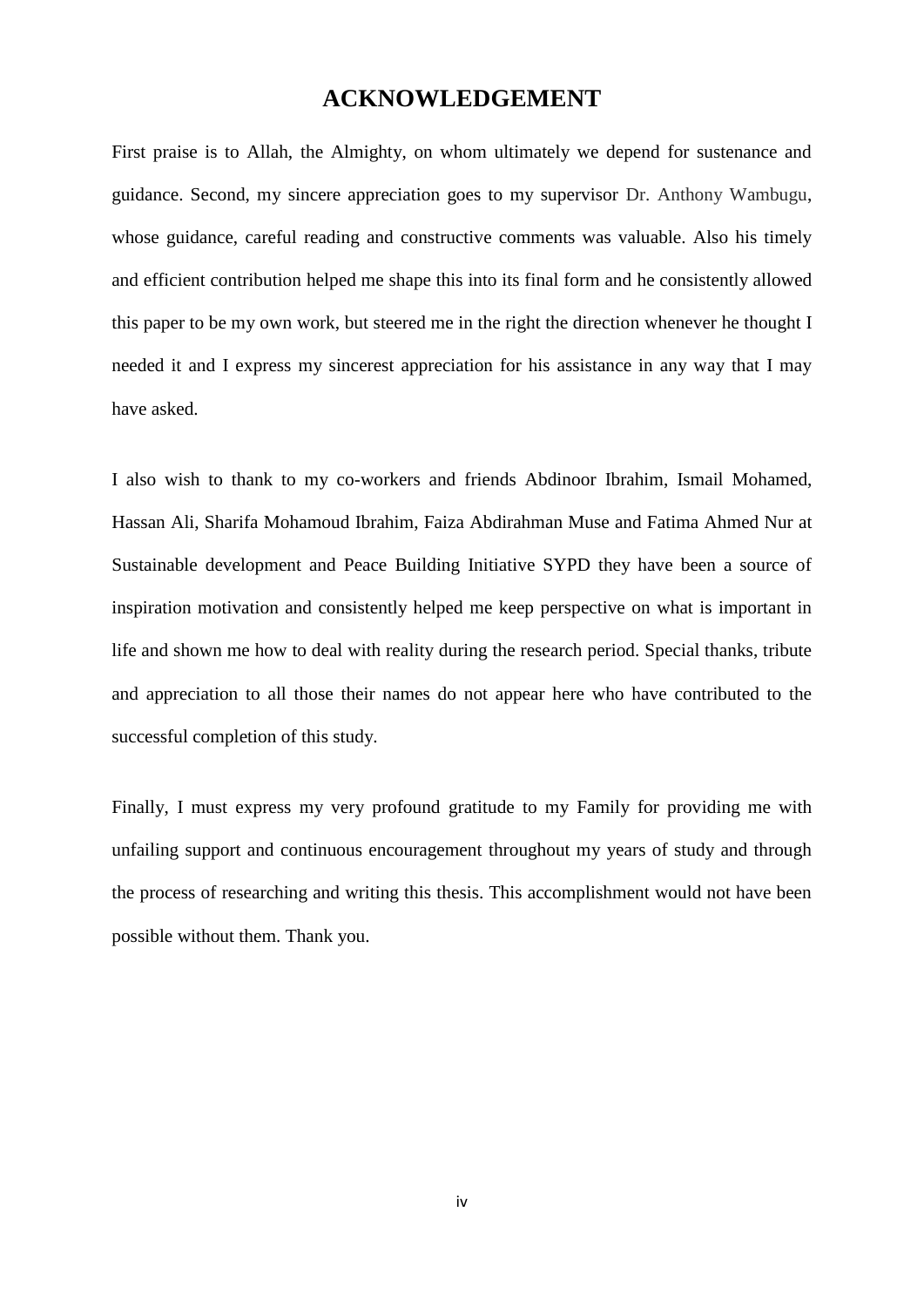# ACKNOWLEDGEMENT

First praise is to Allah, the Almighty, on whom ultimately we depend for sustenance and guidance. Second, my sincere appreciation goes to my supervisor Dr. Anthony Wambugu, whose guidance, careful reading and constructive comments was valuable. Also his timely and efficient contribution helped me shape this into its final form and he consistently allowed this paper to be my own work, but steered me in the right the direction whenever he thought I needed it and I express my sincerest appreciation for his assistance in any way that I may have asked.

I also wish to thank to my co-workers and friends Abdinoor Ibrahim, Ismail Mohamed, Hassan Ali, Sharifa Mohamoud Ibrahim, Faiza Abdirahman Muse and Fatima Ahmed Nur at Sustainable development and Peace Building Initiative SYPD they have been a source of inspiration motivation and consistently helped me keep perspective on what is important in life and shown me how to deal with reality during the research period. Special thanks, tribute and appreciation to all those their names do not appear here who have contributed to the successful completion of this study.

Finally, I must express my very profound gratitude to my Family for providing me with unfailing support and continuous encouragement throughout my years of study and through the process of researching and writing this thesis. This accomplishment would not have been possible without them. Thank you.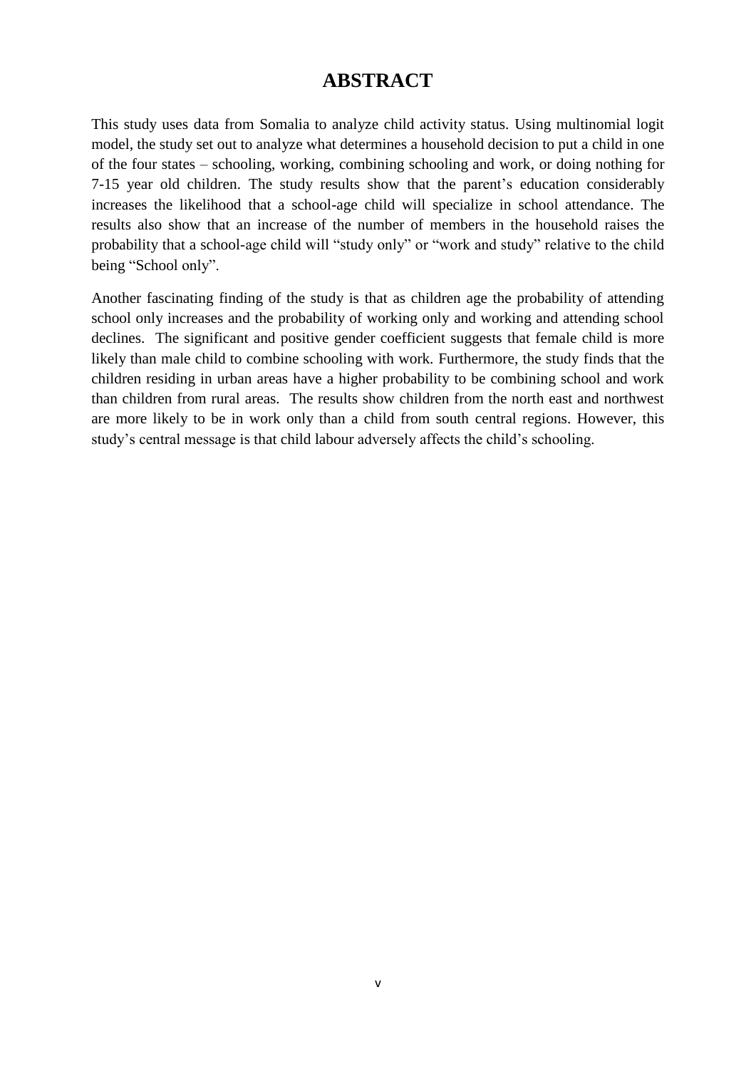# ABSTRACT

This study uses data from Somalia to analyze child activity status. Using multinomial logit model, the study set out to analyze what determines a household decision to put a child in one of the four states – schooling, working, combining schooling and work, or doing nothing for 7-15 year old children. The study results show that the parent's education considerably increases the likelihood that a school-age child will specialize in school attendance. The results also show that an increase of the number of members in the household raises the probability that a school-age child will "study only" or "work and study" relative to the child being "School only".

Another fascinating finding of the study is that as children age the probability of attending school only increases and the probability of working only and working and attending school declines. The significant and positive gender coefficient suggests that female child is more likely than male child to combine schooling with work. Furthermore, the study finds that the children residing in urban areas have a higher probability to be combining school and work than children from rural areas. The results show children from the north east and northwest are more likely to be in work only than a child from south central regions. However, this study's central message is that child labour adversely affects the child's schooling.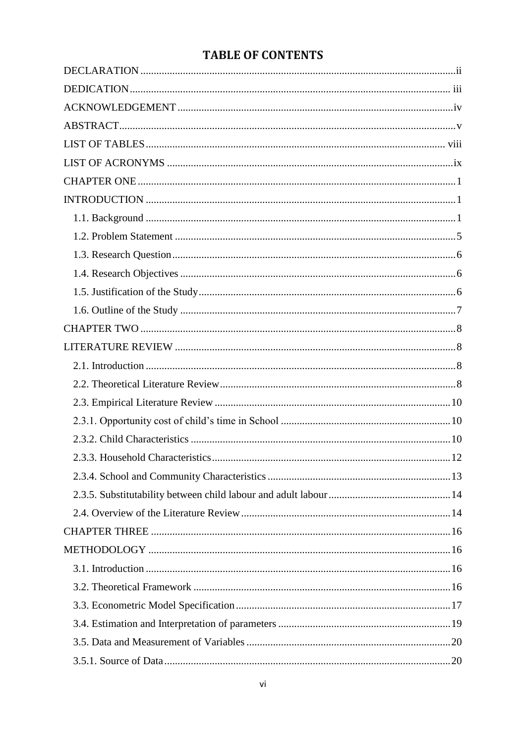# TABLE OF CONTENTS

DECLARATION .....ii

DEDICATION ..... iii

ACKNOWLEDGEMENT .....iv

ABSTRACT .....v

LIST OF TABLES ..... viii

LIST OF ACRONYMS .....ix

CHAPTER ONE .....1

INTRODUCTION .....1

- 1.1. Background .....1
- 1.2. Problem Statement .....5
- 1.3. Research Question .....6
- 1.4. Research Objectives .....6
- 1.5. Justification of the Study .....6
- 1.6. Outline of the Study .....7

CHAPTER TWO .....8

LITERATURE REVIEW .....8

- 2.1. Introduction .....8
- 2.2. Theoretical Literature Review .....8
- 2.3. Empirical Literature Review .....10
- 2.3.1. Opportunity cost of child's time in School .....10
- 2.3.2. Child Characteristics .....10
- 2.3.3. Household Characteristics .....12
- 2.3.4. School and Community Characteristics .....13
- 2.3.5. Substitutability between child labour and adult labour .....14
- 2.4. Overview of the Literature Review .....14

CHAPTER THREE .....16

METHODOLOGY .....16

- 3.1. Introduction .....16
- 3.2. Theoretical Framework .....16
- 3.3. Econometric Model Specification .....17
- 3.4. Estimation and Interpretation of parameters .....19
- 3.5. Data and Measurement of Variables .....20
- 3.5.1. Source of Data .....20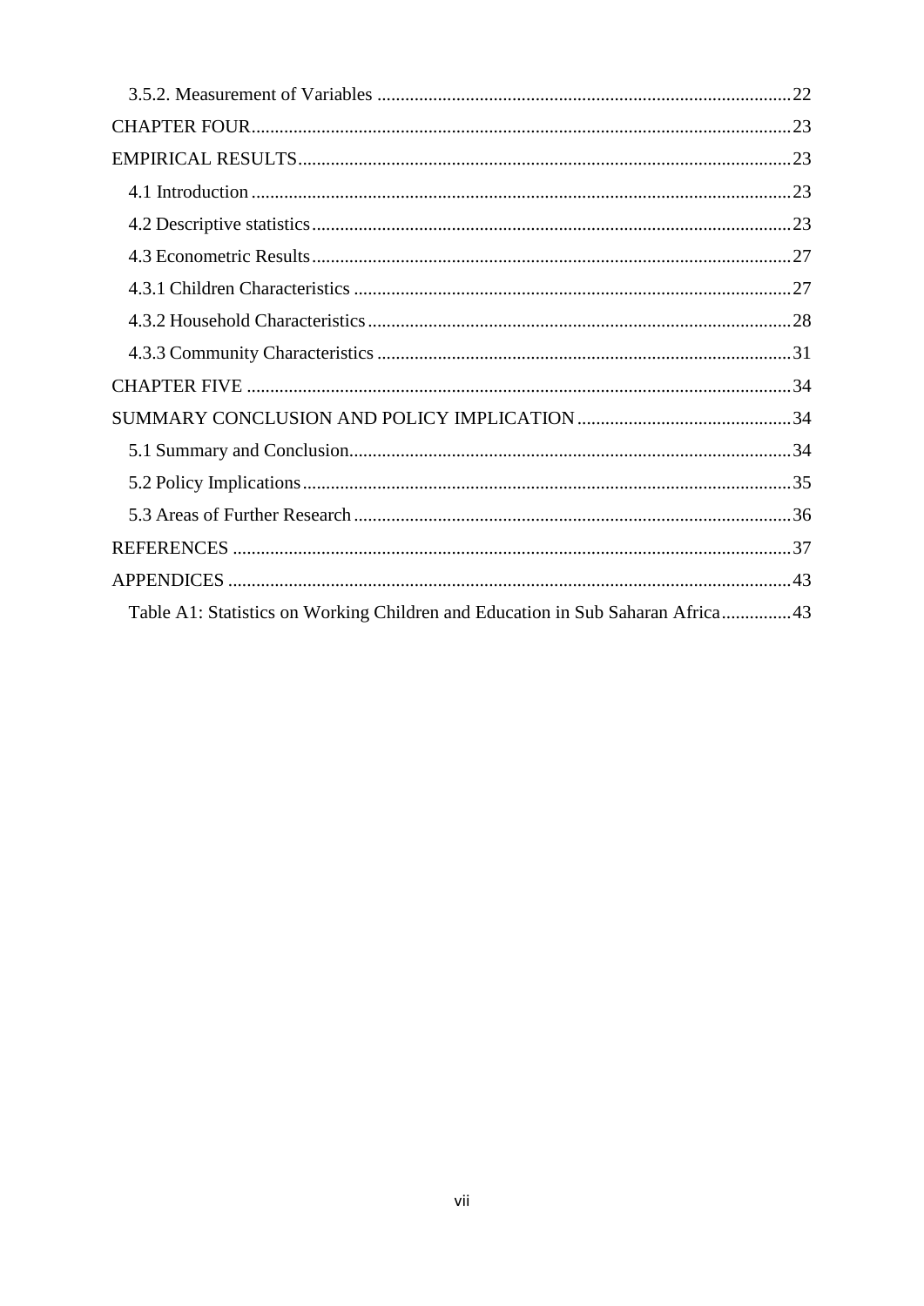3.5.2. Measurement of Variables ........................................................................................22

CHAPTER FOUR....................................................................................................................23

EMPIRICAL RESULTS.........................................................................................................23

4.1 Introduction ....................................................................................................................23

4.2 Descriptive statistics.......................................................................................................23

4.3 Econometric Results.......................................................................................................27

4.3.1 Children Characteristics ..............................................................................................27

4.3.2 Household Characteristics...........................................................................................28

4.3.3 Community Characteristics .........................................................................................31

CHAPTER FIVE .....................................................................................................................34

SUMMARY CONCLUSION AND POLICY IMPLICATION..............................................34

5.1 Summary and Conclusion...............................................................................................34

5.2 Policy Implications.........................................................................................................35

5.3 Areas of Further Research ..............................................................................................36

REFERENCES ........................................................................................................................37

APPENDICES .........................................................................................................................43

Table A1: Statistics on Working Children and Education in Sub Saharan Africa...............43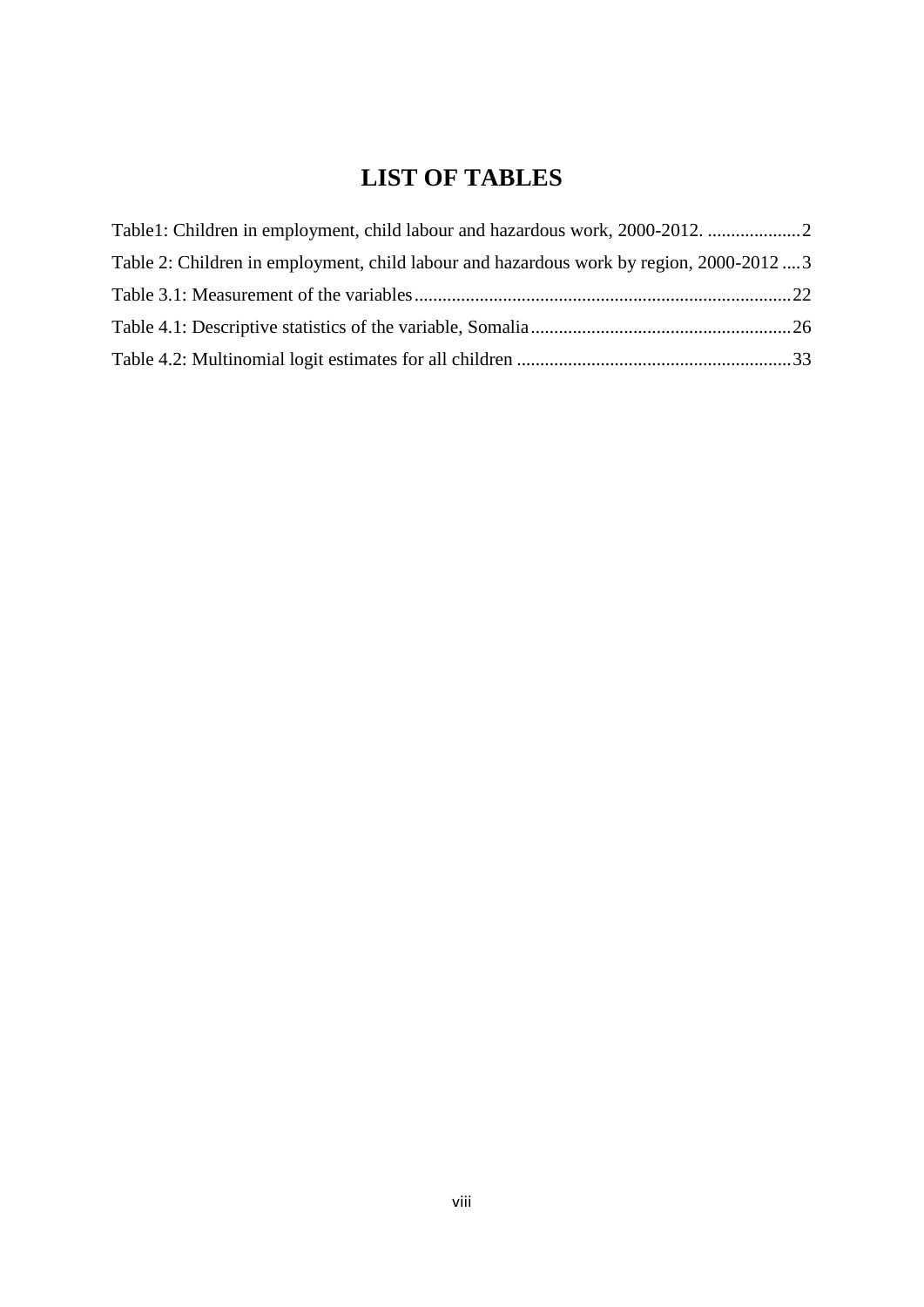# LIST OF TABLES

Table1: Children in employment, child labour and hazardous work, 2000-2012. .................... 2

Table 2: Children in employment, child labour and hazardous work by region, 2000-2012 .... 3

Table 3.1: Measurement of the variables ................................................................................ 22

Table 4.1: Descriptive statistics of the variable, Somalia ........................................................ 26

Table 4.2: Multinomial logit estimates for all children ........................................................... 33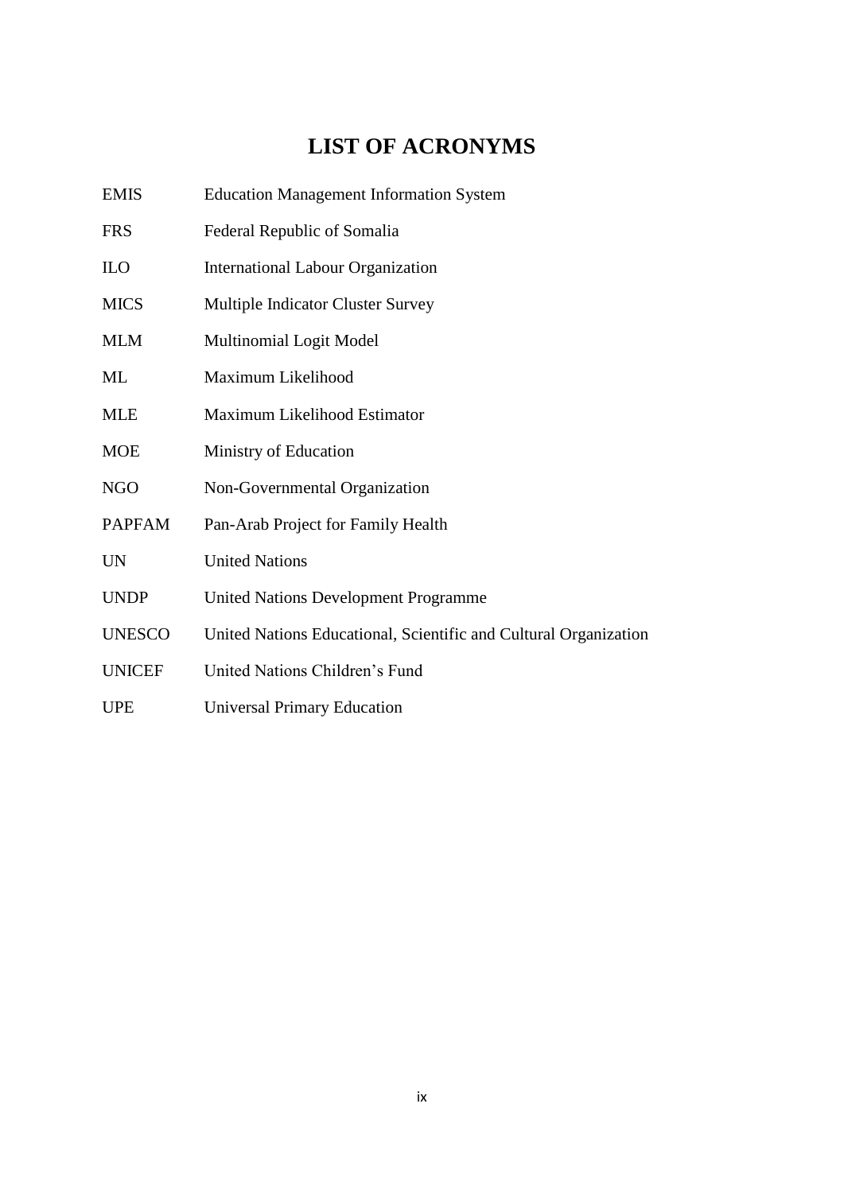# LIST OF ACRONYMS

| | |
|---|---|
| EMIS | Education Management Information System |
| FRS | Federal Republic of Somalia |
| ILO | International Labour Organization |
| MICS | Multiple Indicator Cluster Survey |
| MLM | Multinomial Logit Model |
| ML | Maximum Likelihood |
| MLE | Maximum Likelihood Estimator |
| MOE | Ministry of Education |
| NGO | Non-Governmental Organization |
| PAPFAM | Pan-Arab Project for Family Health |
| UN | United Nations |
| UNDP | United Nations Development Programme |
| UNESCO | United Nations Educational, Scientific and Cultural Organization |
| UNICEF | United Nations Children's Fund |
| UPE | Universal Primary Education |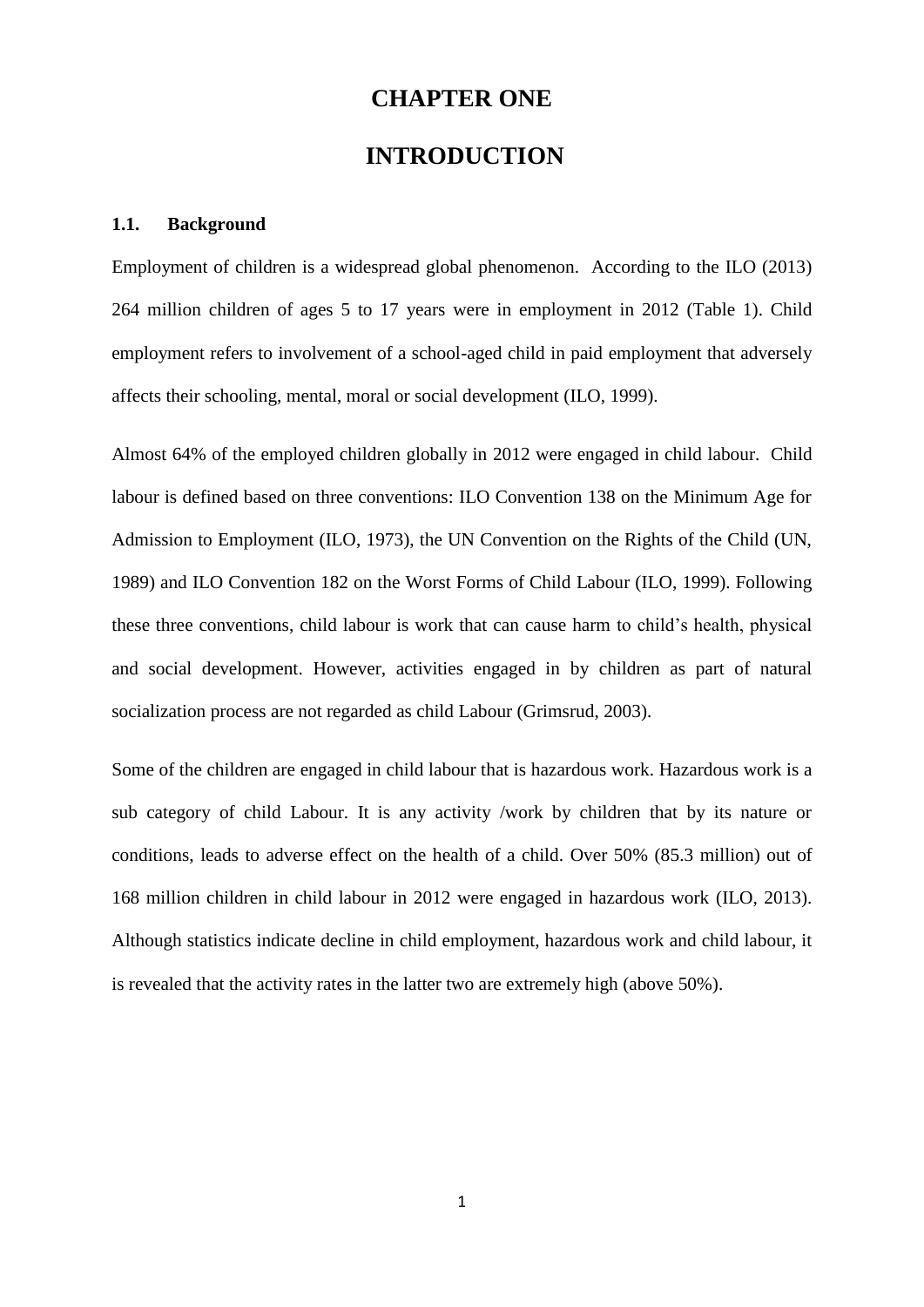# CHAPTER ONE

# INTRODUCTION

## 1.1. Background

Employment of children is a widespread global phenomenon. According to the ILO (2013) 264 million children of ages 5 to 17 years were in employment in 2012 (Table 1). Child employment refers to involvement of a school-aged child in paid employment that adversely affects their schooling, mental, moral or social development (ILO, 1999).

Almost 64% of the employed children globally in 2012 were engaged in child labour. Child labour is defined based on three conventions: ILO Convention 138 on the Minimum Age for Admission to Employment (ILO, 1973), the UN Convention on the Rights of the Child (UN, 1989) and ILO Convention 182 on the Worst Forms of Child Labour (ILO, 1999). Following these three conventions, child labour is work that can cause harm to child's health, physical and social development. However, activities engaged in by children as part of natural socialization process are not regarded as child Labour (Grimsrud, 2003).

Some of the children are engaged in child labour that is hazardous work. Hazardous work is a sub category of child Labour. It is any activity /work by children that by its nature or conditions, leads to adverse effect on the health of a child. Over 50% (85.3 million) out of 168 million children in child labour in 2012 were engaged in hazardous work (ILO, 2013). Although statistics indicate decline in child employment, hazardous work and child labour, it is revealed that the activity rates in the latter two are extremely high (above 50%).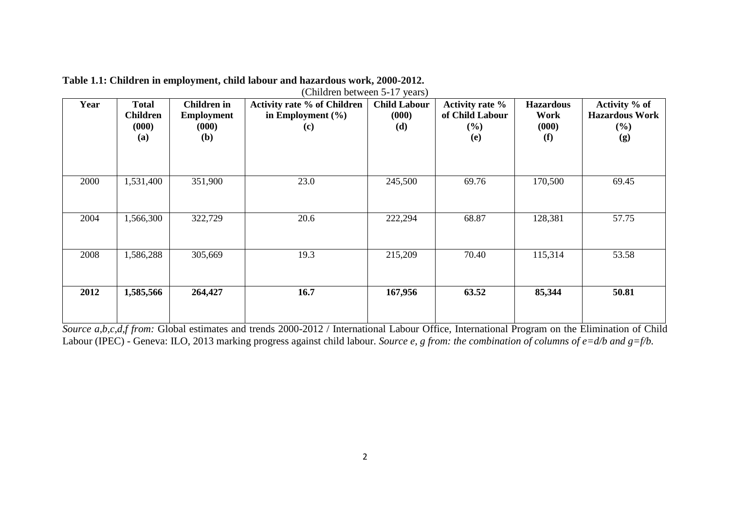**Table 1.1: Children in employment, child labour and hazardous work, 2000-2012.**

(Children between 5-17 years)

| Year | Total Children (000) (a) | Children in Employment (000) (b) | Activity rate % of Children in Employment (%) (c) | Child Labour (000) (d) | Activity rate % of Child Labour (%) (e) | Hazardous Work (000) (f) | Activity % of Hazardous Work (%) (g) |
|---|---|---|---|---|---|---|---|
| 2000 | 1,531,400 | 351,900 | 23.0 | 245,500 | 69.76 | 170,500 | 69.45 |
| 2004 | 1,566,300 | 322,729 | 20.6 | 222,294 | 68.87 | 128,381 | 57.75 |
| 2008 | 1,586,288 | 305,669 | 19.3 | 215,209 | 70.40 | 115,314 | 53.58 |
| **2012** | **1,585,566** | **264,427** | **16.7** | **167,956** | **63.52** | **85,344** | **50.81** |

*Source a,b,c,d,f from:* Global estimates and trends 2000-2012 / International Labour Office, International Program on the Elimination of Child Labour (IPEC) - Geneva: ILO, 2013 marking progress against child labour. *Source e, g from: the combination of columns of e=d/b and g=f/b.*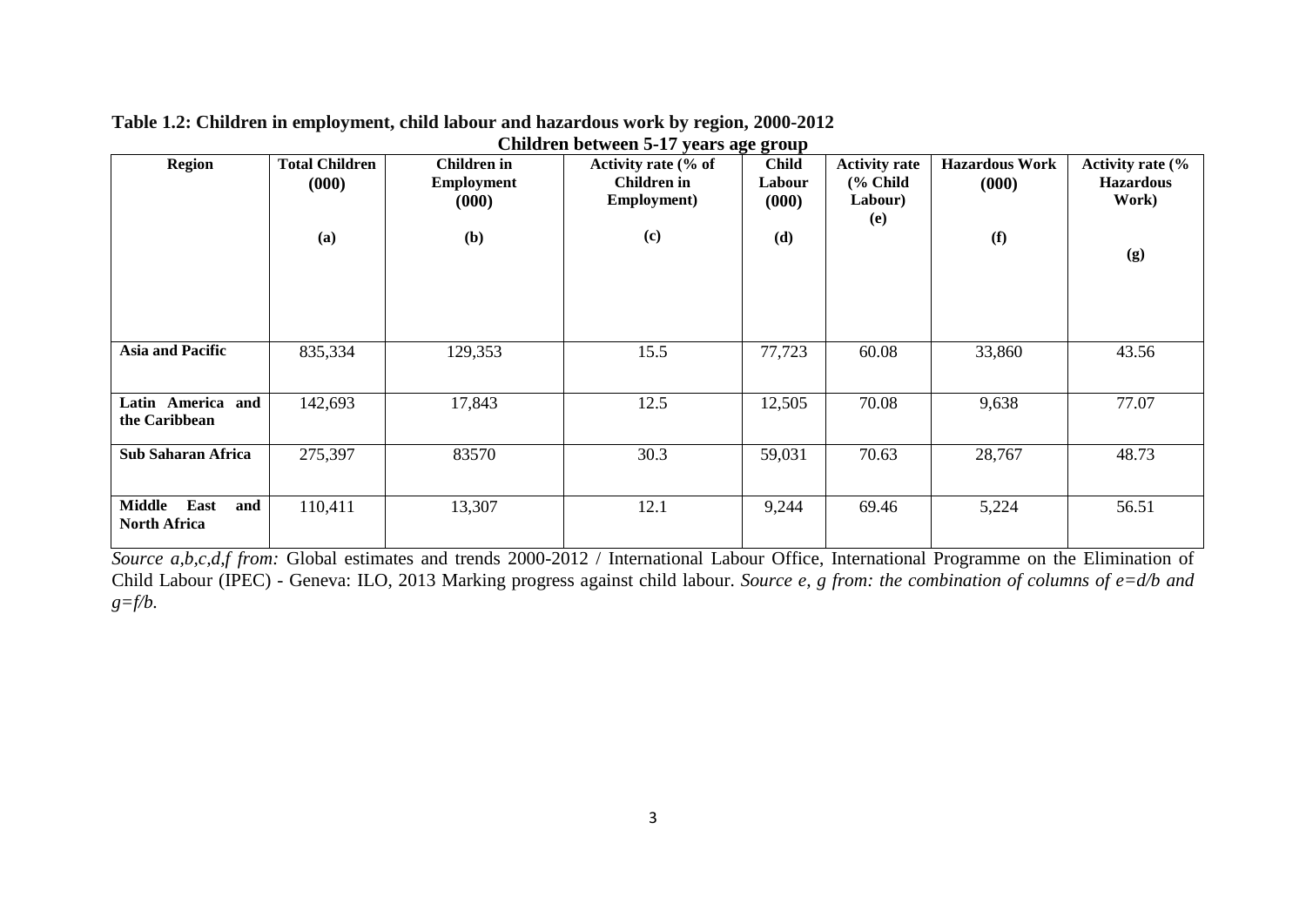**Table 1.2: Children in employment, child labour and hazardous work by region, 2000-2012**

**Children between 5-17 years age group**

| Region | Total Children (000) (a) | Children in Employment (000) (b) | Activity rate (% of Children in Employment) (c) | Child Labour (000) (d) | Activity rate (% Child Labour) (e) | Hazardous Work (000) (f) | Activity rate (% Hazardous Work) (g) |
|---|---|---|---|---|---|---|---|
| **Asia and Pacific** | 835,334 | 129,353 | 15.5 | 77,723 | 60.08 | 33,860 | 43.56 |
| **Latin America and the Caribbean** | 142,693 | 17,843 | 12.5 | 12,505 | 70.08 | 9,638 | 77.07 |
| **Sub Saharan Africa** | 275,397 | 83570 | 30.3 | 59,031 | 70.63 | 28,767 | 48.73 |
| **Middle East and North Africa** | 110,411 | 13,307 | 12.1 | 9,244 | 69.46 | 5,224 | 56.51 |

*Source a,b,c,d,f from:* Global estimates and trends 2000-2012 / International Labour Office, International Programme on the Elimination of Child Labour (IPEC) - Geneva: ILO, 2013 Marking progress against child labour. *Source e, g from: the combination of columns of e=d/b and g=f/b.*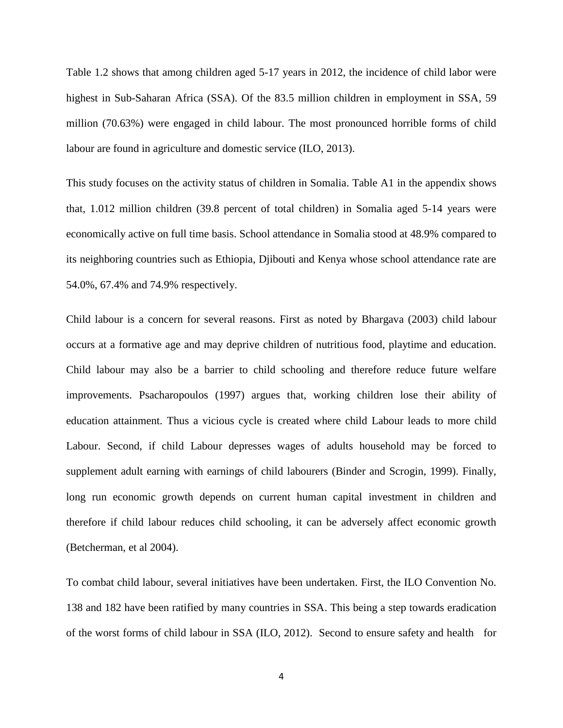Table 1.2 shows that among children aged 5-17 years in 2012, the incidence of child labor were highest in Sub-Saharan Africa (SSA). Of the 83.5 million children in employment in SSA, 59 million (70.63%) were engaged in child labour. The most pronounced horrible forms of child labour are found in agriculture and domestic service (ILO, 2013).

This study focuses on the activity status of children in Somalia. Table A1 in the appendix shows that, 1.012 million children (39.8 percent of total children) in Somalia aged 5-14 years were economically active on full time basis. School attendance in Somalia stood at 48.9% compared to its neighboring countries such as Ethiopia, Djibouti and Kenya whose school attendance rate are 54.0%, 67.4% and 74.9% respectively.

Child labour is a concern for several reasons. First as noted by Bhargava (2003) child labour occurs at a formative age and may deprive children of nutritious food, playtime and education. Child labour may also be a barrier to child schooling and therefore reduce future welfare improvements. Psacharopoulos (1997) argues that, working children lose their ability of education attainment. Thus a vicious cycle is created where child Labour leads to more child Labour. Second, if child Labour depresses wages of adults household may be forced to supplement adult earning with earnings of child labourers (Binder and Scrogin, 1999). Finally, long run economic growth depends on current human capital investment in children and therefore if child labour reduces child schooling, it can be adversely affect economic growth (Betcherman, et al 2004).

To combat child labour, several initiatives have been undertaken. First, the ILO Convention No. 138 and 182 have been ratified by many countries in SSA. This being a step towards eradication of the worst forms of child labour in SSA (ILO, 2012). Second to ensure safety and health for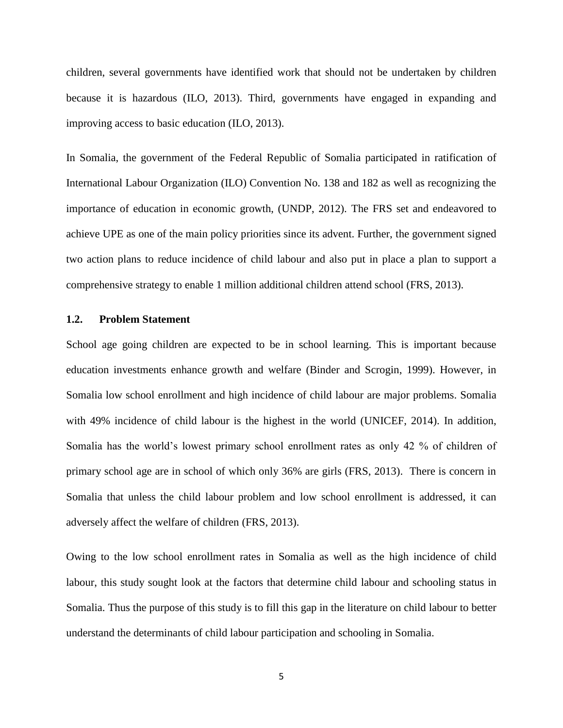children, several governments have identified work that should not be undertaken by children because it is hazardous (ILO, 2013). Third, governments have engaged in expanding and improving access to basic education (ILO, 2013).

In Somalia, the government of the Federal Republic of Somalia participated in ratification of International Labour Organization (ILO) Convention No. 138 and 182 as well as recognizing the importance of education in economic growth, (UNDP, 2012). The FRS set and endeavored to achieve UPE as one of the main policy priorities since its advent. Further, the government signed two action plans to reduce incidence of child labour and also put in place a plan to support a comprehensive strategy to enable 1 million additional children attend school (FRS, 2013).

## 1.2. Problem Statement

School age going children are expected to be in school learning. This is important because education investments enhance growth and welfare (Binder and Scrogin, 1999). However, in Somalia low school enrollment and high incidence of child labour are major problems. Somalia with 49% incidence of child labour is the highest in the world (UNICEF, 2014). In addition, Somalia has the world's lowest primary school enrollment rates as only 42 % of children of primary school age are in school of which only 36% are girls (FRS, 2013). There is concern in Somalia that unless the child labour problem and low school enrollment is addressed, it can adversely affect the welfare of children (FRS, 2013).

Owing to the low school enrollment rates in Somalia as well as the high incidence of child labour, this study sought look at the factors that determine child labour and schooling status in Somalia. Thus the purpose of this study is to fill this gap in the literature on child labour to better understand the determinants of child labour participation and schooling in Somalia.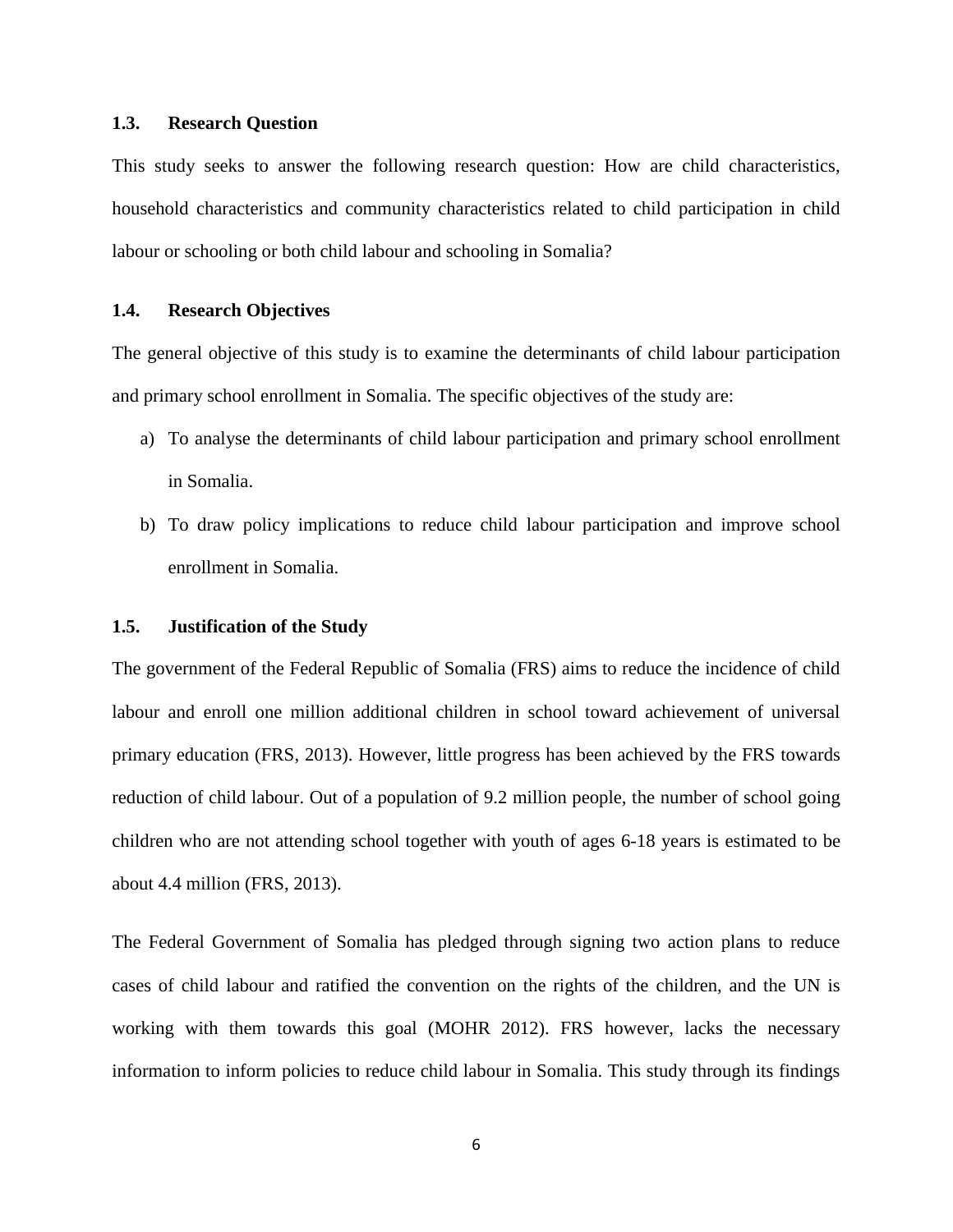### 1.3. Research Question

This study seeks to answer the following research question: How are child characteristics, household characteristics and community characteristics related to child participation in child labour or schooling or both child labour and schooling in Somalia?

### 1.4. Research Objectives

The general objective of this study is to examine the determinants of child labour participation and primary school enrollment in Somalia. The specific objectives of the study are:

a) To analyse the determinants of child labour participation and primary school enrollment in Somalia.
b) To draw policy implications to reduce child labour participation and improve school enrollment in Somalia.

### 1.5. Justification of the Study

The government of the Federal Republic of Somalia (FRS) aims to reduce the incidence of child labour and enroll one million additional children in school toward achievement of universal primary education (FRS, 2013). However, little progress has been achieved by the FRS towards reduction of child labour. Out of a population of 9.2 million people, the number of school going children who are not attending school together with youth of ages 6-18 years is estimated to be about 4.4 million (FRS, 2013).

The Federal Government of Somalia has pledged through signing two action plans to reduce cases of child labour and ratified the convention on the rights of the children, and the UN is working with them towards this goal (MOHR 2012). FRS however, lacks the necessary information to inform policies to reduce child labour in Somalia. This study through its findings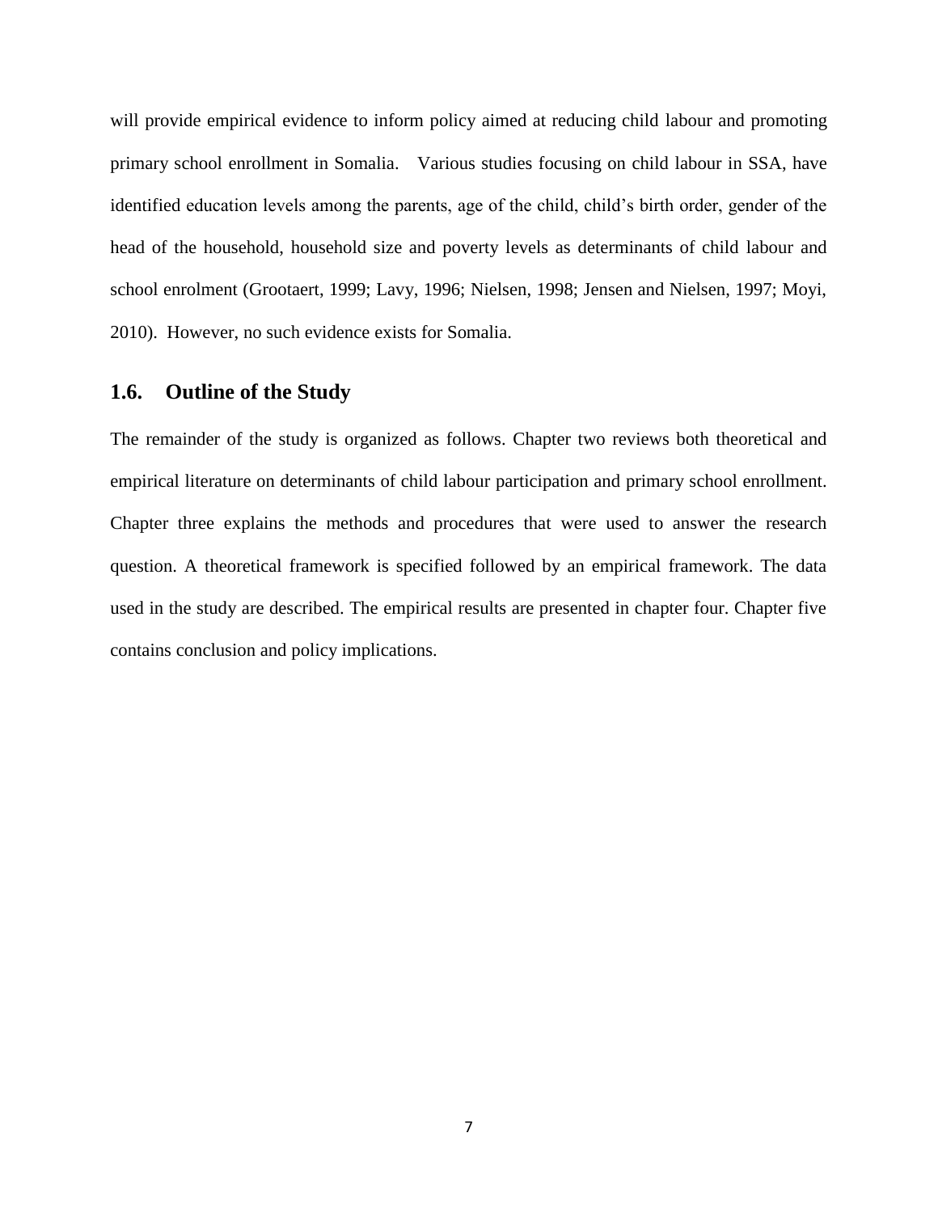will provide empirical evidence to inform policy aimed at reducing child labour and promoting primary school enrollment in Somalia.   Various studies focusing on child labour in SSA, have identified education levels among the parents, age of the child, child's birth order, gender of the head of the household, household size and poverty levels as determinants of child labour and school enrolment (Grootaert, 1999; Lavy, 1996; Nielsen, 1998; Jensen and Nielsen, 1997; Moyi, 2010).  However, no such evidence exists for Somalia.

## 1.6.    Outline of the Study

The remainder of the study is organized as follows. Chapter two reviews both theoretical and empirical literature on determinants of child labour participation and primary school enrollment. Chapter three explains the methods and procedures that were used to answer the research question. A theoretical framework is specified followed by an empirical framework. The data used in the study are described. The empirical results are presented in chapter four. Chapter five contains conclusion and policy implications.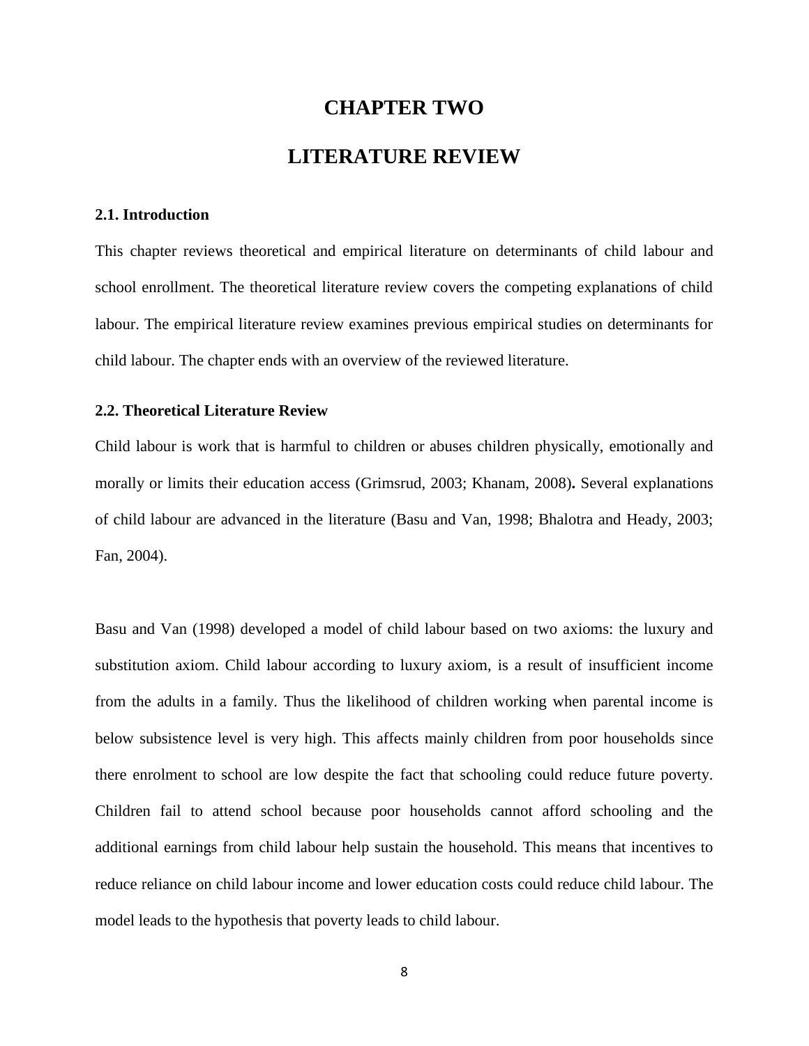# CHAPTER TWO

# LITERATURE REVIEW

### 2.1. Introduction

This chapter reviews theoretical and empirical literature on determinants of child labour and school enrollment. The theoretical literature review covers the competing explanations of child labour. The empirical literature review examines previous empirical studies on determinants for child labour. The chapter ends with an overview of the reviewed literature.

### 2.2. Theoretical Literature Review

Child labour is work that is harmful to children or abuses children physically, emotionally and morally or limits their education access (Grimsrud, 2003; Khanam, 2008)**.** Several explanations of child labour are advanced in the literature (Basu and Van, 1998; Bhalotra and Heady, 2003; Fan, 2004).

Basu and Van (1998) developed a model of child labour based on two axioms: the luxury and substitution axiom. Child labour according to luxury axiom, is a result of insufficient income from the adults in a family. Thus the likelihood of children working when parental income is below subsistence level is very high. This affects mainly children from poor households since there enrolment to school are low despite the fact that schooling could reduce future poverty. Children fail to attend school because poor households cannot afford schooling and the additional earnings from child labour help sustain the household. This means that incentives to reduce reliance on child labour income and lower education costs could reduce child labour. The model leads to the hypothesis that poverty leads to child labour.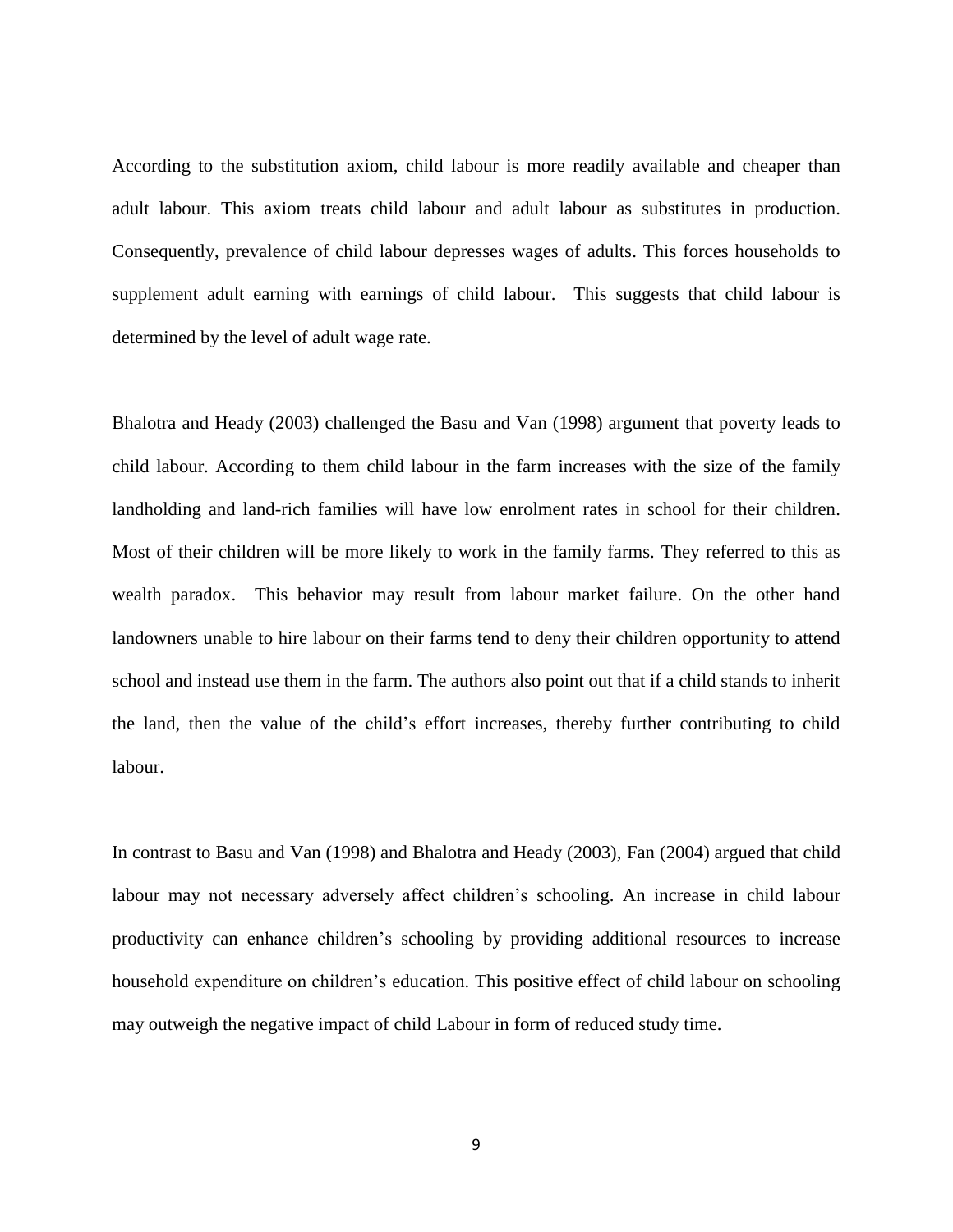According to the substitution axiom, child labour is more readily available and cheaper than adult labour. This axiom treats child labour and adult labour as substitutes in production. Consequently, prevalence of child labour depresses wages of adults. This forces households to supplement adult earning with earnings of child labour. This suggests that child labour is determined by the level of adult wage rate.

Bhalotra and Heady (2003) challenged the Basu and Van (1998) argument that poverty leads to child labour. According to them child labour in the farm increases with the size of the family landholding and land-rich families will have low enrolment rates in school for their children. Most of their children will be more likely to work in the family farms. They referred to this as wealth paradox. This behavior may result from labour market failure. On the other hand landowners unable to hire labour on their farms tend to deny their children opportunity to attend school and instead use them in the farm. The authors also point out that if a child stands to inherit the land, then the value of the child's effort increases, thereby further contributing to child labour.

In contrast to Basu and Van (1998) and Bhalotra and Heady (2003), Fan (2004) argued that child labour may not necessary adversely affect children's schooling. An increase in child labour productivity can enhance children's schooling by providing additional resources to increase household expenditure on children's education. This positive effect of child labour on schooling may outweigh the negative impact of child Labour in form of reduced study time.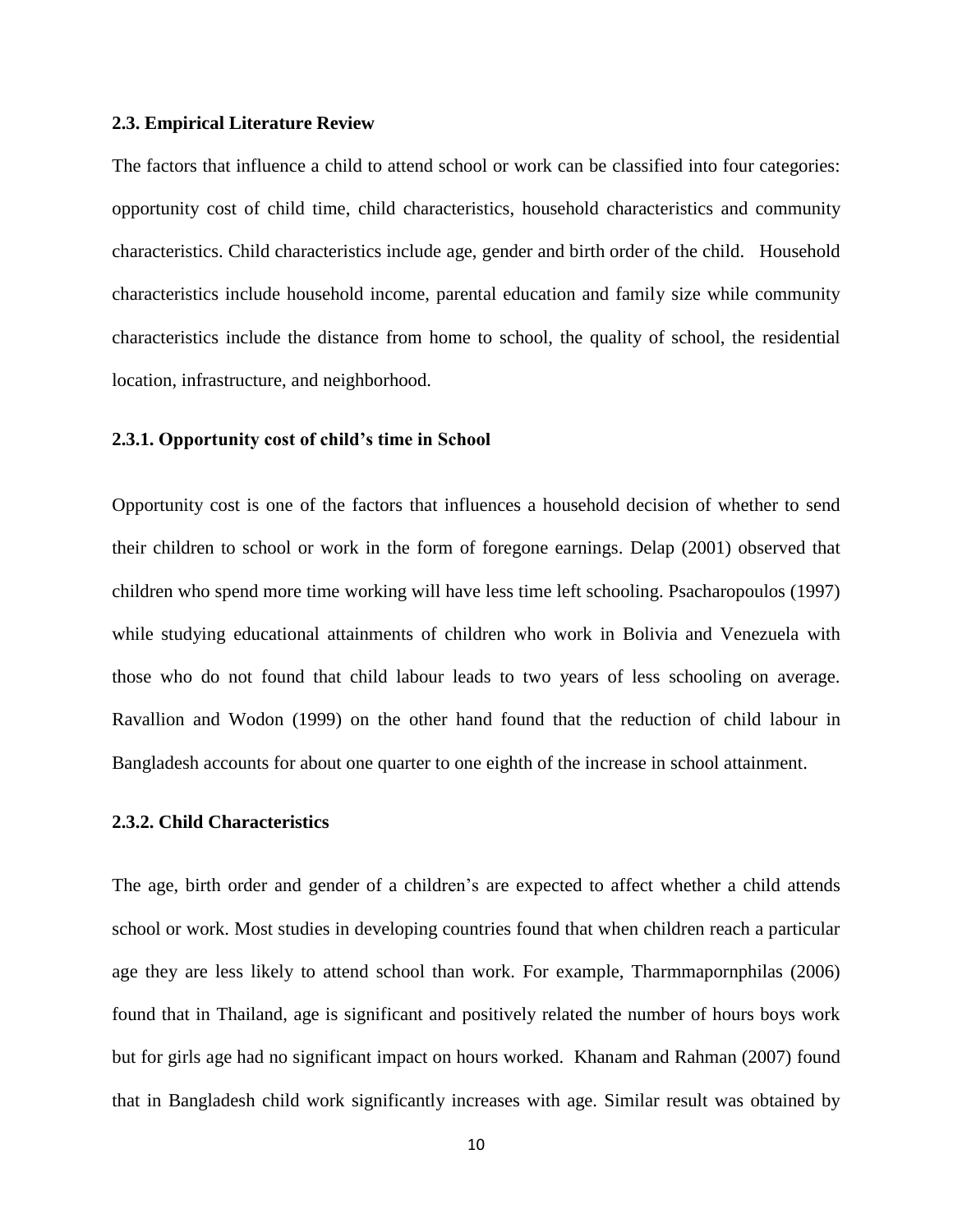### 2.3. Empirical Literature Review

The factors that influence a child to attend school or work can be classified into four categories: opportunity cost of child time, child characteristics, household characteristics and community characteristics. Child characteristics include age, gender and birth order of the child. Household characteristics include household income, parental education and family size while community characteristics include the distance from home to school, the quality of school, the residential location, infrastructure, and neighborhood.

#### 2.3.1. Opportunity cost of child's time in School

Opportunity cost is one of the factors that influences a household decision of whether to send their children to school or work in the form of foregone earnings. Delap (2001) observed that children who spend more time working will have less time left schooling. Psacharopoulos (1997) while studying educational attainments of children who work in Bolivia and Venezuela with those who do not found that child labour leads to two years of less schooling on average. Ravallion and Wodon (1999) on the other hand found that the reduction of child labour in Bangladesh accounts for about one quarter to one eighth of the increase in school attainment.

#### 2.3.2. Child Characteristics

The age, birth order and gender of a children's are expected to affect whether a child attends school or work. Most studies in developing countries found that when children reach a particular age they are less likely to attend school than work. For example, Tharmmapornphilas (2006) found that in Thailand, age is significant and positively related the number of hours boys work but for girls age had no significant impact on hours worked. Khanam and Rahman (2007) found that in Bangladesh child work significantly increases with age. Similar result was obtained by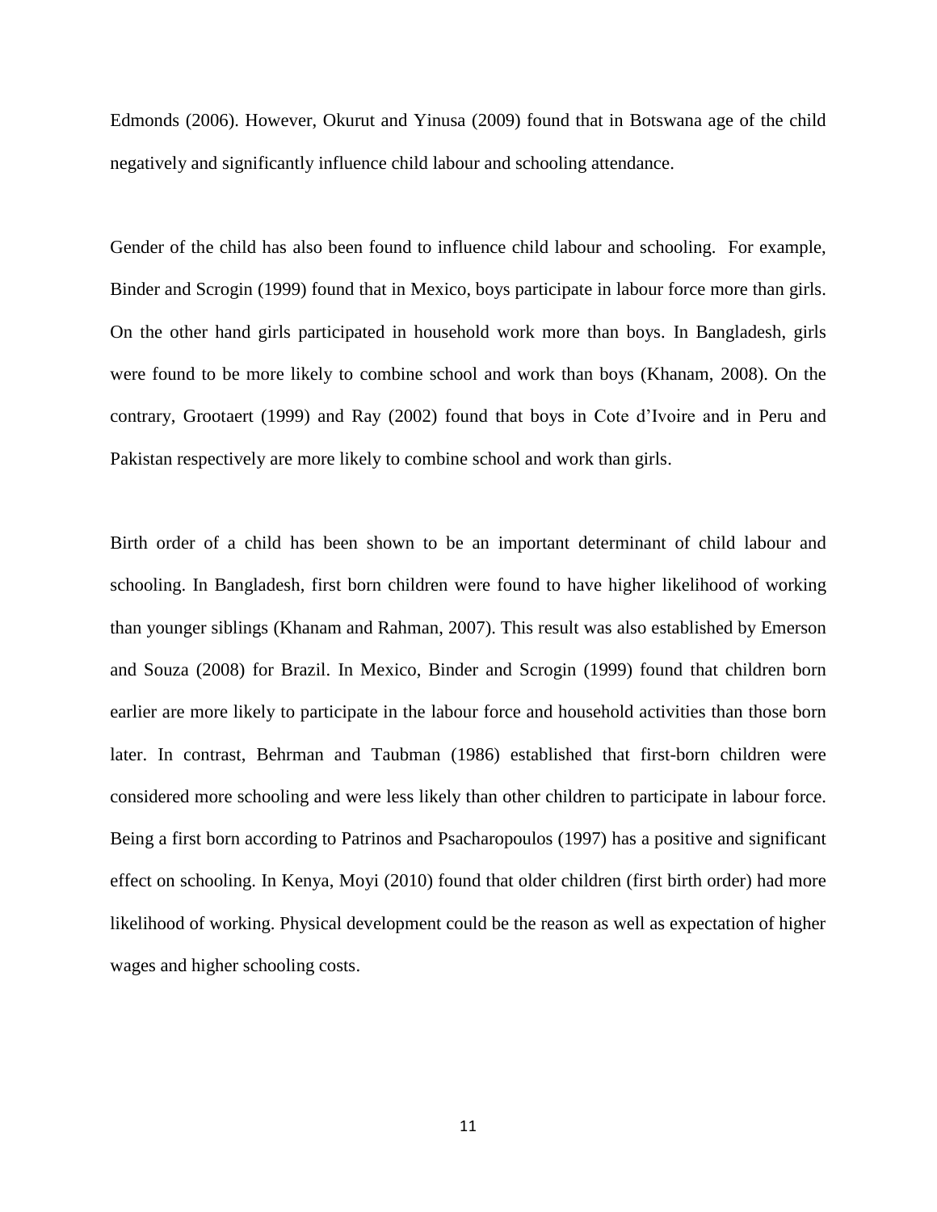Edmonds (2006). However, Okurut and Yinusa (2009) found that in Botswana age of the child negatively and significantly influence child labour and schooling attendance.

Gender of the child has also been found to influence child labour and schooling. For example, Binder and Scrogin (1999) found that in Mexico, boys participate in labour force more than girls. On the other hand girls participated in household work more than boys. In Bangladesh, girls were found to be more likely to combine school and work than boys (Khanam, 2008). On the contrary, Grootaert (1999) and Ray (2002) found that boys in Cote d'Ivoire and in Peru and Pakistan respectively are more likely to combine school and work than girls.

Birth order of a child has been shown to be an important determinant of child labour and schooling. In Bangladesh, first born children were found to have higher likelihood of working than younger siblings (Khanam and Rahman, 2007). This result was also established by Emerson and Souza (2008) for Brazil. In Mexico, Binder and Scrogin (1999) found that children born earlier are more likely to participate in the labour force and household activities than those born later. In contrast, Behrman and Taubman (1986) established that first-born children were considered more schooling and were less likely than other children to participate in labour force. Being a first born according to Patrinos and Psacharopoulos (1997) has a positive and significant effect on schooling. In Kenya, Moyi (2010) found that older children (first birth order) had more likelihood of working. Physical development could be the reason as well as expectation of higher wages and higher schooling costs.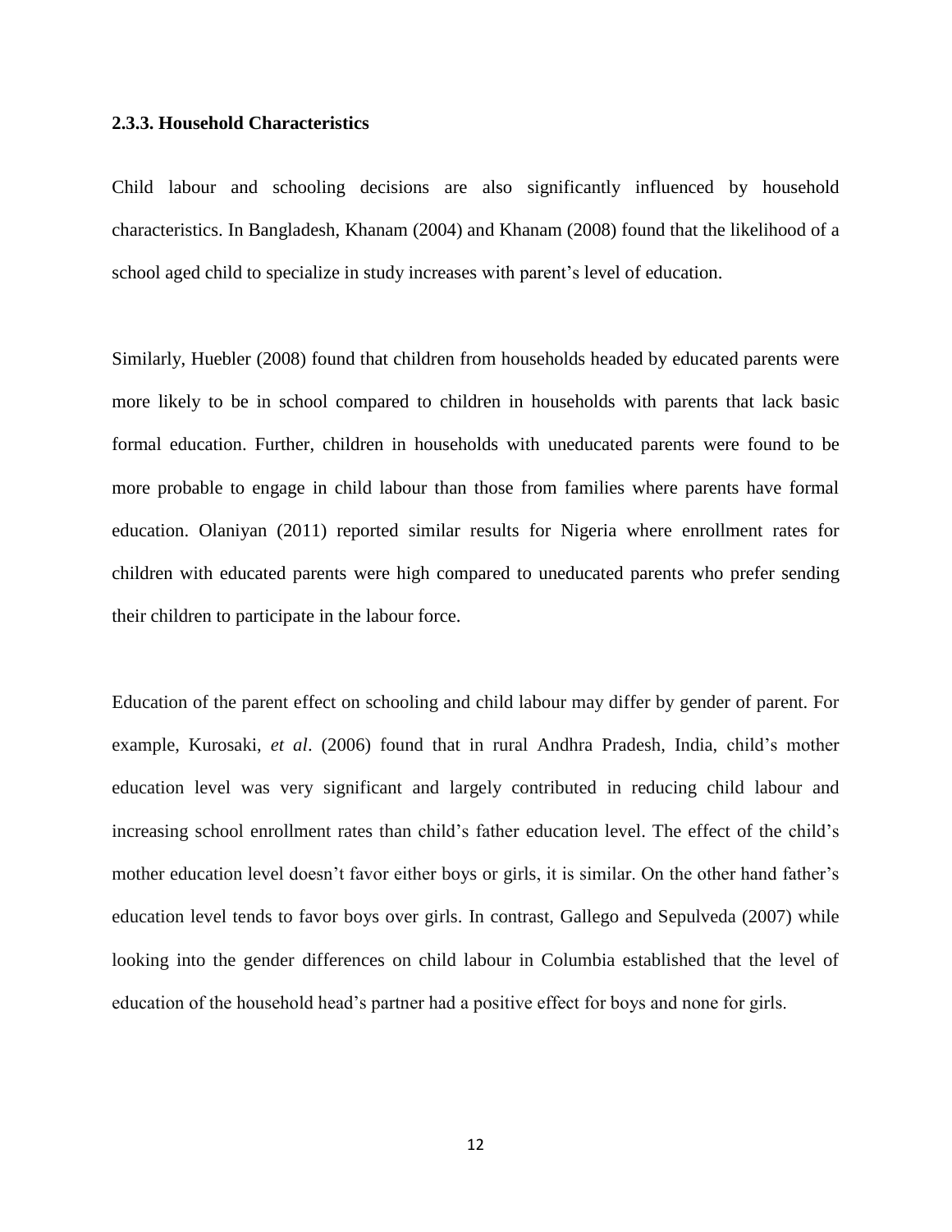### 2.3.3. Household Characteristics

Child labour and schooling decisions are also significantly influenced by household characteristics. In Bangladesh, Khanam (2004) and Khanam (2008) found that the likelihood of a school aged child to specialize in study increases with parent's level of education.

Similarly, Huebler (2008) found that children from households headed by educated parents were more likely to be in school compared to children in households with parents that lack basic formal education. Further, children in households with uneducated parents were found to be more probable to engage in child labour than those from families where parents have formal education. Olaniyan (2011) reported similar results for Nigeria where enrollment rates for children with educated parents were high compared to uneducated parents who prefer sending their children to participate in the labour force.

Education of the parent effect on schooling and child labour may differ by gender of parent. For example, Kurosaki, *et al*. (2006) found that in rural Andhra Pradesh, India, child's mother education level was very significant and largely contributed in reducing child labour and increasing school enrollment rates than child's father education level. The effect of the child's mother education level doesn't favor either boys or girls, it is similar. On the other hand father's education level tends to favor boys over girls. In contrast, Gallego and Sepulveda (2007) while looking into the gender differences on child labour in Columbia established that the level of education of the household head's partner had a positive effect for boys and none for girls.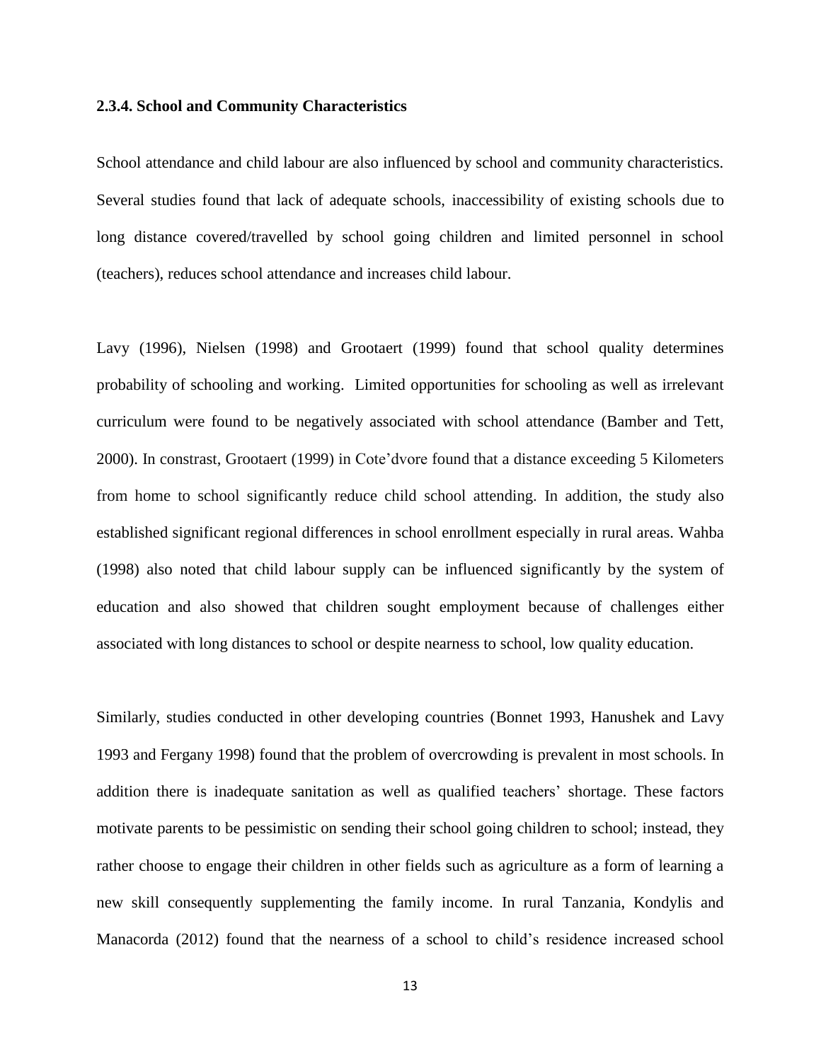### 2.3.4. School and Community Characteristics

School attendance and child labour are also influenced by school and community characteristics. Several studies found that lack of adequate schools, inaccessibility of existing schools due to long distance covered/travelled by school going children and limited personnel in school (teachers), reduces school attendance and increases child labour.

Lavy (1996), Nielsen (1998) and Grootaert (1999) found that school quality determines probability of schooling and working. Limited opportunities for schooling as well as irrelevant curriculum were found to be negatively associated with school attendance (Bamber and Tett, 2000). In constrast, Grootaert (1999) in Cote'dvore found that a distance exceeding 5 Kilometers from home to school significantly reduce child school attending. In addition, the study also established significant regional differences in school enrollment especially in rural areas. Wahba (1998) also noted that child labour supply can be influenced significantly by the system of education and also showed that children sought employment because of challenges either associated with long distances to school or despite nearness to school, low quality education.

Similarly, studies conducted in other developing countries (Bonnet 1993, Hanushek and Lavy 1993 and Fergany 1998) found that the problem of overcrowding is prevalent in most schools. In addition there is inadequate sanitation as well as qualified teachers' shortage. These factors motivate parents to be pessimistic on sending their school going children to school; instead, they rather choose to engage their children in other fields such as agriculture as a form of learning a new skill consequently supplementing the family income. In rural Tanzania, Kondylis and Manacorda (2012) found that the nearness of a school to child's residence increased school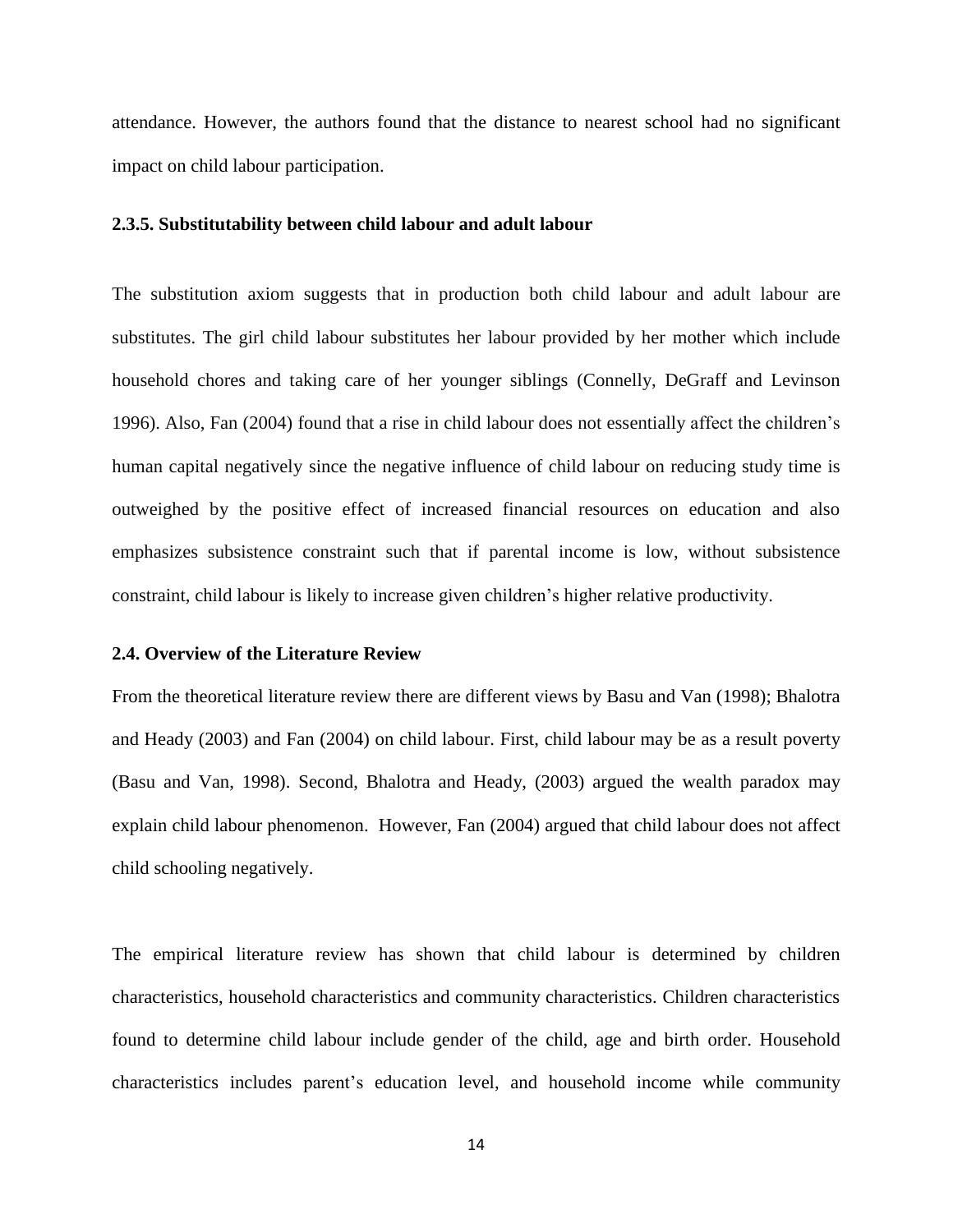attendance. However, the authors found that the distance to nearest school had no significant impact on child labour participation.

### 2.3.5. Substitutability between child labour and adult labour

The substitution axiom suggests that in production both child labour and adult labour are substitutes. The girl child labour substitutes her labour provided by her mother which include household chores and taking care of her younger siblings (Connelly, DeGraff and Levinson 1996). Also, Fan (2004) found that a rise in child labour does not essentially affect the children's human capital negatively since the negative influence of child labour on reducing study time is outweighed by the positive effect of increased financial resources on education and also emphasizes subsistence constraint such that if parental income is low, without subsistence constraint, child labour is likely to increase given children's higher relative productivity.

## 2.4. Overview of the Literature Review

From the theoretical literature review there are different views by Basu and Van (1998); Bhalotra and Heady (2003) and Fan (2004) on child labour. First, child labour may be as a result poverty (Basu and Van, 1998). Second, Bhalotra and Heady, (2003) argued the wealth paradox may explain child labour phenomenon. However, Fan (2004) argued that child labour does not affect child schooling negatively.

The empirical literature review has shown that child labour is determined by children characteristics, household characteristics and community characteristics. Children characteristics found to determine child labour include gender of the child, age and birth order. Household characteristics includes parent's education level, and household income while community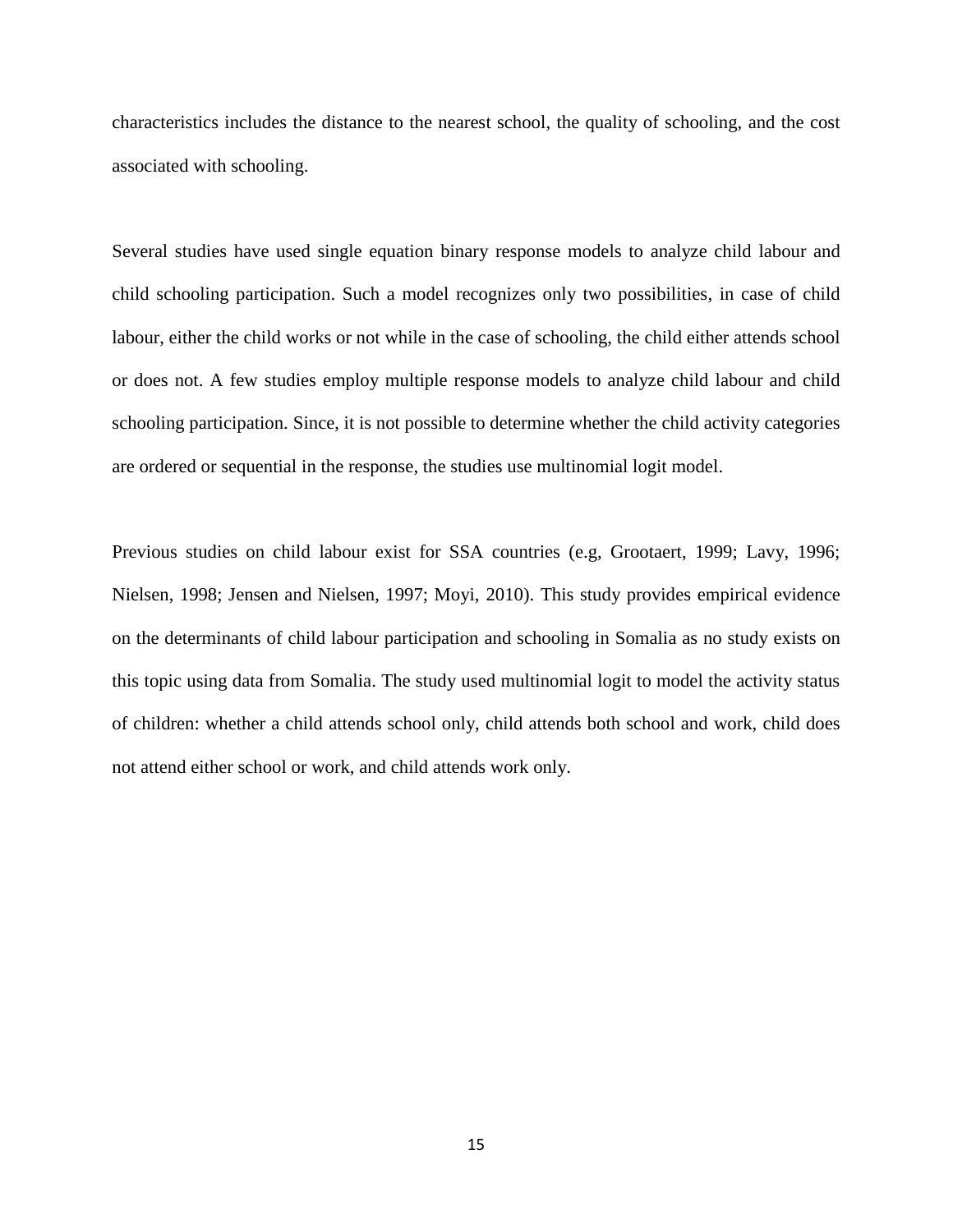characteristics includes the distance to the nearest school, the quality of schooling, and the cost associated with schooling.

Several studies have used single equation binary response models to analyze child labour and child schooling participation. Such a model recognizes only two possibilities, in case of child labour, either the child works or not while in the case of schooling, the child either attends school or does not. A few studies employ multiple response models to analyze child labour and child schooling participation. Since, it is not possible to determine whether the child activity categories are ordered or sequential in the response, the studies use multinomial logit model.

Previous studies on child labour exist for SSA countries (e.g, Grootaert, 1999; Lavy, 1996; Nielsen, 1998; Jensen and Nielsen, 1997; Moyi, 2010). This study provides empirical evidence on the determinants of child labour participation and schooling in Somalia as no study exists on this topic using data from Somalia. The study used multinomial logit to model the activity status of children: whether a child attends school only, child attends both school and work, child does not attend either school or work, and child attends work only.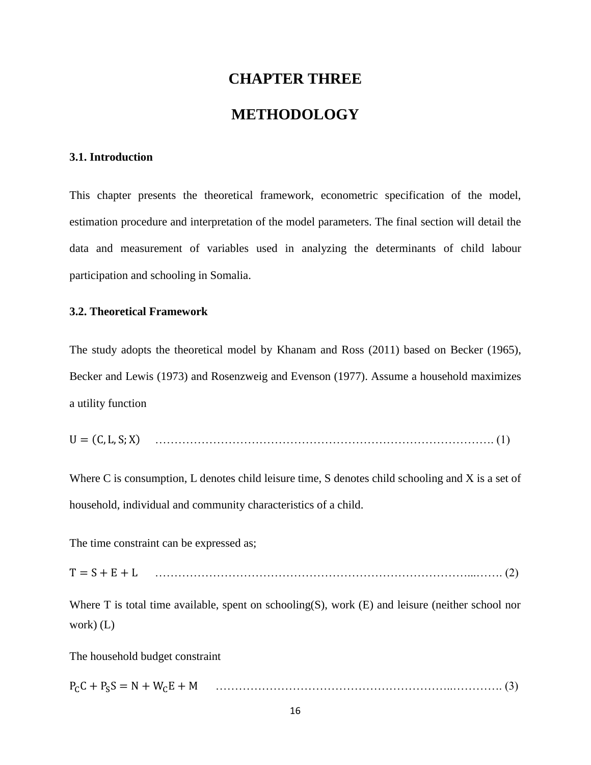# CHAPTER THREE

# METHODOLOGY

### 3.1. Introduction

This chapter presents the theoretical framework, econometric specification of the model, estimation procedure and interpretation of the model parameters. The final section will detail the data and measurement of variables used in analyzing the determinants of child labour participation and schooling in Somalia.

### 3.2. Theoretical Framework

The study adopts the theoretical model by Khanam and Ross (2011) based on Becker (1965), Becker and Lewis (1973) and Rosenzweig and Evenson (1977). Assume a household maximizes a utility function

$$U = (C, L, S; X) \quad \text{……………………………………………………………………………. (1)}$$

Where C is consumption, L denotes child leisure time, S denotes child schooling and X is a set of household, individual and community characteristics of a child.

The time constraint can be expressed as;

$$T = S + E + L \quad \text{…………………………………………………………………………...……. (2)}$$

Where T is total time available, spent on schooling(S), work (E) and leisure (neither school nor work) (L)

The household budget constraint

$$P_C C + P_S S = N + W_C E + M \quad \text{……………………………………………………..…………. (3)}$$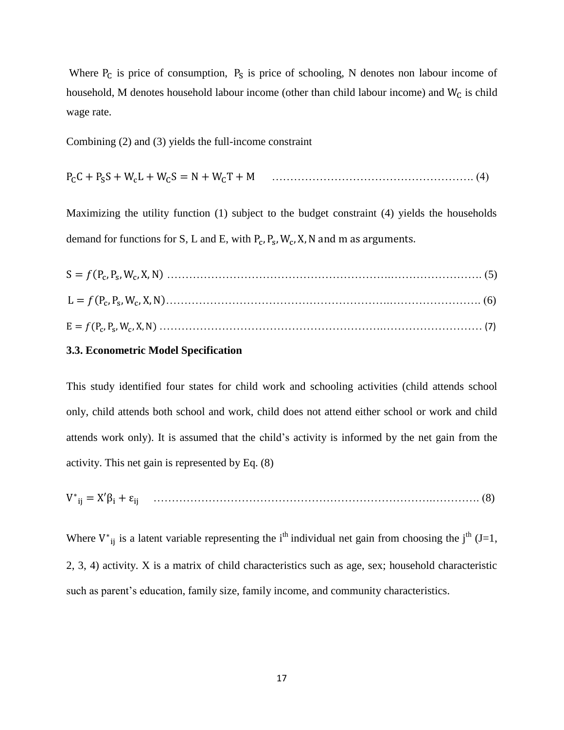Where $P_C$ is price of consumption, $P_S$ is price of schooling, N denotes non labour income of household, M denotes household labour income (other than child labour income) and $W_C$ is child wage rate.

Combining (2) and (3) yields the full-income constraint

$$P_C C + P_S S + W_c L + W_C S = N + W_C T + M \quad \ldots\ldots\ldots\ldots\ldots\ldots\ldots\ldots\ldots\ldots\ldots\ldots\ldots. (4)$$

Maximizing the utility function (1) subject to the budget constraint (4) yields the households demand for functions for S, L and E, with $P_c, P_s, W_c, X, N$ and m as arguments.

$$S = f(P_c, P_s, W_c, X, N) \ldots\ldots\ldots\ldots\ldots\ldots\ldots\ldots\ldots\ldots\ldots\ldots\ldots\ldots\ldots\ldots\ldots\ldots\ldots\ldots. (5)$$

$$L = f(P_c, P_s, W_c, X, N) \ldots\ldots\ldots\ldots\ldots\ldots\ldots\ldots\ldots\ldots\ldots\ldots\ldots\ldots\ldots\ldots\ldots\ldots\ldots\ldots. (6)$$

$$E = f(P_c, P_s, W_c, X, N) \ldots\ldots\ldots\ldots\ldots\ldots\ldots\ldots\ldots\ldots\ldots\ldots\ldots\ldots\ldots\ldots\ldots\ldots\ldots\ldots (7)$$

### 3.3. Econometric Model Specification

This study identified four states for child work and schooling activities (child attends school only, child attends both school and work, child does not attend either school or work and child attends work only). It is assumed that the child's activity is informed by the net gain from the activity. This net gain is represented by Eq. (8)

$$V^*_{ij} = X'\beta_i + \varepsilon_{ij} \quad \ldots\ldots\ldots\ldots\ldots\ldots\ldots\ldots\ldots\ldots\ldots\ldots\ldots\ldots\ldots\ldots\ldots\ldots\ldots. (8)$$

Where $V^*_{ij}$ is a latent variable representing the i[th] individual net gain from choosing the j[th] (J=1, 2, 3, 4) activity. X is a matrix of child characteristics such as age, sex; household characteristic such as parent's education, family size, family income, and community characteristics.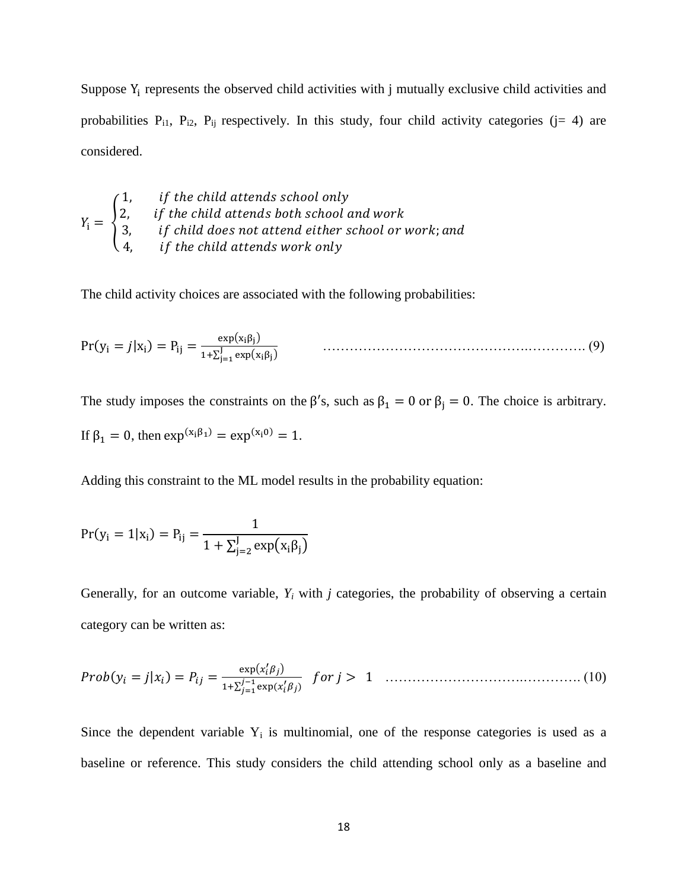Suppose $Y_i$ represents the observed child activities with j mutually exclusive child activities and probabilities $P_{i1}$, $P_{i2}$, $P_{ij}$ respectively. In this study, four child activity categories (j= 4) are considered.

$$Y_i = \begin{cases} 1, & \text{if the child attends school only} \\ 2, & \text{if the child attends both school and work} \\ 3, & \text{if child does not attend either school or work; and} \\ 4, & \text{if the child attends work only} \end{cases}$$

The child activity choices are associated with the following probabilities:

$$\Pr(y_i = j|x_i) = P_{ij} = \frac{\exp(x_i\beta_j)}{1+\sum_{j=1}^{J}\exp(x_i\beta_j)} \quad \text{……………………………………….…………. (9)}$$

The study imposes the constraints on the $\beta'$s, such as $\beta_1 = 0$ or $\beta_j = 0$. The choice is arbitrary. If $\beta_1 = 0$, then $\exp^{(x_i\beta_1)} = \exp^{(x_i 0)} = 1$.

Adding this constraint to the ML model results in the probability equation:

$$\Pr(y_i = 1|x_i) = P_{ij} = \frac{1}{1+\sum_{j=2}^{J}\exp(x_i\beta_j)}$$

Generally, for an outcome variable, $Y_i$ with $j$ categories, the probability of observing a certain category can be written as:

$$Prob(y_i = j|x_i) = P_{ij} = \frac{\exp(x_i'\beta_j)}{1+\sum_{j=1}^{j-1}\exp(x_i'\beta_j)} \quad for\ j > 1 \quad \text{……………………….…………. (10)}$$

Since the dependent variable $Y_i$ is multinomial, one of the response categories is used as a baseline or reference. This study considers the child attending school only as a baseline and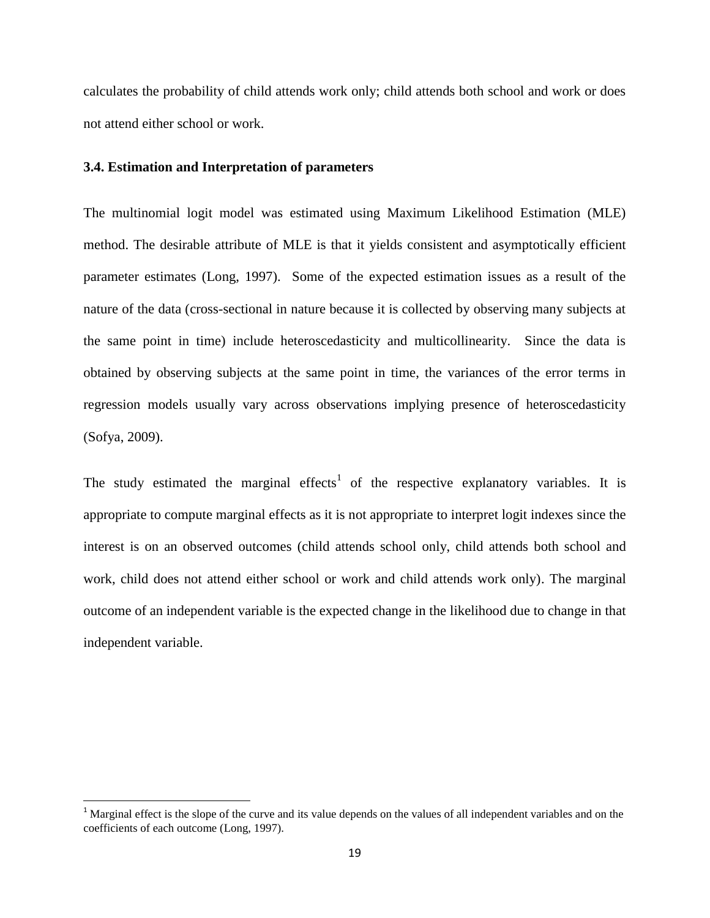calculates the probability of child attends work only; child attends both school and work or does not attend either school or work.

### 3.4. Estimation and Interpretation of parameters

The multinomial logit model was estimated using Maximum Likelihood Estimation (MLE) method. The desirable attribute of MLE is that it yields consistent and asymptotically efficient parameter estimates (Long, 1997). Some of the expected estimation issues as a result of the nature of the data (cross-sectional in nature because it is collected by observing many subjects at the same point in time) include heteroscedasticity and multicollinearity. Since the data is obtained by observing subjects at the same point in time, the variances of the error terms in regression models usually vary across observations implying presence of heteroscedasticity (Sofya, 2009).

The study estimated the marginal effects[1] of the respective explanatory variables. It is appropriate to compute marginal effects as it is not appropriate to interpret logit indexes since the interest is on an observed outcomes (child attends school only, child attends both school and work, child does not attend either school or work and child attends work only). The marginal outcome of an independent variable is the expected change in the likelihood due to change in that independent variable.

---

[1] Marginal effect is the slope of the curve and its value depends on the values of all independent variables and on the coefficients of each outcome (Long, 1997).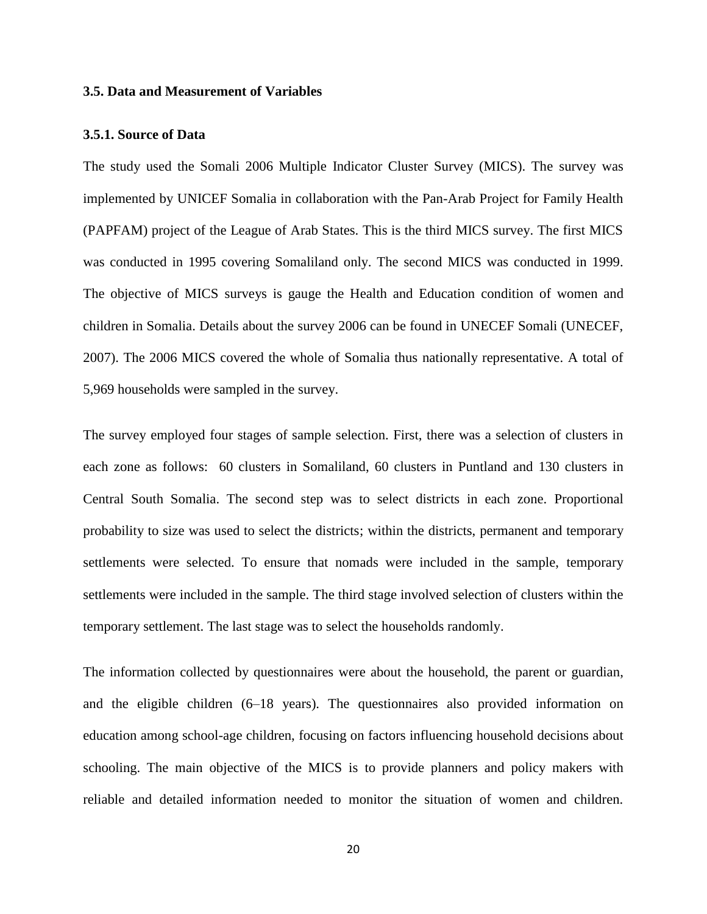### 3.5. Data and Measurement of Variables

#### 3.5.1. Source of Data

The study used the Somali 2006 Multiple Indicator Cluster Survey (MICS). The survey was implemented by UNICEF Somalia in collaboration with the Pan-Arab Project for Family Health (PAPFAM) project of the League of Arab States. This is the third MICS survey. The first MICS was conducted in 1995 covering Somaliland only. The second MICS was conducted in 1999. The objective of MICS surveys is gauge the Health and Education condition of women and children in Somalia. Details about the survey 2006 can be found in UNECEF Somali (UNECEF, 2007). The 2006 MICS covered the whole of Somalia thus nationally representative. A total of 5,969 households were sampled in the survey.

The survey employed four stages of sample selection. First, there was a selection of clusters in each zone as follows: 60 clusters in Somaliland, 60 clusters in Puntland and 130 clusters in Central South Somalia. The second step was to select districts in each zone. Proportional probability to size was used to select the districts; within the districts, permanent and temporary settlements were selected. To ensure that nomads were included in the sample, temporary settlements were included in the sample. The third stage involved selection of clusters within the temporary settlement. The last stage was to select the households randomly.

The information collected by questionnaires were about the household, the parent or guardian, and the eligible children (6–18 years). The questionnaires also provided information on education among school-age children, focusing on factors influencing household decisions about schooling. The main objective of the MICS is to provide planners and policy makers with reliable and detailed information needed to monitor the situation of women and children.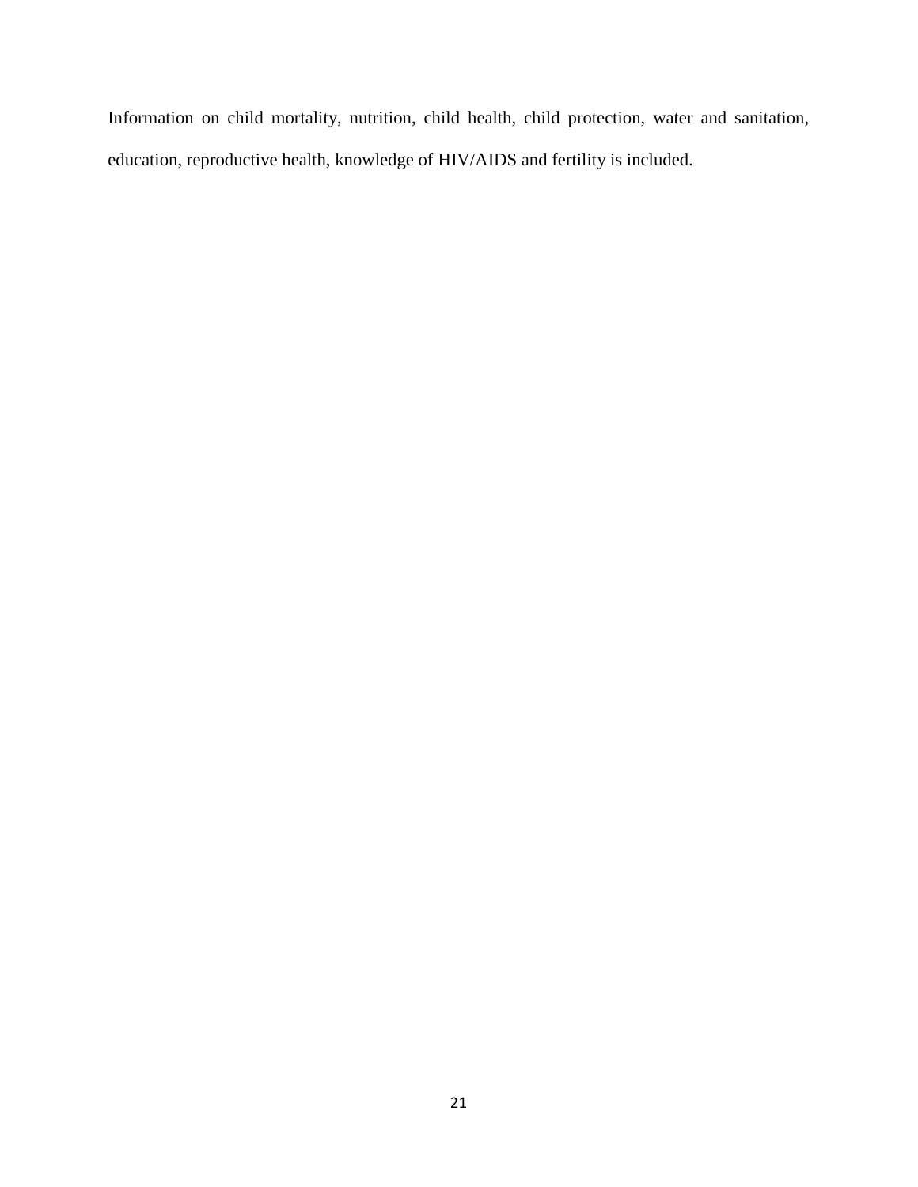Information on child mortality, nutrition, child health, child protection, water and sanitation, education, reproductive health, knowledge of HIV/AIDS and fertility is included.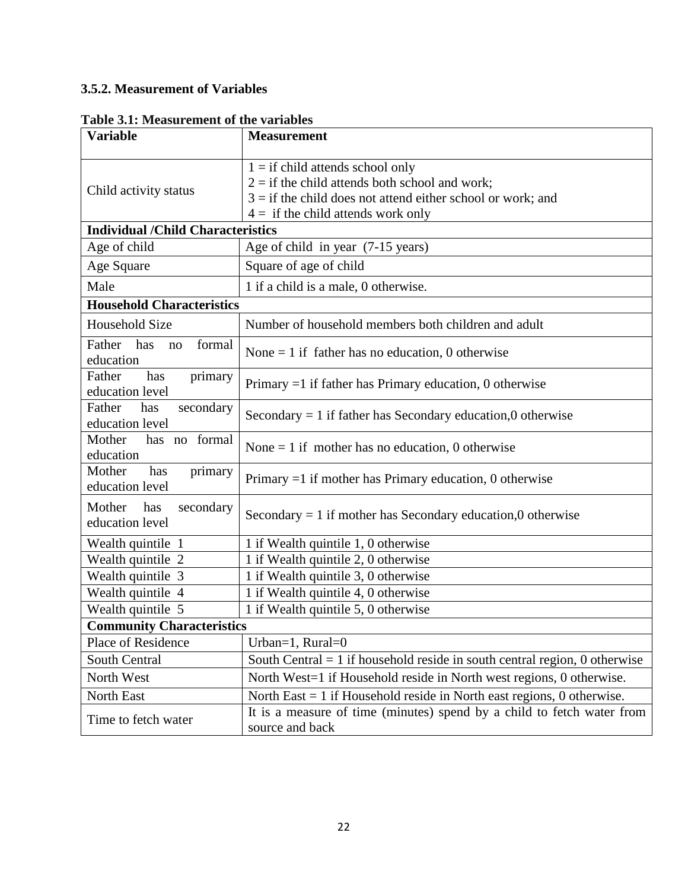### 3.5.2. Measurement of Variables

**Table 3.1: Measurement of the variables**

| **Variable** | **Measurement** |
|---|---|
| Child activity status | 1 = if child attends school only<br>2 = if the child attends both school and work;<br>3 = if the child does not attend either school or work; and<br>4 = if the child attends work only |
| **Individual /Child Characteristics** | |
| Age of child | Age of child in year (7-15 years) |
| Age Square | Square of age of child |
| Male | 1 if a child is a male, 0 otherwise. |
| **Household Characteristics** | |
| Household Size | Number of household members both children and adult |
| Father has no formal education | None = 1 if father has no education, 0 otherwise |
| Father has primary education level | Primary =1 if father has Primary education, 0 otherwise |
| Father has secondary education level | Secondary = 1 if father has Secondary education,0 otherwise |
| Mother has no formal education | None = 1 if mother has no education, 0 otherwise |
| Mother has primary education level | Primary =1 if mother has Primary education, 0 otherwise |
| Mother has secondary education level | Secondary = 1 if mother has Secondary education,0 otherwise |
| Wealth quintile 1 | 1 if Wealth quintile 1, 0 otherwise |
| Wealth quintile 2 | 1 if Wealth quintile 2, 0 otherwise |
| Wealth quintile 3 | 1 if Wealth quintile 3, 0 otherwise |
| Wealth quintile 4 | 1 if Wealth quintile 4, 0 otherwise |
| Wealth quintile 5 | 1 if Wealth quintile 5, 0 otherwise |
| **Community Characteristics** | |
| Place of Residence | Urban=1, Rural=0 |
| South Central | South Central = 1 if household reside in south central region, 0 otherwise |
| North West | North West=1 if Household reside in North west regions, 0 otherwise. |
| North East | North East = 1 if Household reside in North east regions, 0 otherwise. |
| Time to fetch water | It is a measure of time (minutes) spend by a child to fetch water from source and back |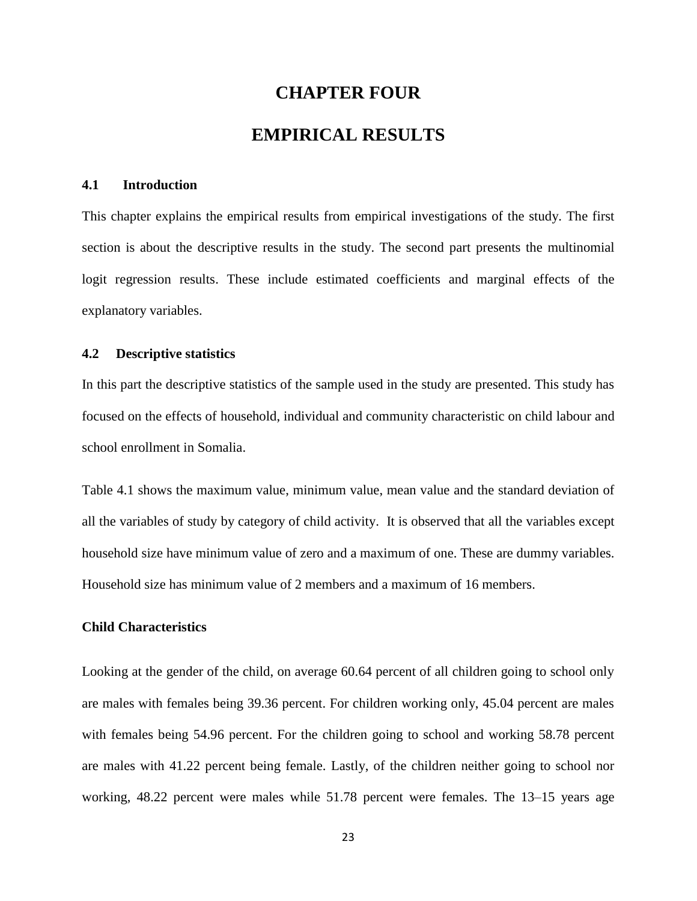# CHAPTER FOUR

# EMPIRICAL RESULTS

## 4.1 Introduction

This chapter explains the empirical results from empirical investigations of the study. The first section is about the descriptive results in the study. The second part presents the multinomial logit regression results. These include estimated coefficients and marginal effects of the explanatory variables.

## 4.2 Descriptive statistics

In this part the descriptive statistics of the sample used in the study are presented. This study has focused on the effects of household, individual and community characteristic on child labour and school enrollment in Somalia.

Table 4.1 shows the maximum value, minimum value, mean value and the standard deviation of all the variables of study by category of child activity. It is observed that all the variables except household size have minimum value of zero and a maximum of one. These are dummy variables. Household size has minimum value of 2 members and a maximum of 16 members.

### Child Characteristics

Looking at the gender of the child, on average 60.64 percent of all children going to school only are males with females being 39.36 percent. For children working only, 45.04 percent are males with females being 54.96 percent. For the children going to school and working 58.78 percent are males with 41.22 percent being female. Lastly, of the children neither going to school nor working, 48.22 percent were males while 51.78 percent were females. The 13–15 years age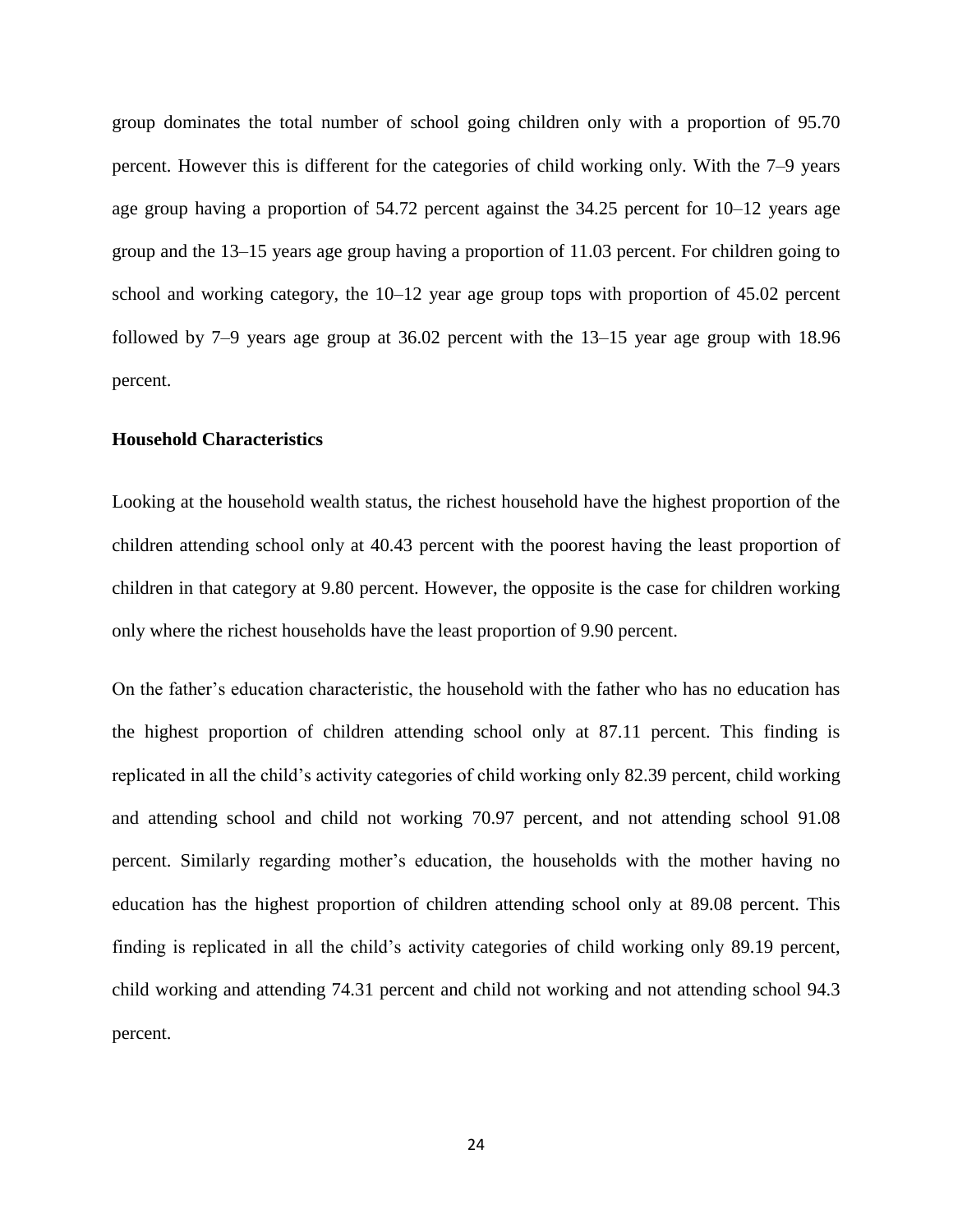group dominates the total number of school going children only with a proportion of 95.70 percent. However this is different for the categories of child working only. With the 7–9 years age group having a proportion of 54.72 percent against the 34.25 percent for 10–12 years age group and the 13–15 years age group having a proportion of 11.03 percent. For children going to school and working category, the 10–12 year age group tops with proportion of 45.02 percent followed by 7–9 years age group at 36.02 percent with the 13–15 year age group with 18.96 percent.

**Household Characteristics**

Looking at the household wealth status, the richest household have the highest proportion of the children attending school only at 40.43 percent with the poorest having the least proportion of children in that category at 9.80 percent. However, the opposite is the case for children working only where the richest households have the least proportion of 9.90 percent.

On the father's education characteristic, the household with the father who has no education has the highest proportion of children attending school only at 87.11 percent. This finding is replicated in all the child's activity categories of child working only 82.39 percent, child working and attending school and child not working 70.97 percent, and not attending school 91.08 percent. Similarly regarding mother's education, the households with the mother having no education has the highest proportion of children attending school only at 89.08 percent. This finding is replicated in all the child's activity categories of child working only 89.19 percent, child working and attending 74.31 percent and child not working and not attending school 94.3 percent.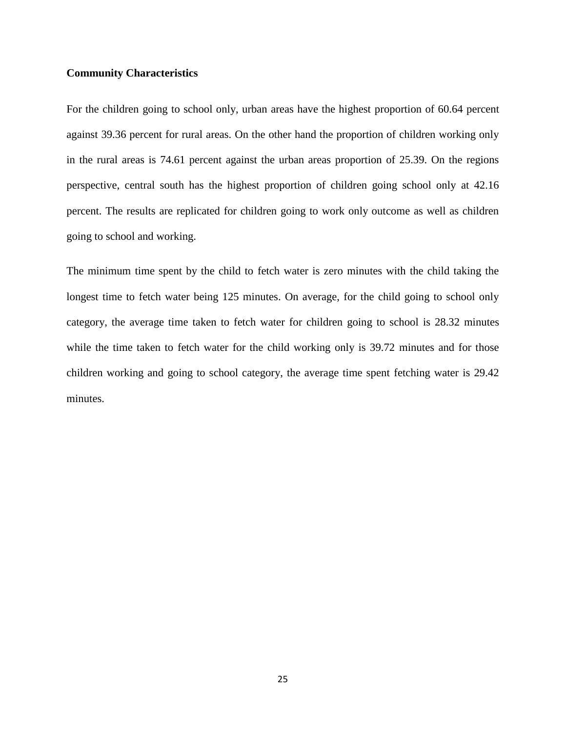**Community Characteristics**

For the children going to school only, urban areas have the highest proportion of 60.64 percent against 39.36 percent for rural areas. On the other hand the proportion of children working only in the rural areas is 74.61 percent against the urban areas proportion of 25.39. On the regions perspective, central south has the highest proportion of children going school only at 42.16 percent. The results are replicated for children going to work only outcome as well as children going to school and working.

The minimum time spent by the child to fetch water is zero minutes with the child taking the longest time to fetch water being 125 minutes. On average, for the child going to school only category, the average time taken to fetch water for children going to school is 28.32 minutes while the time taken to fetch water for the child working only is 39.72 minutes and for those children working and going to school category, the average time spent fetching water is 29.42 minutes.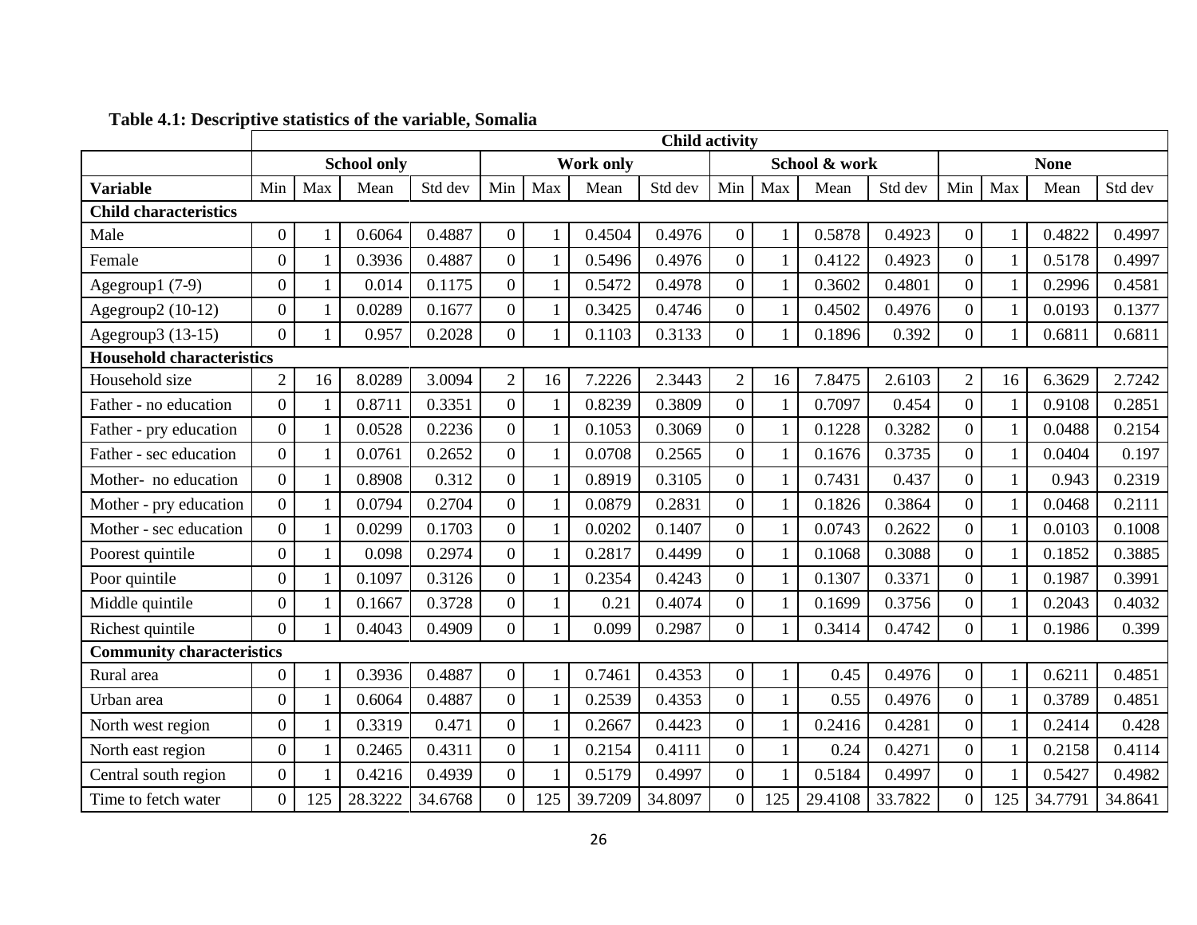**Table 4.1: Descriptive statistics of the variable, Somalia**

| | Child activity | | | | | | | | | | | | | | | |
|---|---|---|---|---|---|---|---|---|---|---|---|---|---|---|---|---|
| | School only | | | | Work only | | | | School & work | | | | None | | | |
| **Variable** | Min | Max | Mean | Std dev | Min | Max | Mean | Std dev | Min | Max | Mean | Std dev | Min | Max | Mean | Std dev |
| **Child characteristics** | | | | | | | | | | | | | | | | |
| Male | 0 | 1 | 0.6064 | 0.4887 | 0 | 1 | 0.4504 | 0.4976 | 0 | 1 | 0.5878 | 0.4923 | 0 | 1 | 0.4822 | 0.4997 |
| Female | 0 | 1 | 0.3936 | 0.4887 | 0 | 1 | 0.5496 | 0.4976 | 0 | 1 | 0.4122 | 0.4923 | 0 | 1 | 0.5178 | 0.4997 |
| Agegroup1 (7-9) | 0 | 1 | 0.014 | 0.1175 | 0 | 1 | 0.5472 | 0.4978 | 0 | 1 | 0.3602 | 0.4801 | 0 | 1 | 0.2996 | 0.4581 |
| Agegroup2 (10-12) | 0 | 1 | 0.0289 | 0.1677 | 0 | 1 | 0.3425 | 0.4746 | 0 | 1 | 0.4502 | 0.4976 | 0 | 1 | 0.0193 | 0.1377 |
| Agegroup3 (13-15) | 0 | 1 | 0.957 | 0.2028 | 0 | 1 | 0.1103 | 0.3133 | 0 | 1 | 0.1896 | 0.392 | 0 | 1 | 0.6811 | 0.6811 |
| **Household characteristics** | | | | | | | | | | | | | | | | |
| Household size | 2 | 16 | 8.0289 | 3.0094 | 2 | 16 | 7.2226 | 2.3443 | 2 | 16 | 7.8475 | 2.6103 | 2 | 16 | 6.3629 | 2.7242 |
| Father - no education | 0 | 1 | 0.8711 | 0.3351 | 0 | 1 | 0.8239 | 0.3809 | 0 | 1 | 0.7097 | 0.454 | 0 | 1 | 0.9108 | 0.2851 |
| Father - pry education | 0 | 1 | 0.0528 | 0.2236 | 0 | 1 | 0.1053 | 0.3069 | 0 | 1 | 0.1228 | 0.3282 | 0 | 1 | 0.0488 | 0.2154 |
| Father - sec education | 0 | 1 | 0.0761 | 0.2652 | 0 | 1 | 0.0708 | 0.2565 | 0 | 1 | 0.1676 | 0.3735 | 0 | 1 | 0.0404 | 0.197 |
| Mother- no education | 0 | 1 | 0.8908 | 0.312 | 0 | 1 | 0.8919 | 0.3105 | 0 | 1 | 0.7431 | 0.437 | 0 | 1 | 0.943 | 0.2319 |
| Mother - pry education | 0 | 1 | 0.0794 | 0.2704 | 0 | 1 | 0.0879 | 0.2831 | 0 | 1 | 0.1826 | 0.3864 | 0 | 1 | 0.0468 | 0.2111 |
| Mother - sec education | 0 | 1 | 0.0299 | 0.1703 | 0 | 1 | 0.0202 | 0.1407 | 0 | 1 | 0.0743 | 0.2622 | 0 | 1 | 0.0103 | 0.1008 |
| Poorest quintile | 0 | 1 | 0.098 | 0.2974 | 0 | 1 | 0.2817 | 0.4499 | 0 | 1 | 0.1068 | 0.3088 | 0 | 1 | 0.1852 | 0.3885 |
| Poor quintile | 0 | 1 | 0.1097 | 0.3126 | 0 | 1 | 0.2354 | 0.4243 | 0 | 1 | 0.1307 | 0.3371 | 0 | 1 | 0.1987 | 0.3991 |
| Middle quintile | 0 | 1 | 0.1667 | 0.3728 | 0 | 1 | 0.21 | 0.4074 | 0 | 1 | 0.1699 | 0.3756 | 0 | 1 | 0.2043 | 0.4032 |
| Richest quintile | 0 | 1 | 0.4043 | 0.4909 | 0 | 1 | 0.099 | 0.2987 | 0 | 1 | 0.3414 | 0.4742 | 0 | 1 | 0.1986 | 0.399 |
| **Community characteristics** | | | | | | | | | | | | | | | | |
| Rural area | 0 | 1 | 0.3936 | 0.4887 | 0 | 1 | 0.7461 | 0.4353 | 0 | 1 | 0.45 | 0.4976 | 0 | 1 | 0.6211 | 0.4851 |
| Urban area | 0 | 1 | 0.6064 | 0.4887 | 0 | 1 | 0.2539 | 0.4353 | 0 | 1 | 0.55 | 0.4976 | 0 | 1 | 0.3789 | 0.4851 |
| North west region | 0 | 1 | 0.3319 | 0.471 | 0 | 1 | 0.2667 | 0.4423 | 0 | 1 | 0.2416 | 0.4281 | 0 | 1 | 0.2414 | 0.428 |
| North east region | 0 | 1 | 0.2465 | 0.4311 | 0 | 1 | 0.2154 | 0.4111 | 0 | 1 | 0.24 | 0.4271 | 0 | 1 | 0.2158 | 0.4114 |
| Central south region | 0 | 1 | 0.4216 | 0.4939 | 0 | 1 | 0.5179 | 0.4997 | 0 | 1 | 0.5184 | 0.4997 | 0 | 1 | 0.5427 | 0.4982 |
| Time to fetch water | 0 | 125 | 28.3222 | 34.6768 | 0 | 125 | 39.7209 | 34.8097 | 0 | 125 | 29.4108 | 33.7822 | 0 | 125 | 34.7791 | 34.8641 |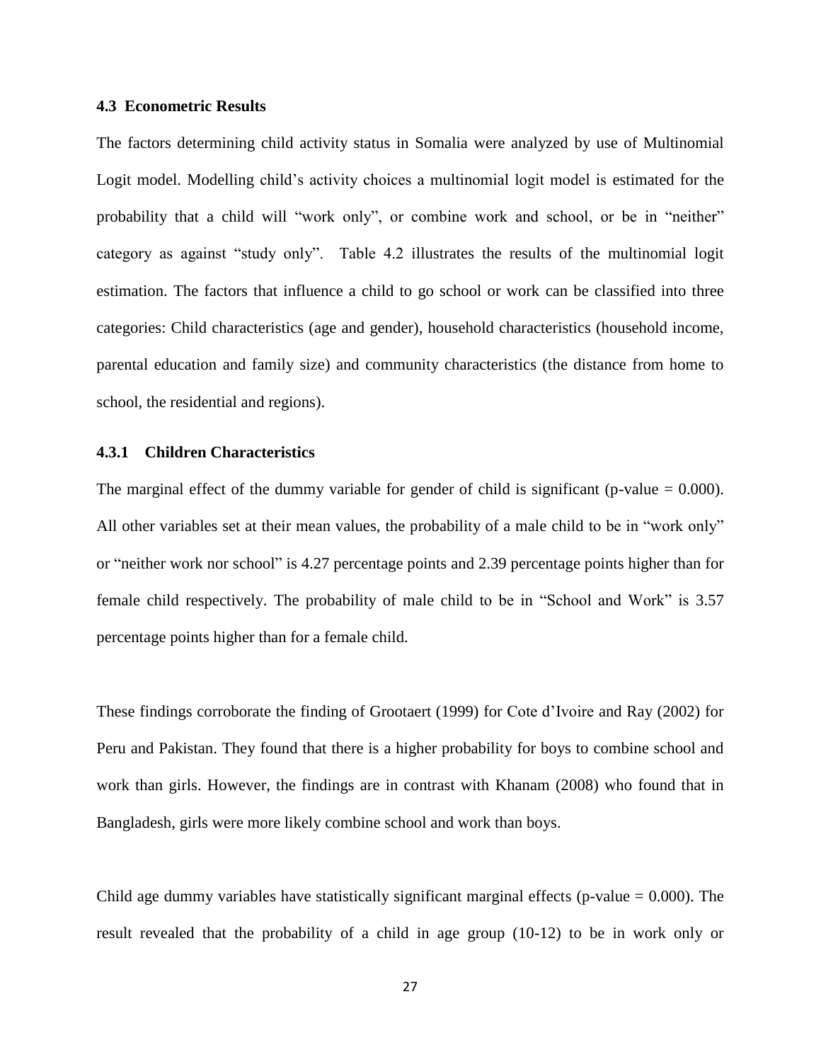### 4.3 Econometric Results

The factors determining child activity status in Somalia were analyzed by use of Multinomial Logit model. Modelling child's activity choices a multinomial logit model is estimated for the probability that a child will "work only", or combine work and school, or be in "neither" category as against "study only". Table 4.2 illustrates the results of the multinomial logit estimation. The factors that influence a child to go school or work can be classified into three categories: Child characteristics (age and gender), household characteristics (household income, parental education and family size) and community characteristics (the distance from home to school, the residential and regions).

#### 4.3.1 Children Characteristics

The marginal effect of the dummy variable for gender of child is significant (p-value = 0.000). All other variables set at their mean values, the probability of a male child to be in "work only" or "neither work nor school" is 4.27 percentage points and 2.39 percentage points higher than for female child respectively. The probability of male child to be in "School and Work" is 3.57 percentage points higher than for a female child.

These findings corroborate the finding of Grootaert (1999) for Cote d'Ivoire and Ray (2002) for Peru and Pakistan. They found that there is a higher probability for boys to combine school and work than girls. However, the findings are in contrast with Khanam (2008) who found that in Bangladesh, girls were more likely combine school and work than boys.

Child age dummy variables have statistically significant marginal effects (p-value = 0.000). The result revealed that the probability of a child in age group (10-12) to be in work only or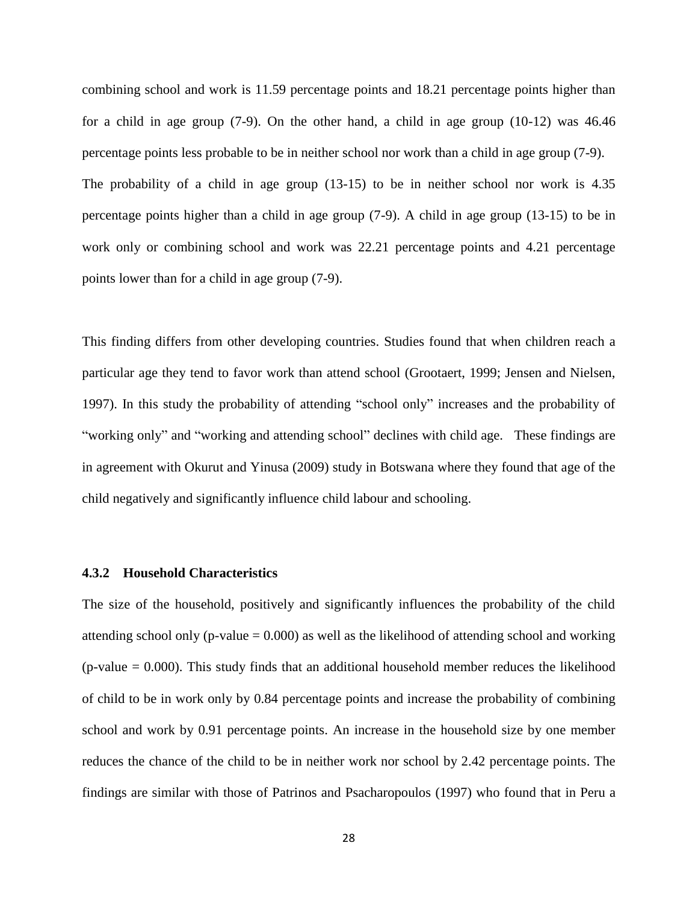combining school and work is 11.59 percentage points and 18.21 percentage points higher than for a child in age group (7-9). On the other hand, a child in age group (10-12) was 46.46 percentage points less probable to be in neither school nor work than a child in age group (7-9). The probability of a child in age group (13-15) to be in neither school nor work is 4.35 percentage points higher than a child in age group (7-9). A child in age group (13-15) to be in work only or combining school and work was 22.21 percentage points and 4.21 percentage points lower than for a child in age group (7-9).

This finding differs from other developing countries. Studies found that when children reach a particular age they tend to favor work than attend school (Grootaert, 1999; Jensen and Nielsen, 1997). In this study the probability of attending "school only" increases and the probability of "working only" and "working and attending school" declines with child age. These findings are in agreement with Okurut and Yinusa (2009) study in Botswana where they found that age of the child negatively and significantly influence child labour and schooling.

### 4.3.2 Household Characteristics

The size of the household, positively and significantly influences the probability of the child attending school only (p-value = 0.000) as well as the likelihood of attending school and working (p-value = 0.000). This study finds that an additional household member reduces the likelihood of child to be in work only by 0.84 percentage points and increase the probability of combining school and work by 0.91 percentage points. An increase in the household size by one member reduces the chance of the child to be in neither work nor school by 2.42 percentage points. The findings are similar with those of Patrinos and Psacharopoulos (1997) who found that in Peru a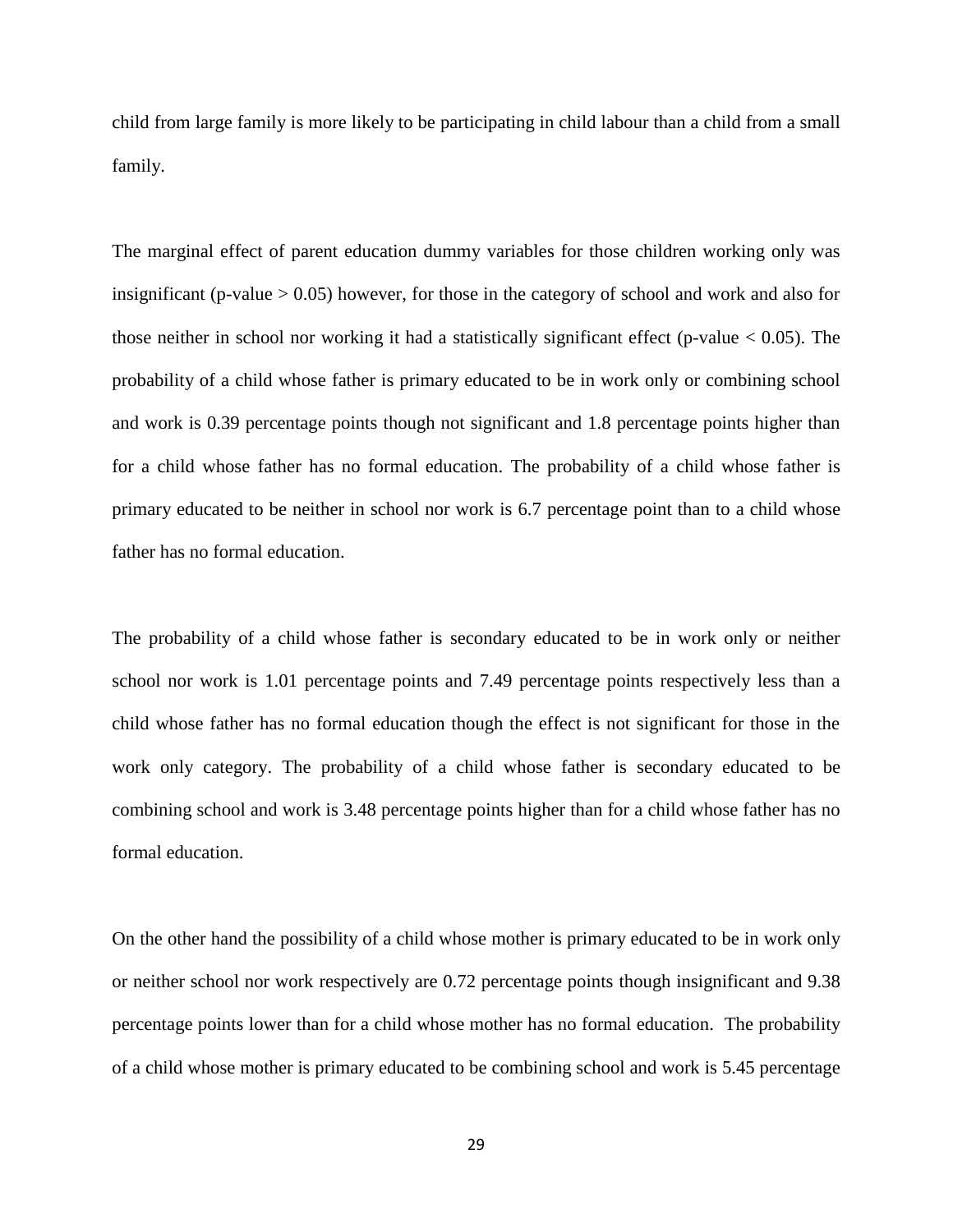child from large family is more likely to be participating in child labour than a child from a small family.

The marginal effect of parent education dummy variables for those children working only was insignificant (p-value > 0.05) however, for those in the category of school and work and also for those neither in school nor working it had a statistically significant effect (p-value < 0.05). The probability of a child whose father is primary educated to be in work only or combining school and work is 0.39 percentage points though not significant and 1.8 percentage points higher than for a child whose father has no formal education. The probability of a child whose father is primary educated to be neither in school nor work is 6.7 percentage point than to a child whose father has no formal education.

The probability of a child whose father is secondary educated to be in work only or neither school nor work is 1.01 percentage points and 7.49 percentage points respectively less than a child whose father has no formal education though the effect is not significant for those in the work only category. The probability of a child whose father is secondary educated to be combining school and work is 3.48 percentage points higher than for a child whose father has no formal education.

On the other hand the possibility of a child whose mother is primary educated to be in work only or neither school nor work respectively are 0.72 percentage points though insignificant and 9.38 percentage points lower than for a child whose mother has no formal education. The probability of a child whose mother is primary educated to be combining school and work is 5.45 percentage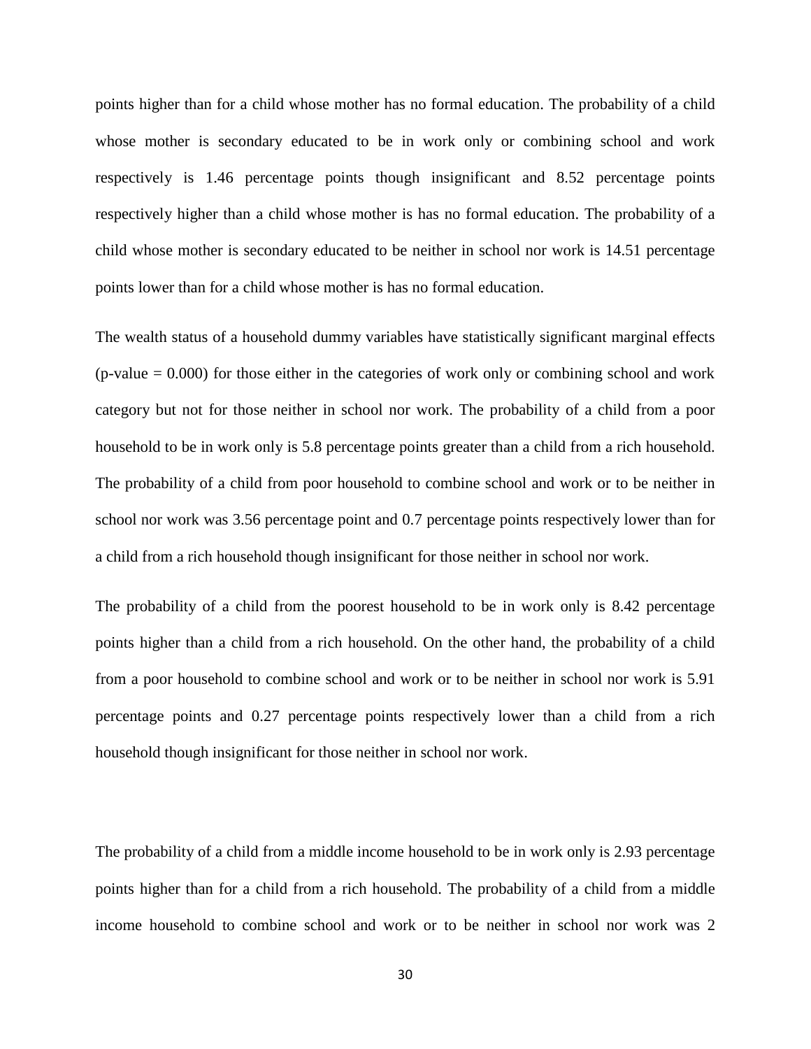points higher than for a child whose mother has no formal education. The probability of a child whose mother is secondary educated to be in work only or combining school and work respectively is 1.46 percentage points though insignificant and 8.52 percentage points respectively higher than a child whose mother is has no formal education. The probability of a child whose mother is secondary educated to be neither in school nor work is 14.51 percentage points lower than for a child whose mother is has no formal education.

The wealth status of a household dummy variables have statistically significant marginal effects (p-value = 0.000) for those either in the categories of work only or combining school and work category but not for those neither in school nor work. The probability of a child from a poor household to be in work only is 5.8 percentage points greater than a child from a rich household. The probability of a child from poor household to combine school and work or to be neither in school nor work was 3.56 percentage point and 0.7 percentage points respectively lower than for a child from a rich household though insignificant for those neither in school nor work.

The probability of a child from the poorest household to be in work only is 8.42 percentage points higher than a child from a rich household. On the other hand, the probability of a child from a poor household to combine school and work or to be neither in school nor work is 5.91 percentage points and 0.27 percentage points respectively lower than a child from a rich household though insignificant for those neither in school nor work.

The probability of a child from a middle income household to be in work only is 2.93 percentage points higher than for a child from a rich household. The probability of a child from a middle income household to combine school and work or to be neither in school nor work was 2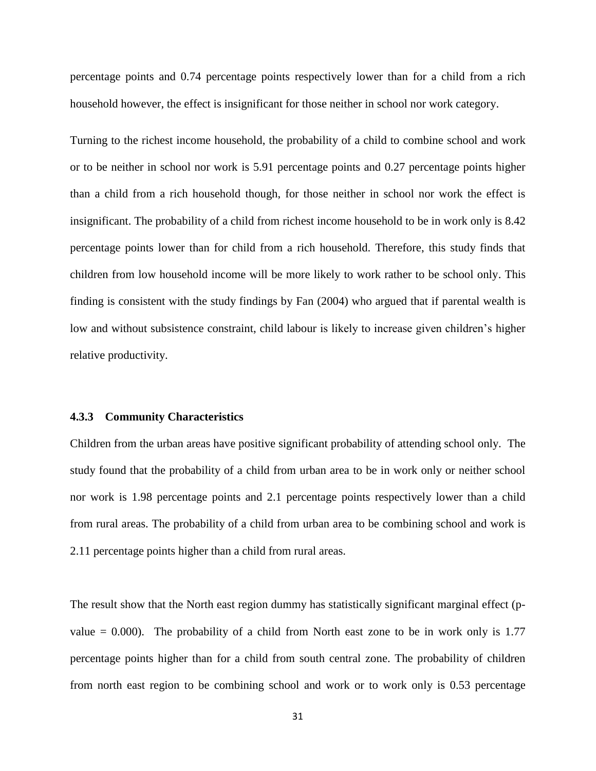percentage points and 0.74 percentage points respectively lower than for a child from a rich household however, the effect is insignificant for those neither in school nor work category.

Turning to the richest income household, the probability of a child to combine school and work or to be neither in school nor work is 5.91 percentage points and 0.27 percentage points higher than a child from a rich household though, for those neither in school nor work the effect is insignificant. The probability of a child from richest income household to be in work only is 8.42 percentage points lower than for child from a rich household. Therefore, this study finds that children from low household income will be more likely to work rather to be school only. This finding is consistent with the study findings by Fan (2004) who argued that if parental wealth is low and without subsistence constraint, child labour is likely to increase given children's higher relative productivity.

### 4.3.3 Community Characteristics

Children from the urban areas have positive significant probability of attending school only. The study found that the probability of a child from urban area to be in work only or neither school nor work is 1.98 percentage points and 2.1 percentage points respectively lower than a child from rural areas. The probability of a child from urban area to be combining school and work is 2.11 percentage points higher than a child from rural areas.

The result show that the North east region dummy has statistically significant marginal effect (p-value = 0.000). The probability of a child from North east zone to be in work only is 1.77 percentage points higher than for a child from south central zone. The probability of children from north east region to be combining school and work or to work only is 0.53 percentage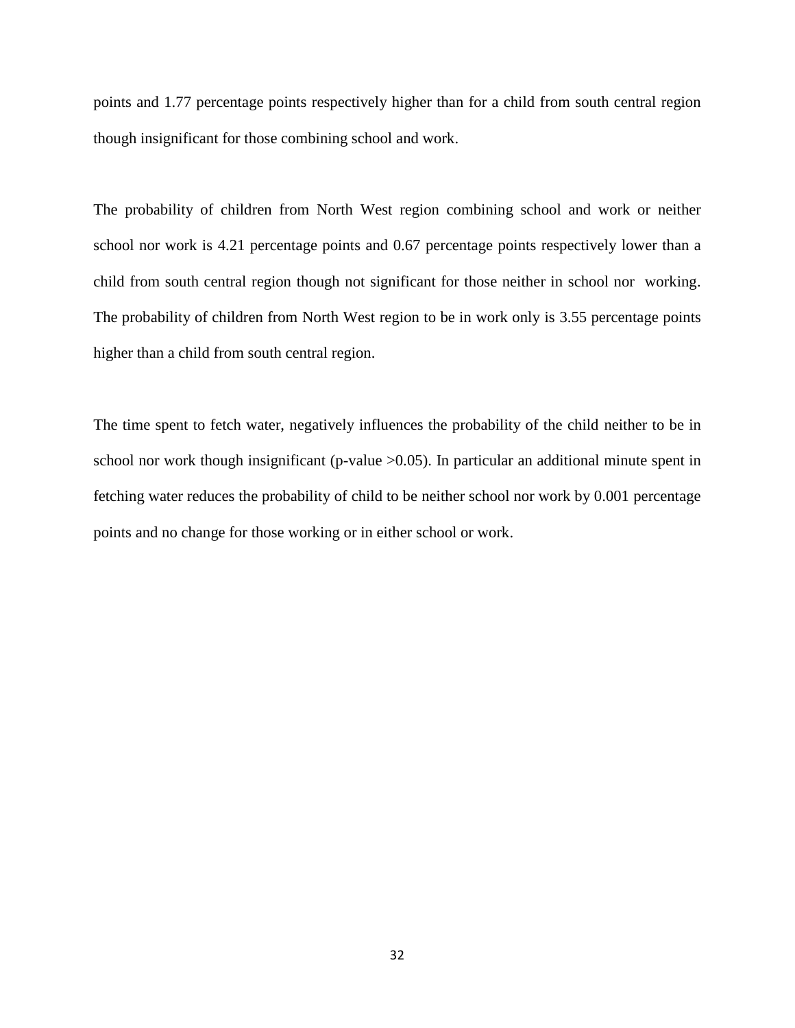points and 1.77 percentage points respectively higher than for a child from south central region though insignificant for those combining school and work.

The probability of children from North West region combining school and work or neither school nor work is 4.21 percentage points and 0.67 percentage points respectively lower than a child from south central region though not significant for those neither in school nor working. The probability of children from North West region to be in work only is 3.55 percentage points higher than a child from south central region.

The time spent to fetch water, negatively influences the probability of the child neither to be in school nor work though insignificant (p-value >0.05). In particular an additional minute spent in fetching water reduces the probability of child to be neither school nor work by 0.001 percentage points and no change for those working or in either school or work.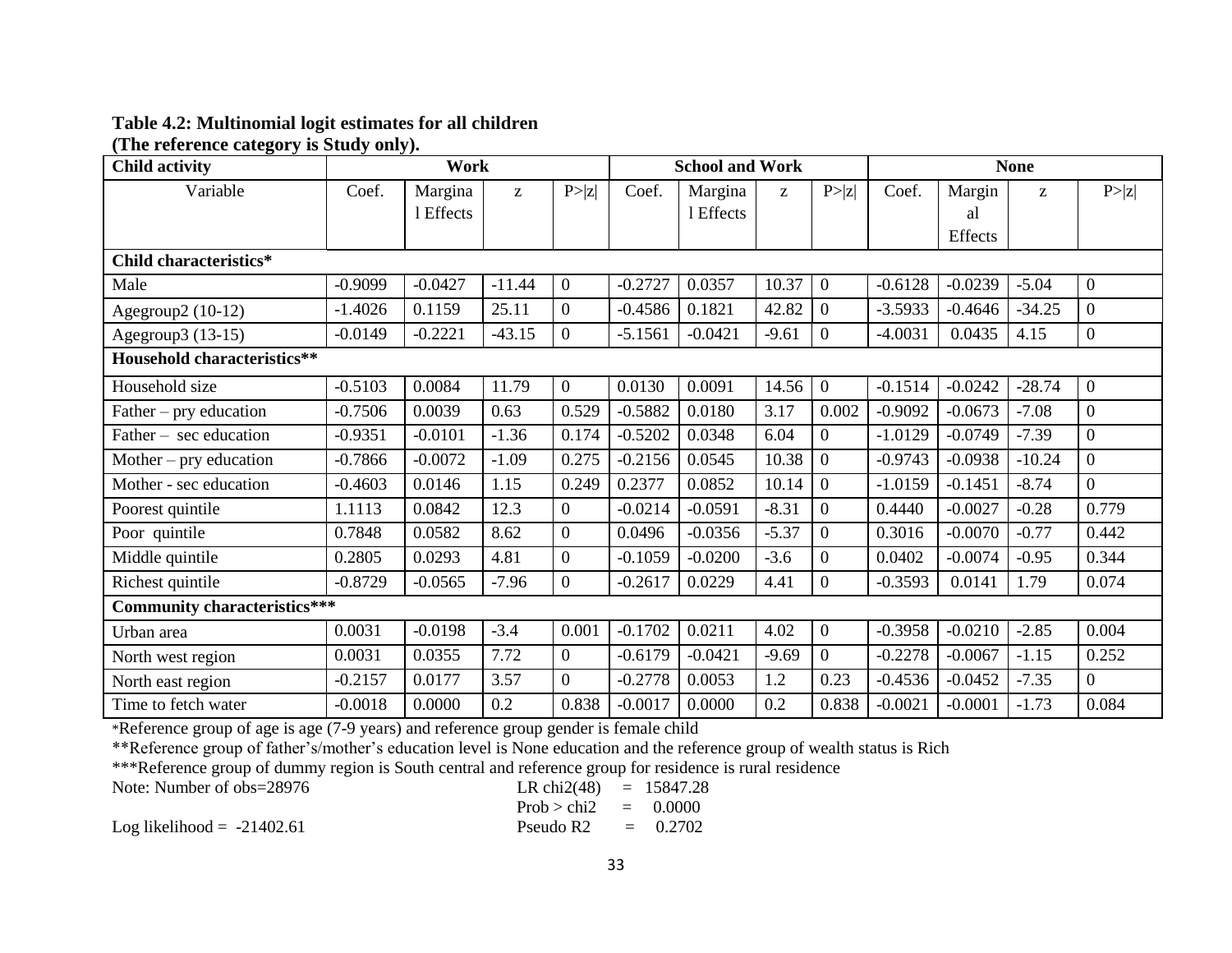**Table 4.2: Multinomial logit estimates for all children**
**(The reference category is Study only).**

| Child activity | Work | | | | School and Work | | | | None | | | |
|---|---|---|---|---|---|---|---|---|---|---|---|---|
| Variable | Coef. | Marginal Effects | z | P>\|z\| | Coef. | Marginal Effects | z | P>\|z\| | Coef. | Marginal Effects | z | P>\|z\| |
| **Child characteristics*** | | | | | | | | | | | | |
| Male | -0.9099 | -0.0427 | -11.44 | 0 | -0.2727 | 0.0357 | 10.37 | 0 | -0.6128 | -0.0239 | -5.04 | 0 |
| Agegroup2 (10-12) | -1.4026 | 0.1159 | 25.11 | 0 | -0.4586 | 0.1821 | 42.82 | 0 | -3.5933 | -0.4646 | -34.25 | 0 |
| Agegroup3 (13-15) | -0.0149 | -0.2221 | -43.15 | 0 | -5.1561 | -0.0421 | -9.61 | 0 | -4.0031 | 0.0435 | 4.15 | 0 |
| **Household characteristics**** | | | | | | | | | | | | |
| Household size | -0.5103 | 0.0084 | 11.79 | 0 | 0.0130 | 0.0091 | 14.56 | 0 | -0.1514 | -0.0242 | -28.74 | 0 |
| Father – pry education | -0.7506 | 0.0039 | 0.63 | 0.529 | -0.5882 | 0.0180 | 3.17 | 0.002 | -0.9092 | -0.0673 | -7.08 | 0 |
| Father – sec education | -0.9351 | -0.0101 | -1.36 | 0.174 | -0.5202 | 0.0348 | 6.04 | 0 | -1.0129 | -0.0749 | -7.39 | 0 |
| Mother – pry education | -0.7866 | -0.0072 | -1.09 | 0.275 | -0.2156 | 0.0545 | 10.38 | 0 | -0.9743 | -0.0938 | -10.24 | 0 |
| Mother - sec education | -0.4603 | 0.0146 | 1.15 | 0.249 | 0.2377 | 0.0852 | 10.14 | 0 | -1.0159 | -0.1451 | -8.74 | 0 |
| Poorest quintile | 1.1113 | 0.0842 | 12.3 | 0 | -0.0214 | -0.0591 | -8.31 | 0 | 0.4440 | -0.0027 | -0.28 | 0.779 |
| Poor quintile | 0.7848 | 0.0582 | 8.62 | 0 | 0.0496 | -0.0356 | -5.37 | 0 | 0.3016 | -0.0070 | -0.77 | 0.442 |
| Middle quintile | 0.2805 | 0.0293 | 4.81 | 0 | -0.1059 | -0.0200 | -3.6 | 0 | 0.0402 | -0.0074 | -0.95 | 0.344 |
| Richest quintile | -0.8729 | -0.0565 | -7.96 | 0 | -0.2617 | 0.0229 | 4.41 | 0 | -0.3593 | 0.0141 | 1.79 | 0.074 |
| **Community characteristics***** | | | | | | | | | | | | |
| Urban area | 0.0031 | -0.0198 | -3.4 | 0.001 | -0.1702 | 0.0211 | 4.02 | 0 | -0.3958 | -0.0210 | -2.85 | 0.004 |
| North west region | 0.0031 | 0.0355 | 7.72 | 0 | -0.6179 | -0.0421 | -9.69 | 0 | -0.2278 | -0.0067 | -1.15 | 0.252 |
| North east region | -0.2157 | 0.0177 | 3.57 | 0 | -0.2778 | 0.0053 | 1.2 | 0.23 | -0.4536 | -0.0452 | -7.35 | 0 |
| Time to fetch water | -0.0018 | 0.0000 | 0.2 | 0.838 | -0.0017 | 0.0000 | 0.2 | 0.838 | -0.0021 | -0.0001 | -1.73 | 0.084 |

*Reference group of age is age (7-9 years) and reference group gender is female child

**Reference group of father's/mother's education level is None education and the reference group of wealth status is Rich

***Reference group of dummy region is South central and reference group for residence is rural residence

Note: Number of obs=28976 LR chi2(48) = 15847.28

Prob > chi2 = 0.0000

Log likelihood = -21402.61 Pseudo R2 = 0.2702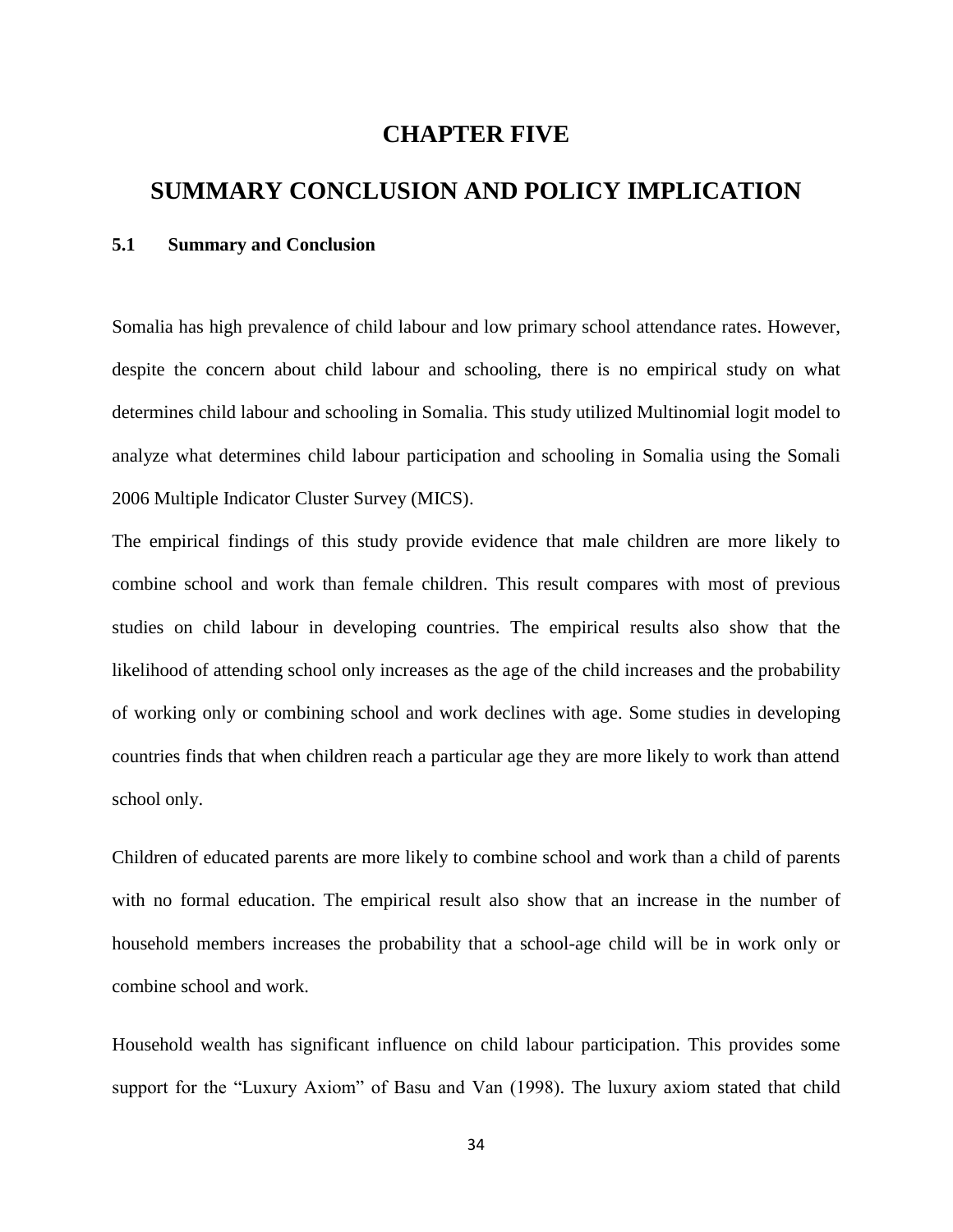# CHAPTER FIVE

# SUMMARY CONCLUSION AND POLICY IMPLICATION

## 5.1 Summary and Conclusion

Somalia has high prevalence of child labour and low primary school attendance rates. However, despite the concern about child labour and schooling, there is no empirical study on what determines child labour and schooling in Somalia. This study utilized Multinomial logit model to analyze what determines child labour participation and schooling in Somalia using the Somali 2006 Multiple Indicator Cluster Survey (MICS).

The empirical findings of this study provide evidence that male children are more likely to combine school and work than female children. This result compares with most of previous studies on child labour in developing countries. The empirical results also show that the likelihood of attending school only increases as the age of the child increases and the probability of working only or combining school and work declines with age. Some studies in developing countries finds that when children reach a particular age they are more likely to work than attend school only.

Children of educated parents are more likely to combine school and work than a child of parents with no formal education. The empirical result also show that an increase in the number of household members increases the probability that a school-age child will be in work only or combine school and work.

Household wealth has significant influence on child labour participation. This provides some support for the "Luxury Axiom" of Basu and Van (1998). The luxury axiom stated that child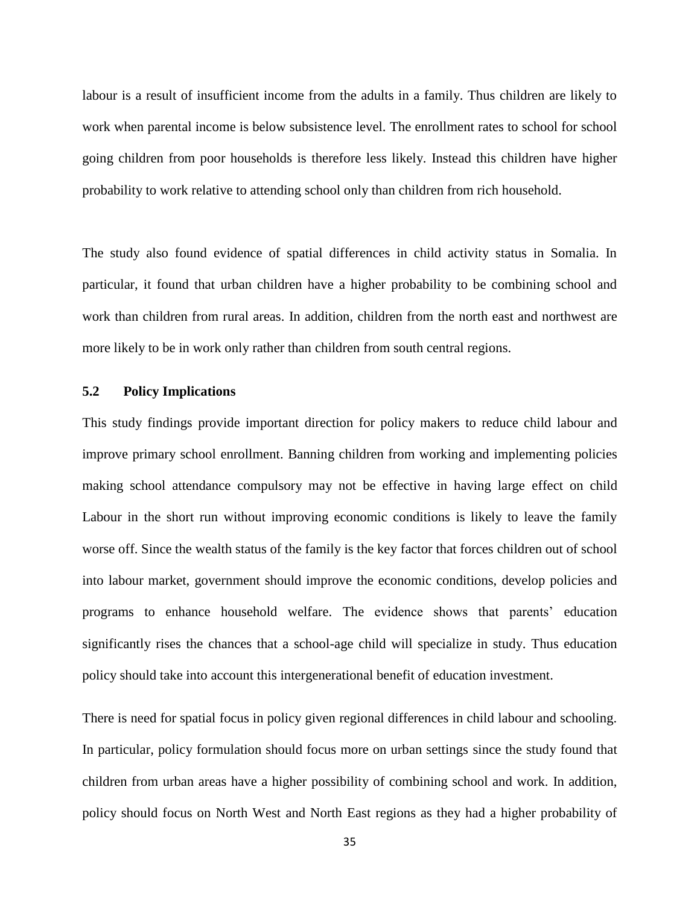labour is a result of insufficient income from the adults in a family. Thus children are likely to work when parental income is below subsistence level. The enrollment rates to school for school going children from poor households is therefore less likely. Instead this children have higher probability to work relative to attending school only than children from rich household.

The study also found evidence of spatial differences in child activity status in Somalia. In particular, it found that urban children have a higher probability to be combining school and work than children from rural areas. In addition, children from the north east and northwest are more likely to be in work only rather than children from south central regions.

## 5.2 Policy Implications

This study findings provide important direction for policy makers to reduce child labour and improve primary school enrollment. Banning children from working and implementing policies making school attendance compulsory may not be effective in having large effect on child Labour in the short run without improving economic conditions is likely to leave the family worse off. Since the wealth status of the family is the key factor that forces children out of school into labour market, government should improve the economic conditions, develop policies and programs to enhance household welfare. The evidence shows that parents' education significantly rises the chances that a school-age child will specialize in study. Thus education policy should take into account this intergenerational benefit of education investment.

There is need for spatial focus in policy given regional differences in child labour and schooling. In particular, policy formulation should focus more on urban settings since the study found that children from urban areas have a higher possibility of combining school and work. In addition, policy should focus on North West and North East regions as they had a higher probability of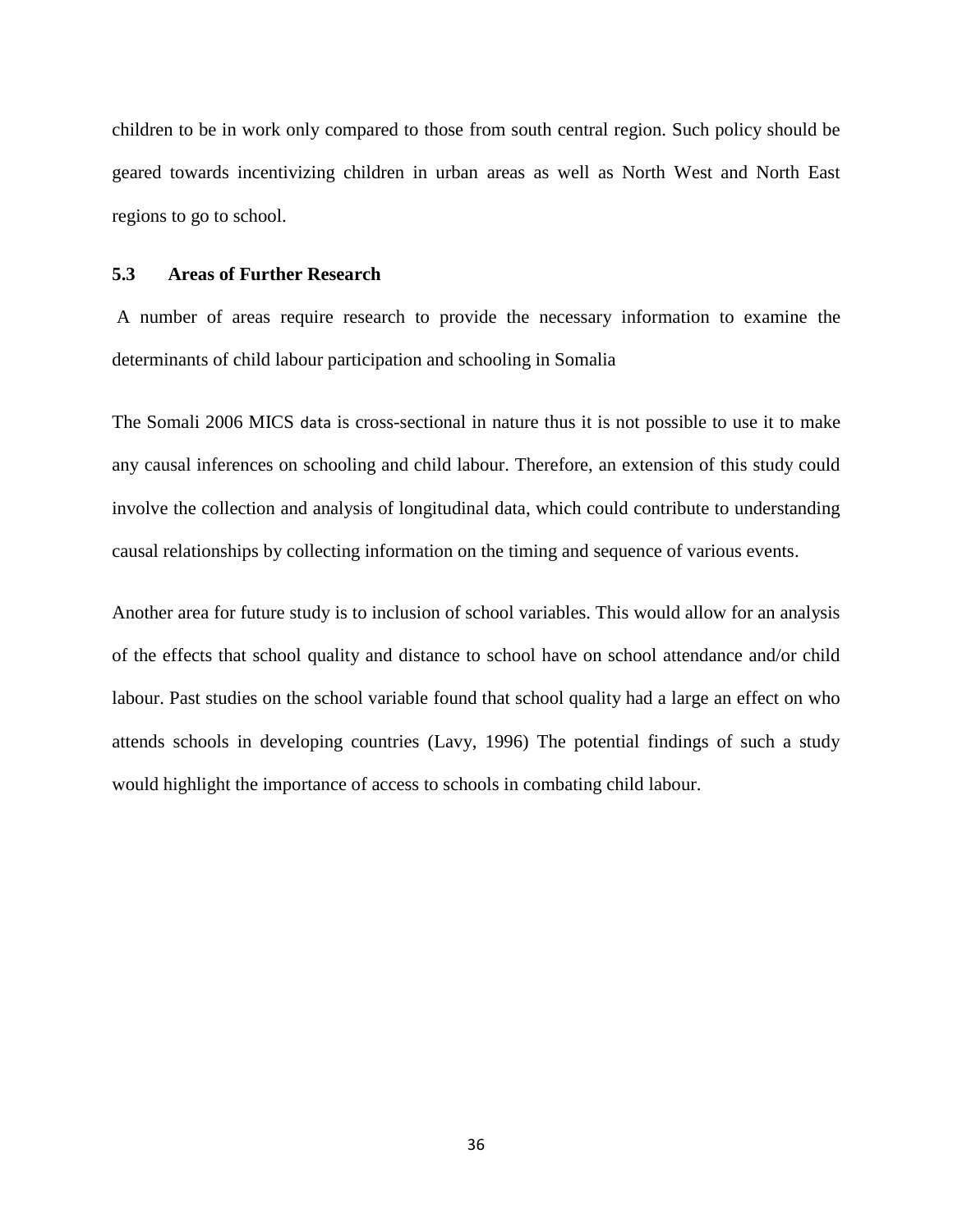children to be in work only compared to those from south central region. Such policy should be geared towards incentivizing children in urban areas as well as North West and North East regions to go to school.

### 5.3 Areas of Further Research

A number of areas require research to provide the necessary information to examine the determinants of child labour participation and schooling in Somalia

The Somali 2006 MICS data is cross-sectional in nature thus it is not possible to use it to make any causal inferences on schooling and child labour. Therefore, an extension of this study could involve the collection and analysis of longitudinal data, which could contribute to understanding causal relationships by collecting information on the timing and sequence of various events.

Another area for future study is to inclusion of school variables. This would allow for an analysis of the effects that school quality and distance to school have on school attendance and/or child labour. Past studies on the school variable found that school quality had a large an effect on who attends schools in developing countries (Lavy, 1996) The potential findings of such a study would highlight the importance of access to schools in combating child labour.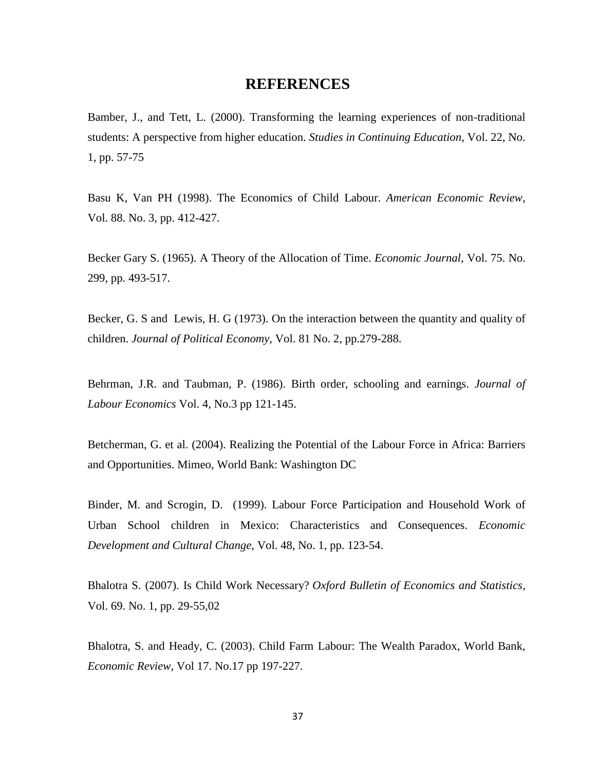# REFERENCES

Bamber, J., and Tett, L. (2000). Transforming the learning experiences of non-traditional students: A perspective from higher education. *Studies in Continuing Education*, Vol. 22, No. 1, pp. 57-75

Basu K, Van PH (1998). The Economics of Child Labour. *American Economic Review*, Vol. 88. No. 3, pp. 412-427.

Becker Gary S. (1965). A Theory of the Allocation of Time. *Economic Journal*, Vol. 75. No. 299, pp. 493-517.

Becker, G. S and Lewis, H. G (1973). On the interaction between the quantity and quality of children. *Journal of Political Economy*, Vol. 81 No. 2, pp.279-288.

Behrman, J.R. and Taubman, P. (1986). Birth order, schooling and earnings. *Journal of Labour Economics* Vol. 4, No.3 pp 121-145.

Betcherman, G. et al. (2004). Realizing the Potential of the Labour Force in Africa: Barriers and Opportunities. Mimeo, World Bank: Washington DC

Binder, M. and Scrogin, D. (1999). Labour Force Participation and Household Work of Urban School children in Mexico: Characteristics and Consequences. *Economic Development and Cultural Change*, Vol. 48, No. 1, pp. 123-54.

Bhalotra S. (2007). Is Child Work Necessary? *Oxford Bulletin of Economics and Statistics*, Vol. 69. No. 1, pp. 29-55,02

Bhalotra, S. and Heady, C. (2003). Child Farm Labour: The Wealth Paradox, World Bank, *Economic Review*, Vol 17. No.17 pp 197-227.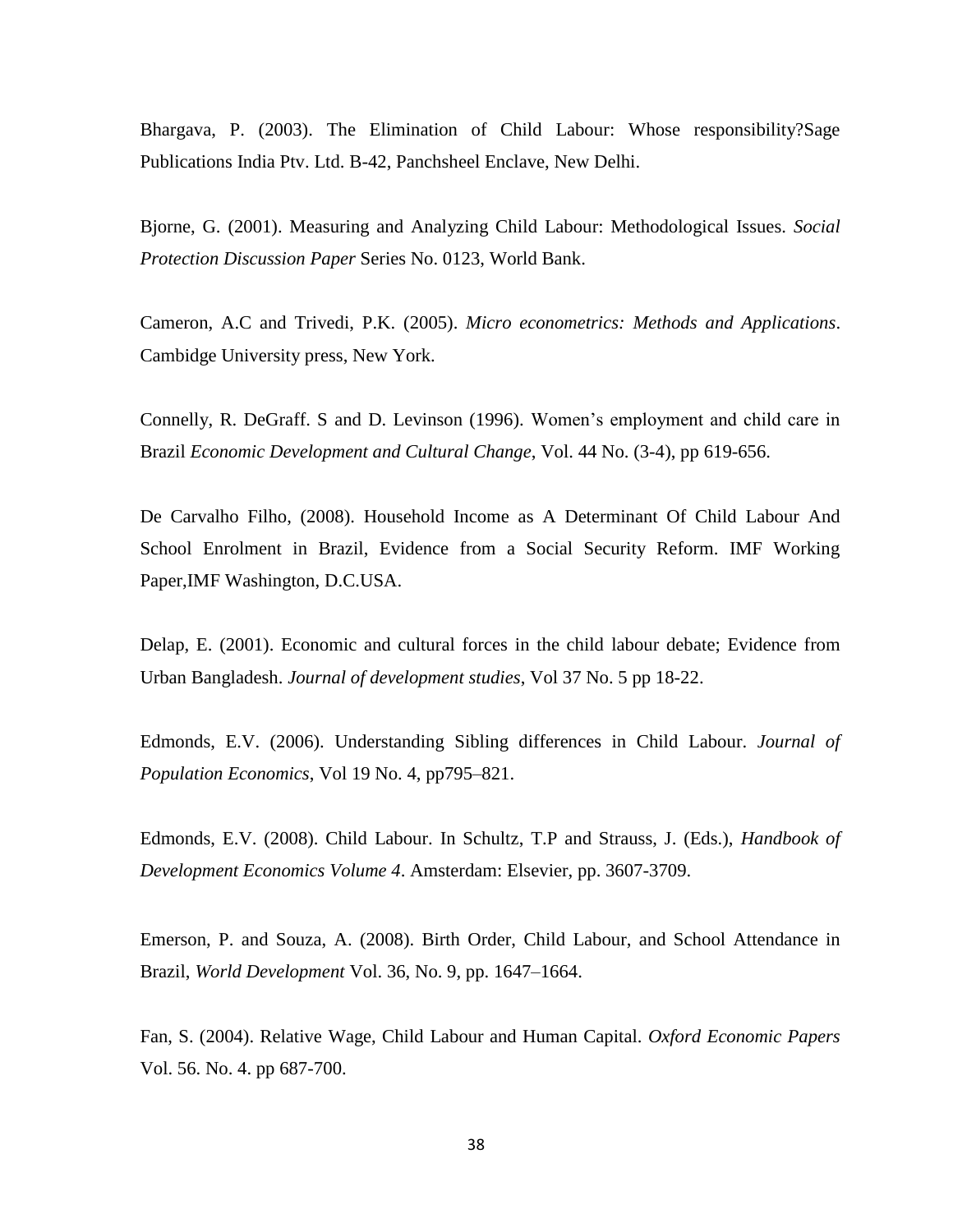Bhargava, P. (2003). The Elimination of Child Labour: Whose responsibility?Sage Publications India Ptv. Ltd. B-42, Panchsheel Enclave, New Delhi.

Bjorne, G. (2001). Measuring and Analyzing Child Labour: Methodological Issues. *Social Protection Discussion Paper* Series No. 0123, World Bank.

Cameron, A.C and Trivedi, P.K. (2005). *Micro econometrics: Methods and Applications*. Cambidge University press, New York.

Connelly, R. DeGraff. S and D. Levinson (1996). Women's employment and child care in Brazil *Economic Development and Cultural Change*, Vol. 44 No. (3-4), pp 619-656.

De Carvalho Filho, (2008). Household Income as A Determinant Of Child Labour And School Enrolment in Brazil, Evidence from a Social Security Reform. IMF Working Paper,IMF Washington, D.C.USA.

Delap, E. (2001). Economic and cultural forces in the child labour debate; Evidence from Urban Bangladesh. *Journal of development studies*, Vol 37 No. 5 pp 18-22.

Edmonds, E.V. (2006). Understanding Sibling differences in Child Labour. *Journal of Population Economics*, Vol 19 No. 4, pp795–821.

Edmonds, E.V. (2008). Child Labour. In Schultz, T.P and Strauss, J. (Eds.), *Handbook of Development Economics Volume 4*. Amsterdam: Elsevier, pp. 3607-3709.

Emerson, P. and Souza, A. (2008). Birth Order, Child Labour, and School Attendance in Brazil, *World Development* Vol. 36, No. 9, pp. 1647–1664.

Fan, S. (2004). Relative Wage, Child Labour and Human Capital. *Oxford Economic Papers* Vol. 56. No. 4. pp 687-700.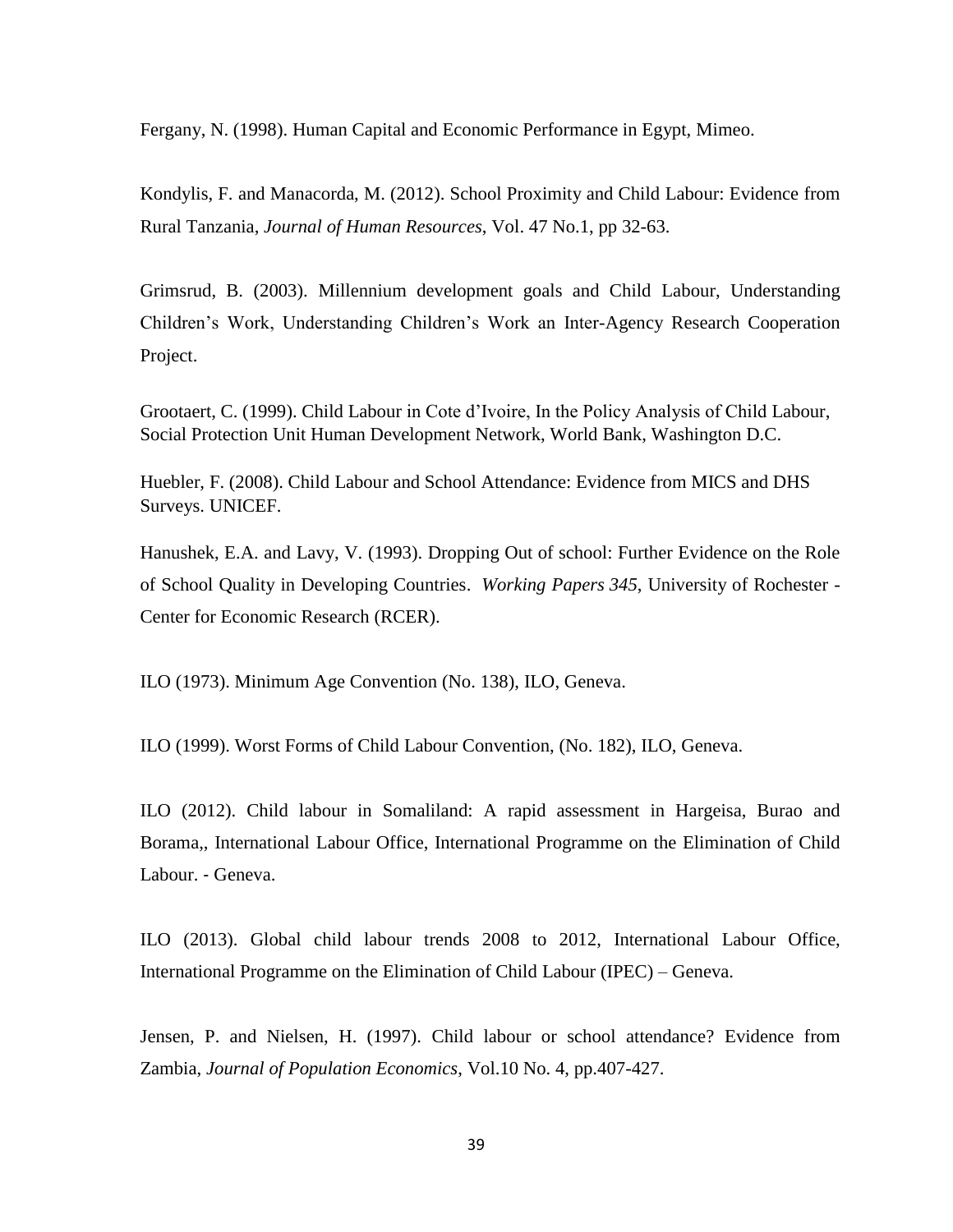Fergany, N. (1998). Human Capital and Economic Performance in Egypt, Mimeo.

Kondylis, F. and Manacorda, M. (2012). School Proximity and Child Labour: Evidence from Rural Tanzania, *Journal of Human Resources*, Vol. 47 No.1, pp 32-63.

Grimsrud, B. (2003). Millennium development goals and Child Labour, Understanding Children's Work, Understanding Children's Work an Inter-Agency Research Cooperation Project.

Grootaert, C. (1999). Child Labour in Cote d'Ivoire, In the Policy Analysis of Child Labour, Social Protection Unit Human Development Network, World Bank, Washington D.C.

Huebler, F. (2008). Child Labour and School Attendance: Evidence from MICS and DHS Surveys. UNICEF.

Hanushek, E.A. and Lavy, V. (1993). Dropping Out of school: Further Evidence on the Role of School Quality in Developing Countries. *Working Papers 345*, University of Rochester - Center for Economic Research (RCER).

ILO (1973). Minimum Age Convention (No. 138), ILO, Geneva.

ILO (1999). Worst Forms of Child Labour Convention, (No. 182), ILO, Geneva.

ILO (2012). Child labour in Somaliland: A rapid assessment in Hargeisa, Burao and Borama,, International Labour Office, International Programme on the Elimination of Child Labour. - Geneva.

ILO (2013). Global child labour trends 2008 to 2012, International Labour Office, International Programme on the Elimination of Child Labour (IPEC) – Geneva.

Jensen, P. and Nielsen, H. (1997). Child labour or school attendance? Evidence from Zambia, *Journal of Population Economics*, Vol.10 No. 4, pp.407-427.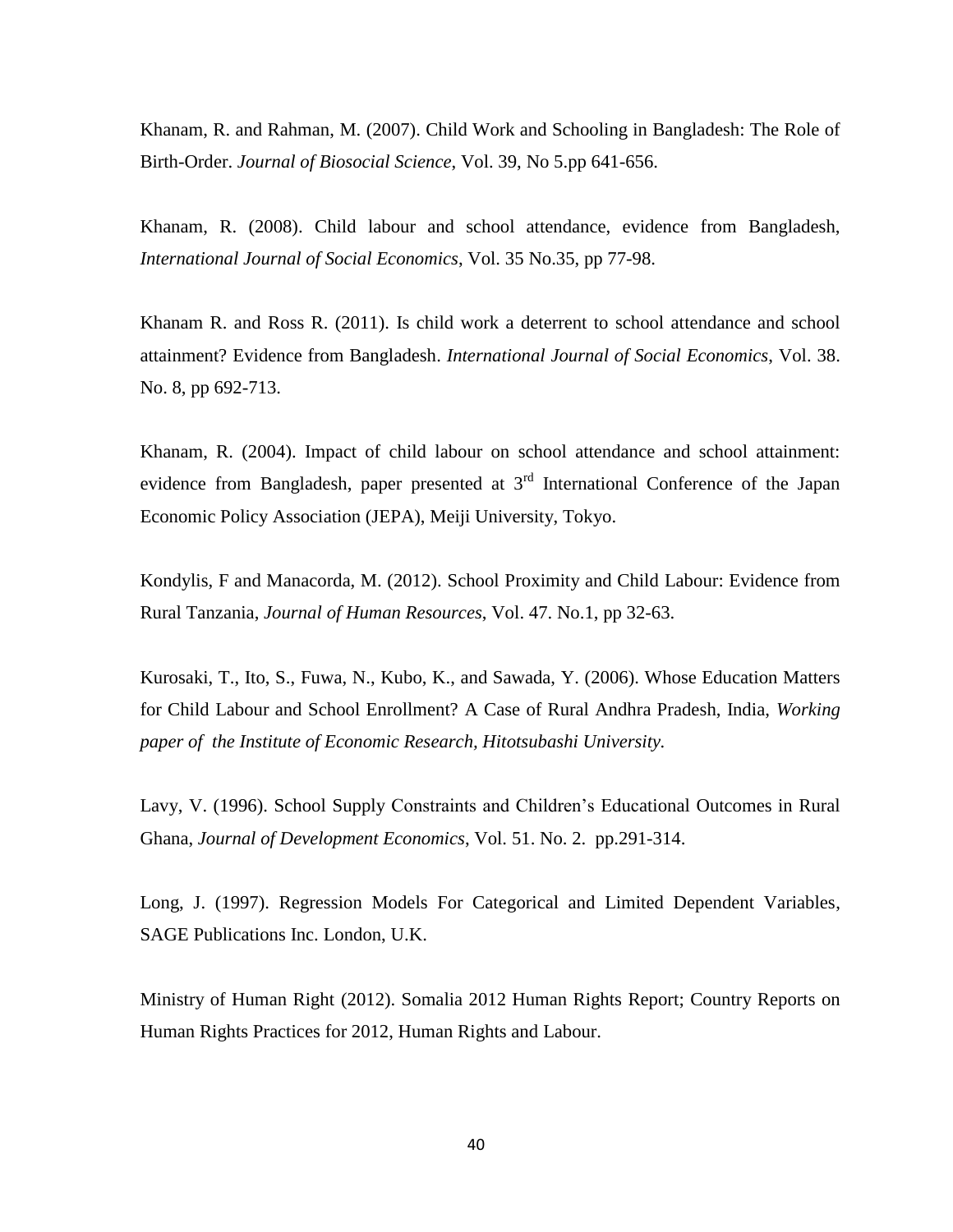Khanam, R. and Rahman, M. (2007). Child Work and Schooling in Bangladesh: The Role of Birth-Order. *Journal of Biosocial Science*, Vol. 39, No 5.pp 641-656.

Khanam, R. (2008). Child labour and school attendance, evidence from Bangladesh, *International Journal of Social Economics*, Vol. 35 No.35, pp 77-98.

Khanam R. and Ross R. (2011). Is child work a deterrent to school attendance and school attainment? Evidence from Bangladesh. *International Journal of Social Economics*, Vol. 38. No. 8, pp 692-713.

Khanam, R. (2004). Impact of child labour on school attendance and school attainment: evidence from Bangladesh, paper presented at 3rd International Conference of the Japan Economic Policy Association (JEPA), Meiji University, Tokyo.

Kondylis, F and Manacorda, M. (2012). School Proximity and Child Labour: Evidence from Rural Tanzania, *Journal of Human Resources*, Vol. 47. No.1, pp 32-63.

Kurosaki, T., Ito, S., Fuwa, N., Kubo, K., and Sawada, Y. (2006). Whose Education Matters for Child Labour and School Enrollment? A Case of Rural Andhra Pradesh, India, *Working paper of the Institute of Economic Research, Hitotsubashi University.*

Lavy, V. (1996). School Supply Constraints and Children's Educational Outcomes in Rural Ghana, *Journal of Development Economics*, Vol. 51. No. 2. pp.291-314.

Long, J. (1997). Regression Models For Categorical and Limited Dependent Variables, SAGE Publications Inc. London, U.K.

Ministry of Human Right (2012). Somalia 2012 Human Rights Report; Country Reports on Human Rights Practices for 2012, Human Rights and Labour.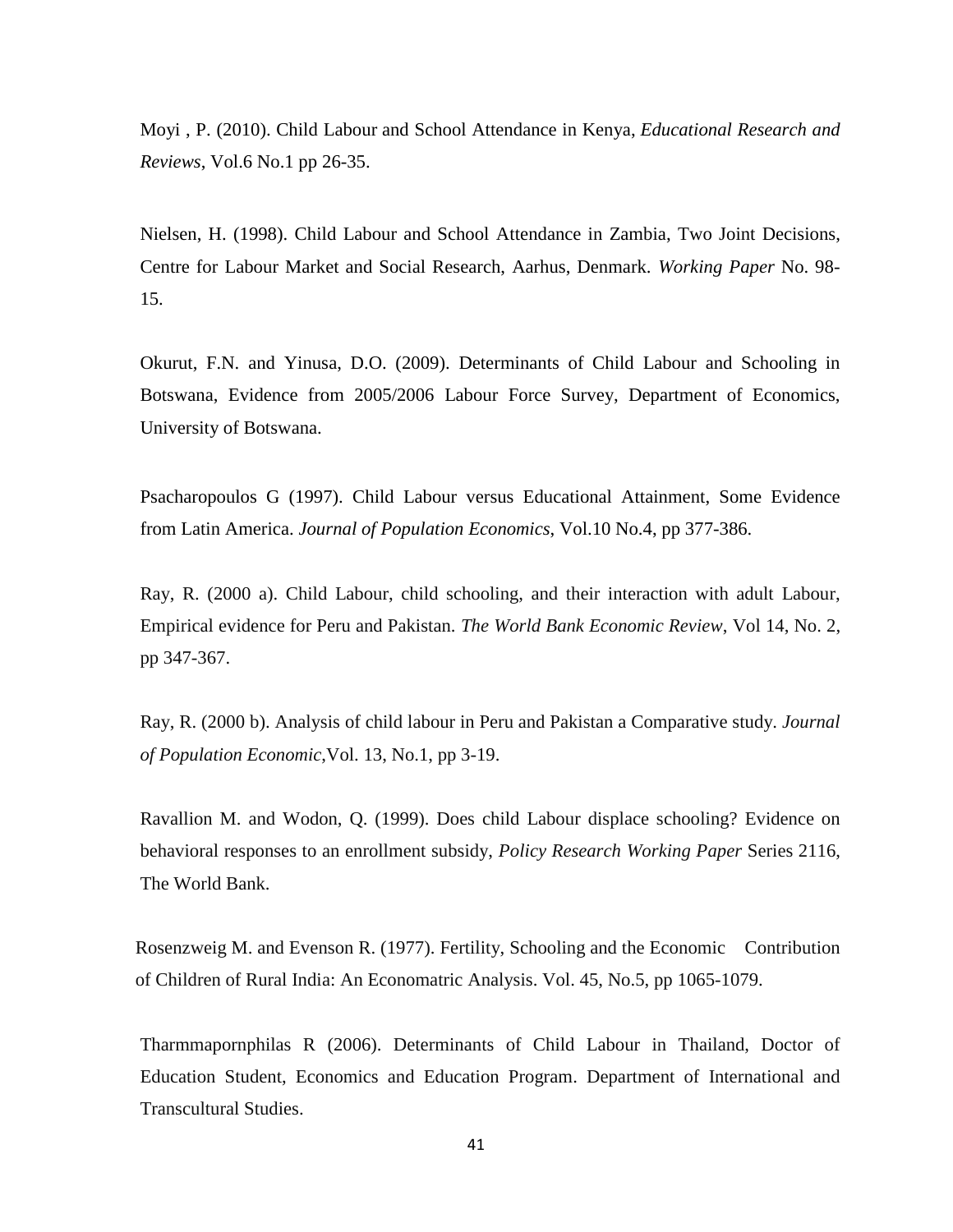Moyi , P. (2010). Child Labour and School Attendance in Kenya, *Educational Research and Reviews*, Vol.6 No.1 pp 26-35.

Nielsen, H. (1998). Child Labour and School Attendance in Zambia, Two Joint Decisions, Centre for Labour Market and Social Research, Aarhus, Denmark. *Working Paper* No. 98-15.

Okurut, F.N. and Yinusa, D.O. (2009). Determinants of Child Labour and Schooling in Botswana, Evidence from 2005/2006 Labour Force Survey, Department of Economics, University of Botswana.

Psacharopoulos G (1997). Child Labour versus Educational Attainment, Some Evidence from Latin America. *Journal of Population Economics*, Vol.10 No.4, pp 377-386.

Ray, R. (2000 a). Child Labour, child schooling, and their interaction with adult Labour, Empirical evidence for Peru and Pakistan. *The World Bank Economic Review*, Vol 14, No. 2, pp 347-367.

Ray, R. (2000 b). Analysis of child labour in Peru and Pakistan a Comparative study. *Journal of Population Economic*,Vol. 13, No.1, pp 3-19.

Ravallion M. and Wodon, Q. (1999). Does child Labour displace schooling? Evidence on behavioral responses to an enrollment subsidy, *Policy Research Working Paper* Series 2116, The World Bank.

Rosenzweig M. and Evenson R. (1977). Fertility, Schooling and the Economic Contribution of Children of Rural India: An Economatric Analysis. Vol. 45, No.5, pp 1065-1079.

Tharmmapornphilas R (2006). Determinants of Child Labour in Thailand, Doctor of Education Student, Economics and Education Program. Department of International and Transcultural Studies.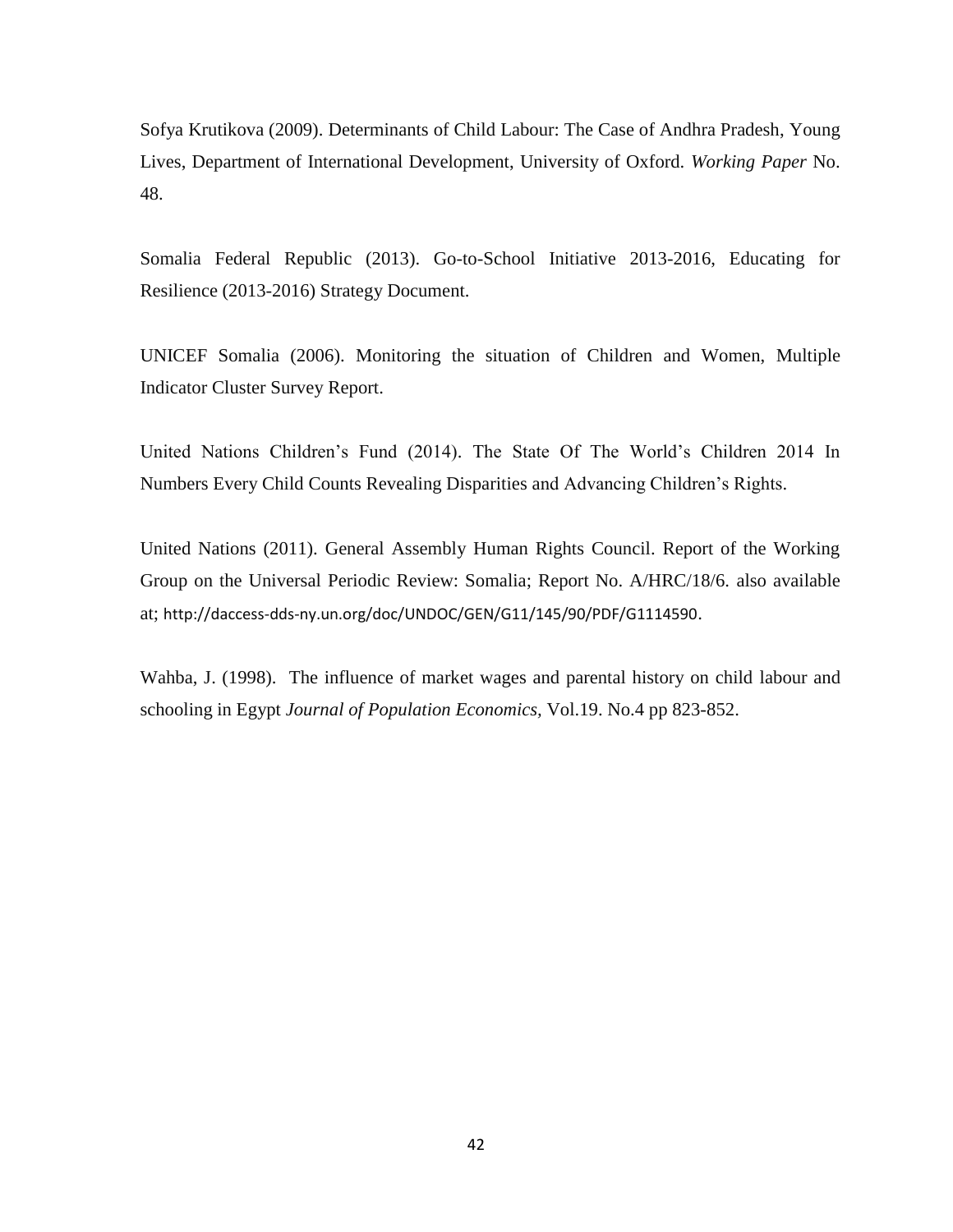Sofya Krutikova (2009). Determinants of Child Labour: The Case of Andhra Pradesh, Young Lives, Department of International Development, University of Oxford. *Working Paper* No. 48.

Somalia Federal Republic (2013). Go-to-School Initiative 2013-2016, Educating for Resilience (2013-2016) Strategy Document.

UNICEF Somalia (2006). Monitoring the situation of Children and Women, Multiple Indicator Cluster Survey Report.

United Nations Children's Fund (2014). The State Of The World's Children 2014 In Numbers Every Child Counts Revealing Disparities and Advancing Children's Rights.

United Nations (2011). General Assembly Human Rights Council. Report of the Working Group on the Universal Periodic Review: Somalia; Report No. A/HRC/18/6. also available at; http://daccess-dds-ny.un.org/doc/UNDOC/GEN/G11/145/90/PDF/G1114590.

Wahba, J. (1998). The influence of market wages and parental history on child labour and schooling in Egypt *Journal of Population Economics*, Vol.19. No.4 pp 823-852.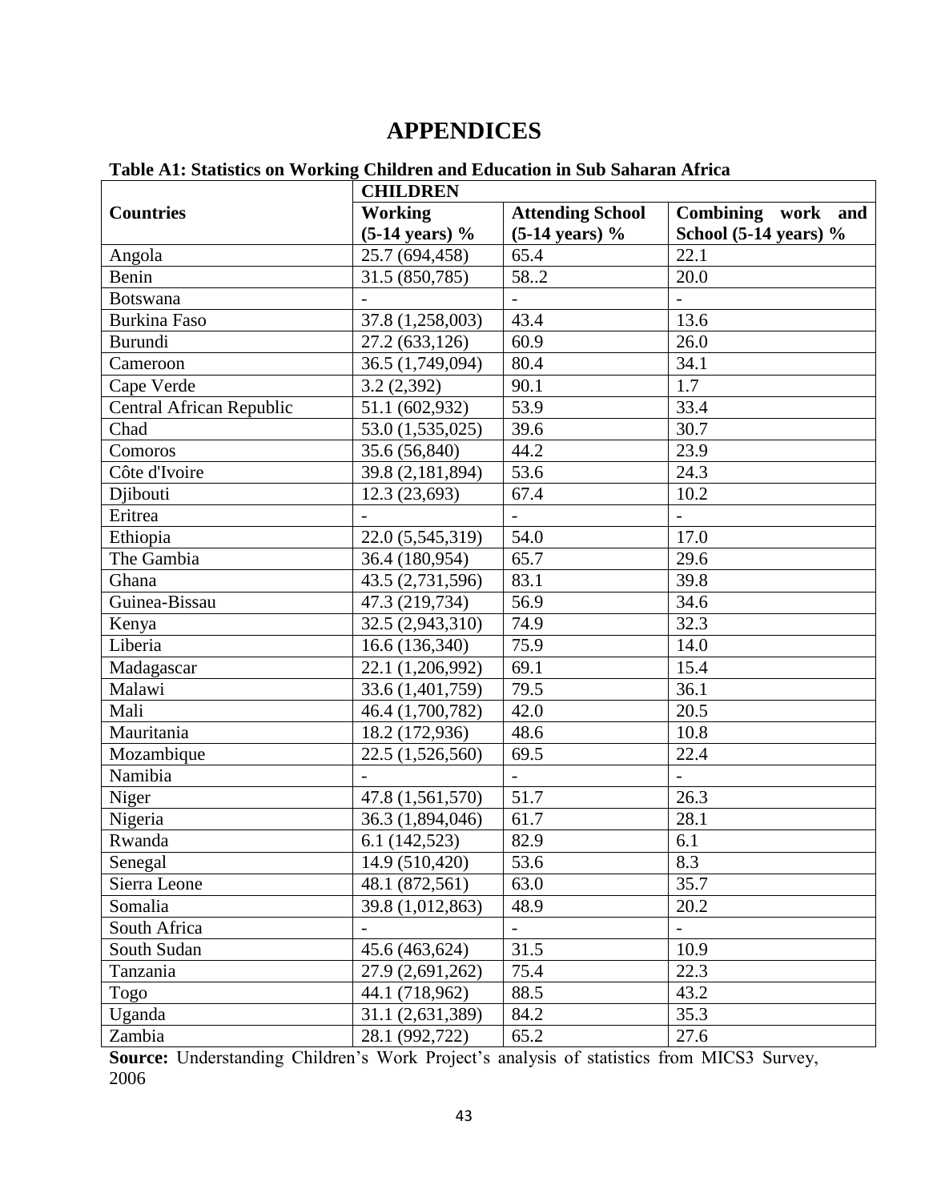# APPENDICES

**Table A1: Statistics on Working Children and Education in Sub Saharan Africa**

| Countries | CHILDREN | | |
|---|---|---|---|
| | **Working (5-14 years) %** | **Attending School (5-14 years) %** | **Combining work and School (5-14 years) %** |
| Angola | 25.7 (694,458) | 65.4 | 22.1 |
| Benin | 31.5 (850,785) | 58..2 | 20.0 |
| Botswana | - | - | - |
| Burkina Faso | 37.8 (1,258,003) | 43.4 | 13.6 |
| Burundi | 27.2 (633,126) | 60.9 | 26.0 |
| Cameroon | 36.5 (1,749,094) | 80.4 | 34.1 |
| Cape Verde | 3.2 (2,392) | 90.1 | 1.7 |
| Central African Republic | 51.1 (602,932) | 53.9 | 33.4 |
| Chad | 53.0 (1,535,025) | 39.6 | 30.7 |
| Comoros | 35.6 (56,840) | 44.2 | 23.9 |
| Côte d'Ivoire | 39.8 (2,181,894) | 53.6 | 24.3 |
| Djibouti | 12.3 (23,693) | 67.4 | 10.2 |
| Eritrea | - | - | - |
| Ethiopia | 22.0 (5,545,319) | 54.0 | 17.0 |
| The Gambia | 36.4 (180,954) | 65.7 | 29.6 |
| Ghana | 43.5 (2,731,596) | 83.1 | 39.8 |
| Guinea-Bissau | 47.3 (219,734) | 56.9 | 34.6 |
| Kenya | 32.5 (2,943,310) | 74.9 | 32.3 |
| Liberia | 16.6 (136,340) | 75.9 | 14.0 |
| Madagascar | 22.1 (1,206,992) | 69.1 | 15.4 |
| Malawi | 33.6 (1,401,759) | 79.5 | 36.1 |
| Mali | 46.4 (1,700,782) | 42.0 | 20.5 |
| Mauritania | 18.2 (172,936) | 48.6 | 10.8 |
| Mozambique | 22.5 (1,526,560) | 69.5 | 22.4 |
| Namibia | - | - | - |
| Niger | 47.8 (1,561,570) | 51.7 | 26.3 |
| Nigeria | 36.3 (1,894,046) | 61.7 | 28.1 |
| Rwanda | 6.1 (142,523) | 82.9 | 6.1 |
| Senegal | 14.9 (510,420) | 53.6 | 8.3 |
| Sierra Leone | 48.1 (872,561) | 63.0 | 35.7 |
| Somalia | 39.8 (1,012,863) | 48.9 | 20.2 |
| South Africa | - | - | - |
| South Sudan | 45.6 (463,624) | 31.5 | 10.9 |
| Tanzania | 27.9 (2,691,262) | 75.4 | 22.3 |
| Togo | 44.1 (718,962) | 88.5 | 43.2 |
| Uganda | 31.1 (2,631,389) | 84.2 | 35.3 |
| Zambia | 28.1 (992,722) | 65.2 | 27.6 |

**Source:** Understanding Children's Work Project's analysis of statistics from MICS3 Survey, 2006